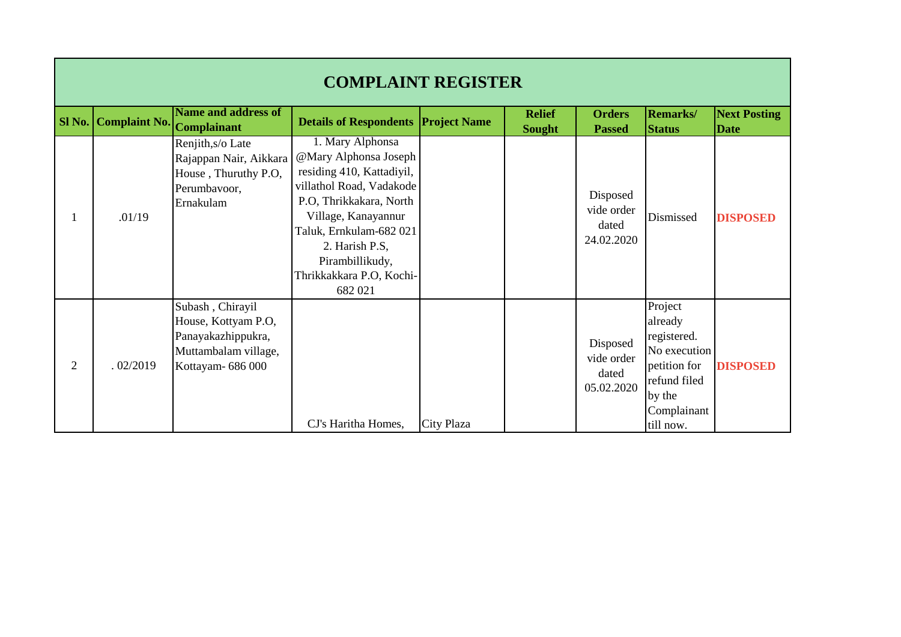# COMPLAINT REGISTER

| Sl No. | Complaint No. | Name and address of Complainant | Details of Respondents | Project Name | Relief Sought | Orders Passed | Remarks/ Status | Next Posting Date |
|---|---|---|---|---|---|---|---|---|
| 1 | .01/19 | Renjith,s/o Late Rajappan Nair, Aikkara House , Thuruthy P.O, Perumbavoor, Ernakulam | 1. Mary Alphonsa @Mary Alphonsa Joseph residing 410, Kattadiyil, villathol Road, Vadakode P.O, Thrikkakara, North Village, Kanayannur Taluk, Ernkulam-682 021 2. Harish P.S, Pirambillikudy, Thrikkakkara P.O, Kochi-682 021 | | | Disposed vide order dated 24.02.2020 | Dismissed | **DISPOSED** |
| 2 | . 02/2019 | Subash , Chirayil House, Kottyam P.O, Panayakazhippukra, Muttambalam village, Kottayam- 686 000 | CJ's Haritha Homes, | City Plaza | | Disposed vide order dated 05.02.2020 | Project already registered. No execution petition for refund filed by the Complainant till now. | **DISPOSED** |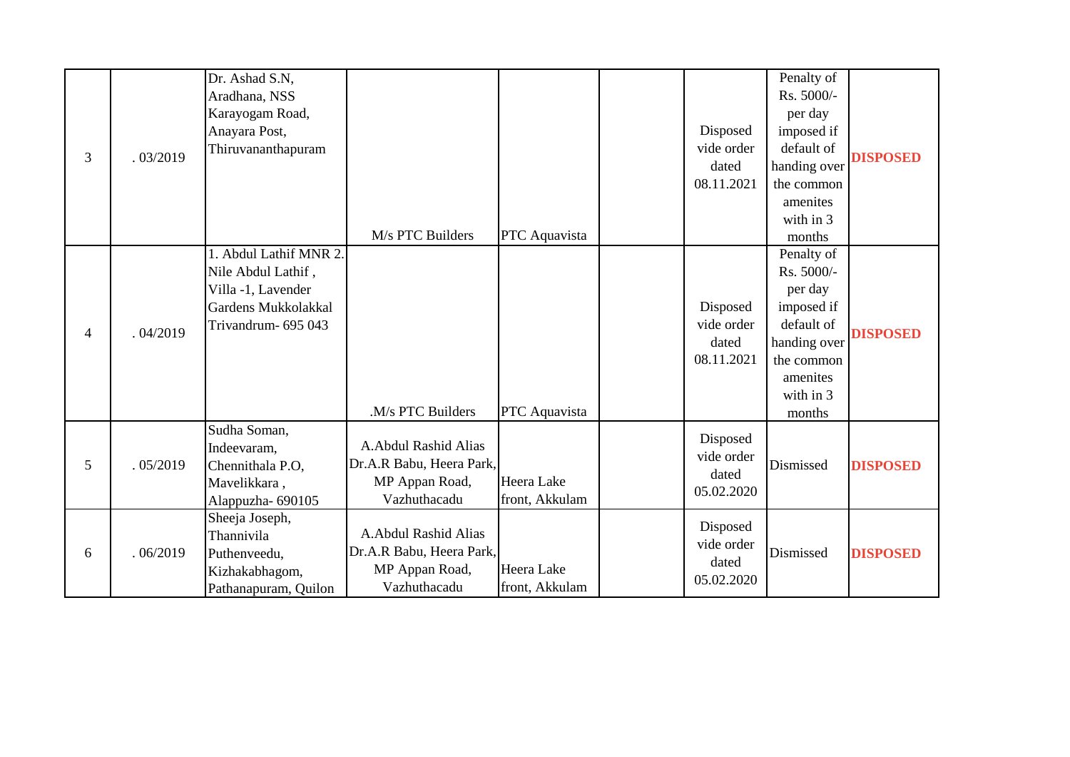| | | | | | | | | |
|---|---|---|---|---|---|---|---|---|
| 3 | . 03/2019 | Dr. Ashad S.N, Aradhana, NSS Karayogam Road, Anayara Post, Thiruvananthapuram | M/s PTC Builders | PTC Aquavista | | Disposed vide order dated 08.11.2021 | Penalty of Rs. 5000/- per day imposed if default of handing over the common amenites with in 3 months | **DISPOSED** |
| 4 | . 04/2019 | 1. Abdul Lathif MNR 2. Nile Abdul Lathif , Villa -1, Lavender Gardens Mukkolakkal Trivandrum- 695 043 | .M/s PTC Builders | PTC Aquavista | | Disposed vide order dated 08.11.2021 | Penalty of Rs. 5000/- per day imposed if default of handing over the common amenites with in 3 months | **DISPOSED** |
| 5 | . 05/2019 | Sudha Soman, Indeevaram, Chennithala P.O, Mavelikkara , Alappuzha- 690105 | A.Abdul Rashid Alias Dr.A.R Babu, Heera Park, MP Appan Road, Vazhuthacadu | Heera Lake front, Akkulam | | Disposed vide order dated 05.02.2020 | Dismissed | **DISPOSED** |
| 6 | . 06/2019 | Sheeja Joseph, Thannivila Puthenveedu, Kizhakabhagom, Pathanapuram, Quilon | A.Abdul Rashid Alias Dr.A.R Babu, Heera Park, MP Appan Road, Vazhuthacadu | Heera Lake front, Akkulam | | Disposed vide order dated 05.02.2020 | Dismissed | **DISPOSED** |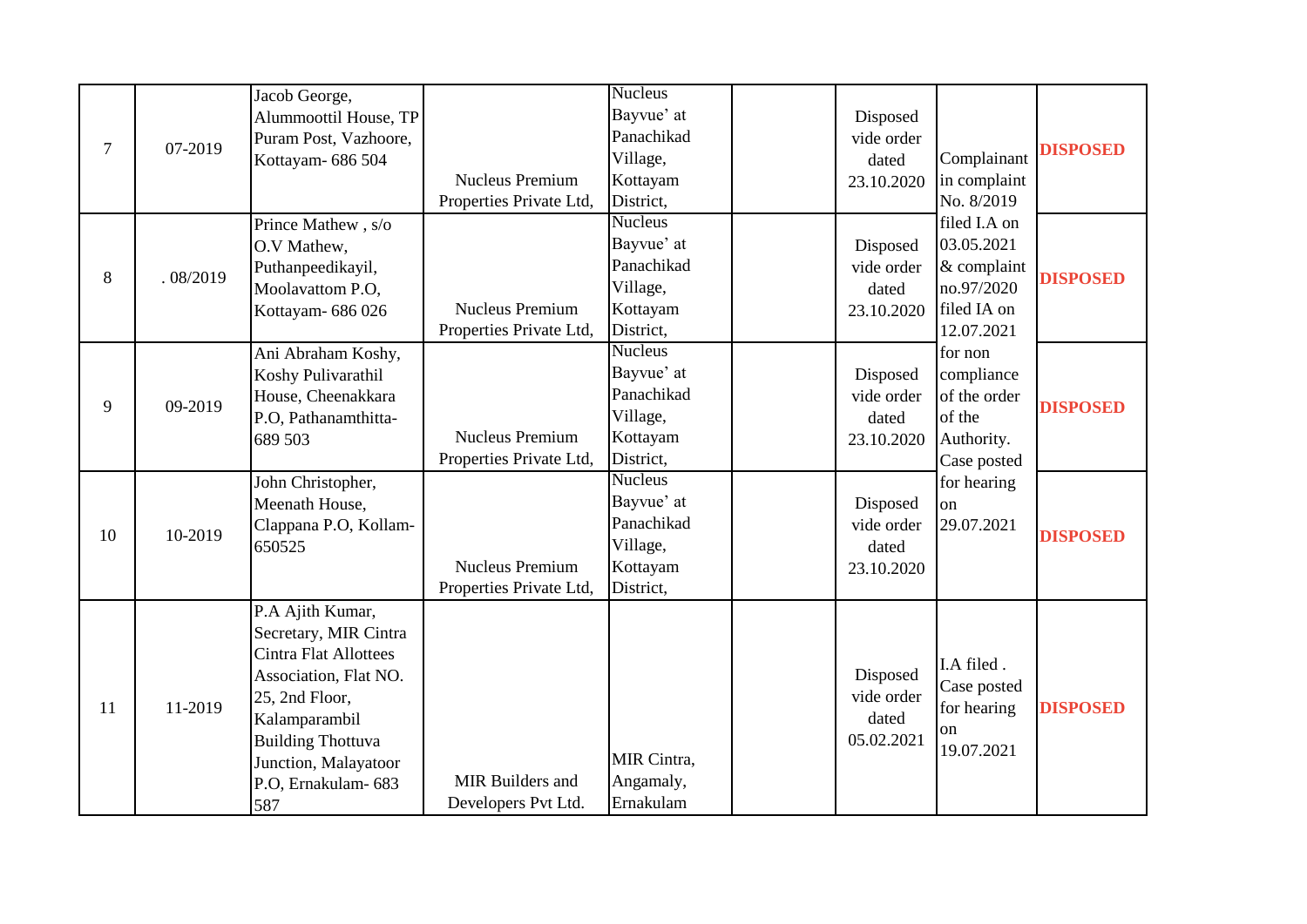| | | | | | | | | |
|---|---|---|---|---|---|---|---|---|
| 7 | 07-2019 | Jacob George, Alummoottil House, TP Puram Post, Vazhoore, Kottayam- 686 504 | Nucleus Premium Properties Private Ltd, | Nucleus Bayvue' at Panachikad Village, Kottayam District, | | Disposed vide order dated 23.10.2020 | Complainant in complaint No. 8/2019 filed I.A on 03.05.2021 & complaint no.97/2020 filed IA on 12.07.2021 for non compliance of the order of the Authority. Case posted for hearing on 29.07.2021 | **DISPOSED** |
| 8 | . 08/2019 | Prince Mathew , s/o O.V Mathew, Puthanpeedikayil, Moolavattom P.O, Kottayam- 686 026 | Nucleus Premium Properties Private Ltd, | Nucleus Bayvue' at Panachikad Village, Kottayam District, | | Disposed vide order dated 23.10.2020 | | **DISPOSED** |
| 9 | 09-2019 | Ani Abraham Koshy, Koshy Pulivarathil House, Cheenakkara P.O, Pathanamthitta- 689 503 | Nucleus Premium Properties Private Ltd, | Nucleus Bayvue' at Panachikad Village, Kottayam District, | | Disposed vide order dated 23.10.2020 | | **DISPOSED** |
| 10 | 10-2019 | John Christopher, Meenath House, Clappana P.O, Kollam-650525 | Nucleus Premium Properties Private Ltd, | Nucleus Bayvue' at Panachikad Village, Kottayam District, | | Disposed vide order dated 23.10.2020 | | **DISPOSED** |
| 11 | 11-2019 | P.A Ajith Kumar, Secretary, MIR Cintra Cintra Flat Allottees Association, Flat NO. 25, 2nd Floor, Kalamparambil Building Thottuva Junction, Malayatoor P.O, Ernakulam- 683 587 | MIR Builders and Developers Pvt Ltd. | MIR Cintra, Angamaly, Ernakulam | | Disposed vide order dated 05.02.2021 | I.A filed . Case posted for hearing on 19.07.2021 | **DISPOSED** |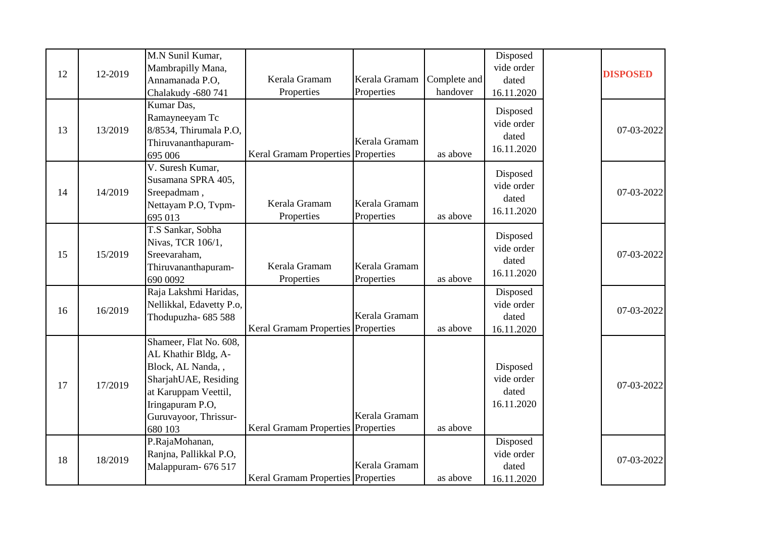| | | | | | | | | |
|---|---|---|---|---|---|---|---|---|
| 12 | 12-2019 | M.N Sunil Kumar, Mambrapilly Mana, Annamanada P.O, Chalakudy -680 741 | Kerala Gramam Properties | Kerala Gramam Properties | Complete and handover | Disposed vide order dated 16.11.2020 | | **DISPOSED** |
| 13 | 13/2019 | Kumar Das, Ramayneeyam Tc 8/8534, Thirumala P.O, Thiruvananthapuram-695 006 | Keral Gramam Properties | Kerala Gramam Properties | as above | Disposed vide order dated 16.11.2020 | | 07-03-2022 |
| 14 | 14/2019 | V. Suresh Kumar, Susamana SPRA 405, Sreepadmam , Nettayam P.O, Tvpm-695 013 | Kerala Gramam Properties | Kerala Gramam Properties | as above | Disposed vide order dated 16.11.2020 | | 07-03-2022 |
| 15 | 15/2019 | T.S Sankar, Sobha Nivas, TCR 106/1, Sreevaraham, Thiruvananthapuram-690 0092 | Kerala Gramam Properties | Kerala Gramam Properties | as above | Disposed vide order dated 16.11.2020 | | 07-03-2022 |
| 16 | 16/2019 | Raja Lakshmi Haridas, Nellikkal, Edavetty P.o, Thodupuzha- 685 588 | Keral Gramam Properties | Kerala Gramam Properties | as above | Disposed vide order dated 16.11.2020 | | 07-03-2022 |
| 17 | 17/2019 | Shameer, Flat No. 608, AL Khathir Bldg, A-Block, AL Nanda, , SharjahUAE, Residing at Karuppam Veettil, Iringapuram P.O, Guruvayoor, Thrissur-680 103 | Keral Gramam Properties | Kerala Gramam Properties | as above | Disposed vide order dated 16.11.2020 | | 07-03-2022 |
| 18 | 18/2019 | P.RajaMohanan, Ranjna, Pallikkal P.O, Malappuram- 676 517 | Keral Gramam Properties | Kerala Gramam Properties | as above | Disposed vide order dated 16.11.2020 | | 07-03-2022 |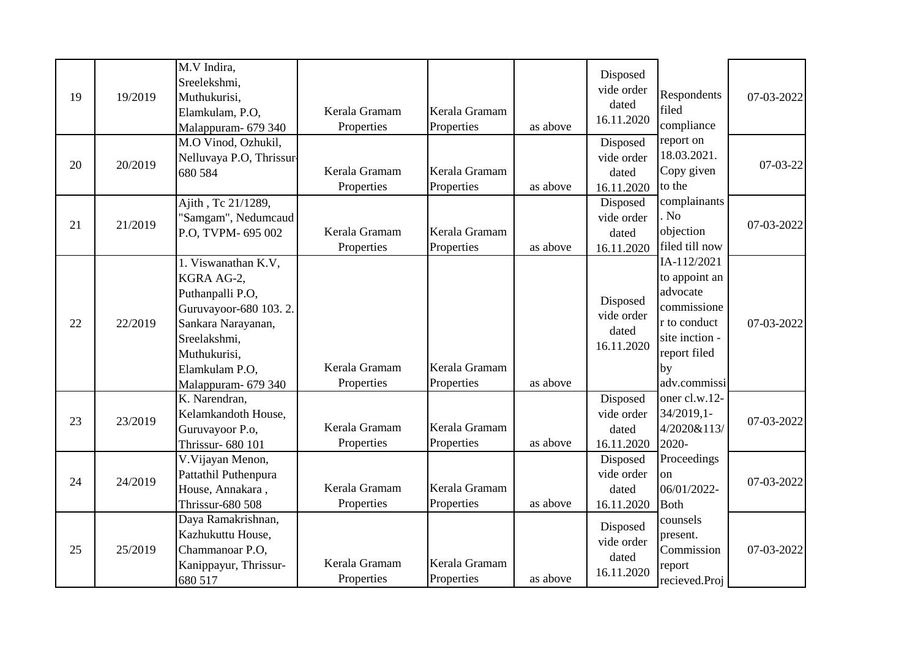| 19 | 19/2019 | M.V Indira, Sreelekshmi, Muthukurisi, Elamkulam, P.O, Malappuram- 679 340 | Kerala Gramam Properties | Kerala Gramam Properties | as above | Disposed vide order dated 16.11.2020 | Respondents filed compliance report on 18.03.2021. Copy given to the complainants . No objection filed till now | 07-03-2022 |
|---|---|---|---|---|---|---|---|---|
| 20 | 20/2019 | M.O Vinod, Ozhukil, Nelluvaya P.O, Thrissur-680 584 | Kerala Gramam Properties | Kerala Gramam Properties | as above | Disposed vide order dated 16.11.2020 | | 07-03-22 |
| 21 | 21/2019 | Ajith , Tc 21/1289, "Samgam", Nedumcaud P.O, TVPM- 695 002 | Kerala Gramam Properties | Kerala Gramam Properties | as above | Disposed vide order dated 16.11.2020 | | 07-03-2022 |
| 22 | 22/2019 | 1. Viswanathan K.V, KGRA AG-2, Puthanpalli P.O, Guruvayoor-680 103. 2. Sankara Narayanan, Sreelakshmi, Muthukurisi, Elamkulam P.O, Malappuram- 679 340 | Kerala Gramam Properties | Kerala Gramam Properties | as above | Disposed vide order dated 16.11.2020 | IA-112/2021 to appoint an advocate commissioner to conduct site inction - report filed by adv.commissioner cl.w.12-34/2019,1-4/2020&113/2020- Proceedings on 06/01/2022- Both counsels present. Commission report recieved.Proj | 07-03-2022 |
| 23 | 23/2019 | K. Narendran, Kelamkandoth House, Guruvayoor P.o, Thrissur- 680 101 | Kerala Gramam Properties | Kerala Gramam Properties | as above | Disposed vide order dated 16.11.2020 | | 07-03-2022 |
| 24 | 24/2019 | V.Vijayan Menon, Pattathil Puthenpura House, Annakara , Thrissur-680 508 | Kerala Gramam Properties | Kerala Gramam Properties | as above | Disposed vide order dated 16.11.2020 | | 07-03-2022 |
| 25 | 25/2019 | Daya Ramakrishnan, Kazhukuttu House, Chammanoar P.O, Kanippayur, Thrissur-680 517 | Kerala Gramam Properties | Kerala Gramam Properties | as above | Disposed vide order dated 16.11.2020 | | 07-03-2022 |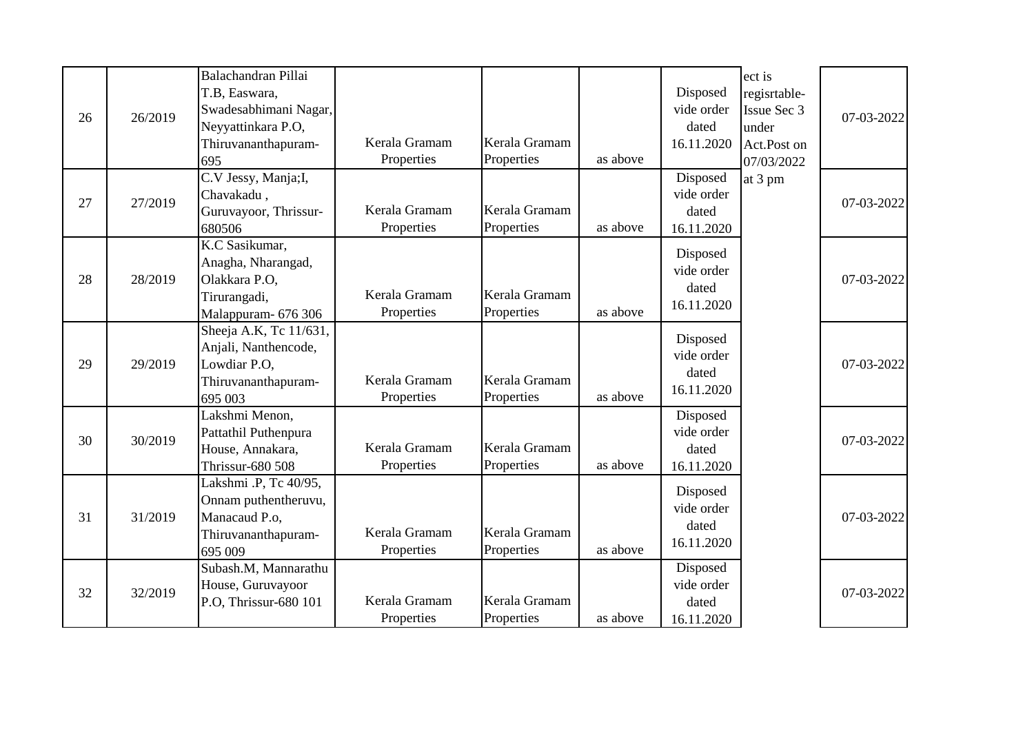| 26 | 26/2019 | Balachandran Pillai T.B, Easwara, Swadesabhimani Nagar, Neyyattinkara P.O, Thiruvananthapuram-695 | Kerala Gramam Properties | Kerala Gramam Properties | as above | Disposed vide order dated 16.11.2020 | ect is regisrtable-Issue Sec 3 under Act.Post on 07/03/2022 at 3 pm | 07-03-2022 |
|---|---|---|---|---|---|---|---|---|
| 27 | 27/2019 | C.V Jessy, Manja;I, Chavakadu , Guruvayoor, Thrissur-680506 | Kerala Gramam Properties | Kerala Gramam Properties | as above | Disposed vide order dated 16.11.2020 | | 07-03-2022 |
| 28 | 28/2019 | K.C Sasikumar, Anagha, Nharangad, Olakkara P.O, Tirurangadi, Malappuram- 676 306 | Kerala Gramam Properties | Kerala Gramam Properties | as above | Disposed vide order dated 16.11.2020 | | 07-03-2022 |
| 29 | 29/2019 | Sheeja A.K, Tc 11/631, Anjali, Nanthencode, Lowdiar P.O, Thiruvananthapuram-695 003 | Kerala Gramam Properties | Kerala Gramam Properties | as above | Disposed vide order dated 16.11.2020 | | 07-03-2022 |
| 30 | 30/2019 | Lakshmi Menon, Pattathil Puthenpura House, Annakara, Thrissur-680 508 | Kerala Gramam Properties | Kerala Gramam Properties | as above | Disposed vide order dated 16.11.2020 | | 07-03-2022 |
| 31 | 31/2019 | Lakshmi .P, Tc 40/95, Onnam puthentheruvu, Manacaud P.o, Thiruvananthapuram-695 009 | Kerala Gramam Properties | Kerala Gramam Properties | as above | Disposed vide order dated 16.11.2020 | | 07-03-2022 |
| 32 | 32/2019 | Subash.M, Mannarathu House, Guruvayoor P.O, Thrissur-680 101 | Kerala Gramam Properties | Kerala Gramam Properties | as above | Disposed vide order dated 16.11.2020 | | 07-03-2022 |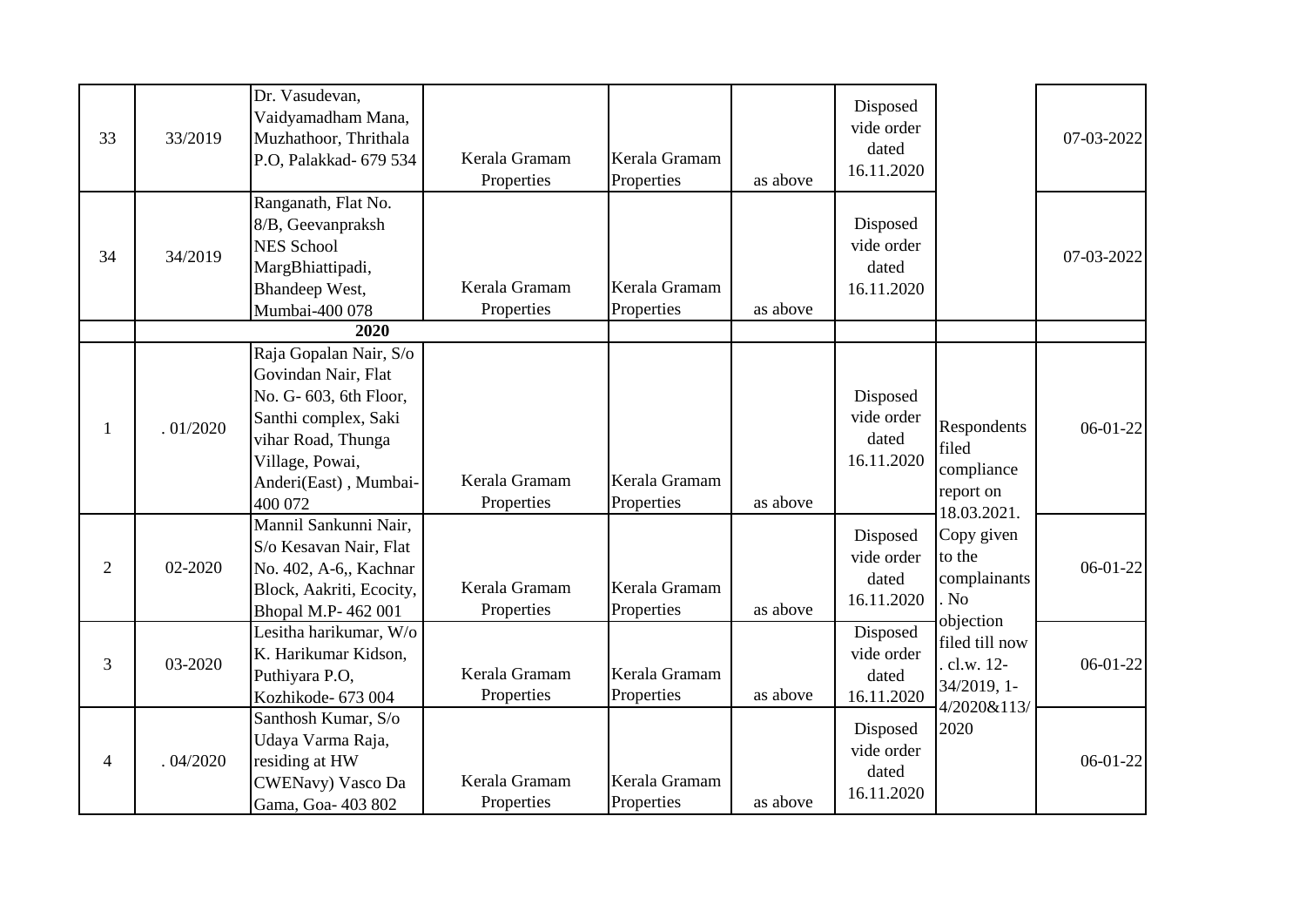| | | | | | | | | |
|---|---|---|---|---|---|---|---|---|
| 33 | 33/2019 | Dr. Vasudevan, Vaidyamadham Mana, Muzhathoor, Thrithala P.O, Palakkad- 679 534 | Kerala Gramam Properties | Kerala Gramam Properties | as above | Disposed vide order dated 16.11.2020 | | 07-03-2022 |
| 34 | 34/2019 | Ranganath, Flat No. 8/B, Geevanpraksh NES School MargBhiattipadi, Bhandeep West, Mumbai-400 078 | Kerala Gramam Properties | Kerala Gramam Properties | as above | Disposed vide order dated 16.11.2020 | | 07-03-2022 |
| | | **2020** | | | | | | |
| 1 | . 01/2020 | Raja Gopalan Nair, S/o Govindan Nair, Flat No. G- 603, 6th Floor, Santhi complex, Saki vihar Road, Thunga Village, Powai, Anderi(East) , Mumbai-400 072 | Kerala Gramam Properties | Kerala Gramam Properties | as above | Disposed vide order dated 16.11.2020 | Respondents filed compliance report on 18.03.2021. Copy given to the complainants . No objection filed till now . cl.w. 12-34/2019, 1-4/2020&113/ 2020 | 06-01-22 |
| 2 | 02-2020 | Mannil Sankunni Nair, S/o Kesavan Nair, Flat No. 402, A-6,, Kachnar Block, Aakriti, Ecocity, Bhopal M.P- 462 001 | Kerala Gramam Properties | Kerala Gramam Properties | as above | Disposed vide order dated 16.11.2020 | | 06-01-22 |
| 3 | 03-2020 | Lesitha harikumar, W/o K. Harikumar Kidson, Puthiyara P.O, Kozhikode- 673 004 | Kerala Gramam Properties | Kerala Gramam Properties | as above | Disposed vide order dated 16.11.2020 | | 06-01-22 |
| 4 | . 04/2020 | Santhosh Kumar, S/o Udaya Varma Raja, residing at HW CWENavy) Vasco Da Gama, Goa- 403 802 | Kerala Gramam Properties | Kerala Gramam Properties | as above | Disposed vide order dated 16.11.2020 | | 06-01-22 |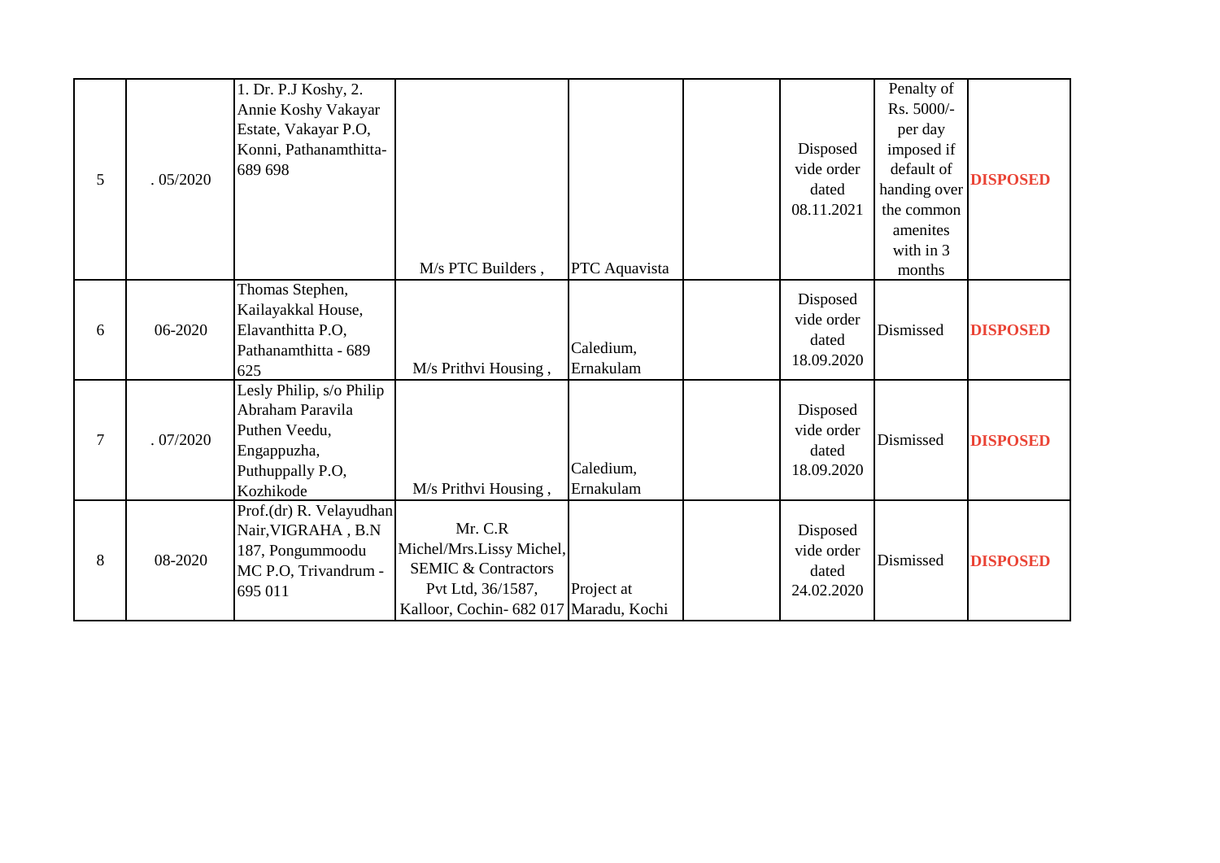| | | | | | | | | |
|---|---|---|---|---|---|---|---|---|
| 5 | . 05/2020 | 1. Dr. P.J Koshy, 2. Annie Koshy Vakayar Estate, Vakayar P.O, Konni, Pathanamthitta- 689 698 | M/s PTC Builders , | PTC Aquavista | | Disposed vide order dated 08.11.2021 | Penalty of Rs. 5000/- per day imposed if default of handing over the common amenites with in 3 months | **DISPOSED** |
| 6 | 06-2020 | Thomas Stephen, Kailayakkal House, Elavanthitta P.O, Pathanamthitta - 689 625 | M/s Prithvi Housing , | Caledium, Ernakulam | | Disposed vide order dated 18.09.2020 | Dismissed | **DISPOSED** |
| 7 | . 07/2020 | Lesly Philip, s/o Philip Abraham Paravila Puthen Veedu, Engappuzha, Puthuppally P.O, Kozhikode | M/s Prithvi Housing , | Caledium, Ernakulam | | Disposed vide order dated 18.09.2020 | Dismissed | **DISPOSED** |
| 8 | 08-2020 | Prof.(dr) R. Velayudhan Nair,VIGRAHA , B.N 187, Pongummoodu MC P.O, Trivandrum - 695 011 | Mr. C.R Michel/Mrs.Lissy Michel, SEMIC & Contractors Pvt Ltd, 36/1587, Kalloor, Cochin- 682 017 | Project at Maradu, Kochi | | Disposed vide order dated 24.02.2020 | Dismissed | **DISPOSED** |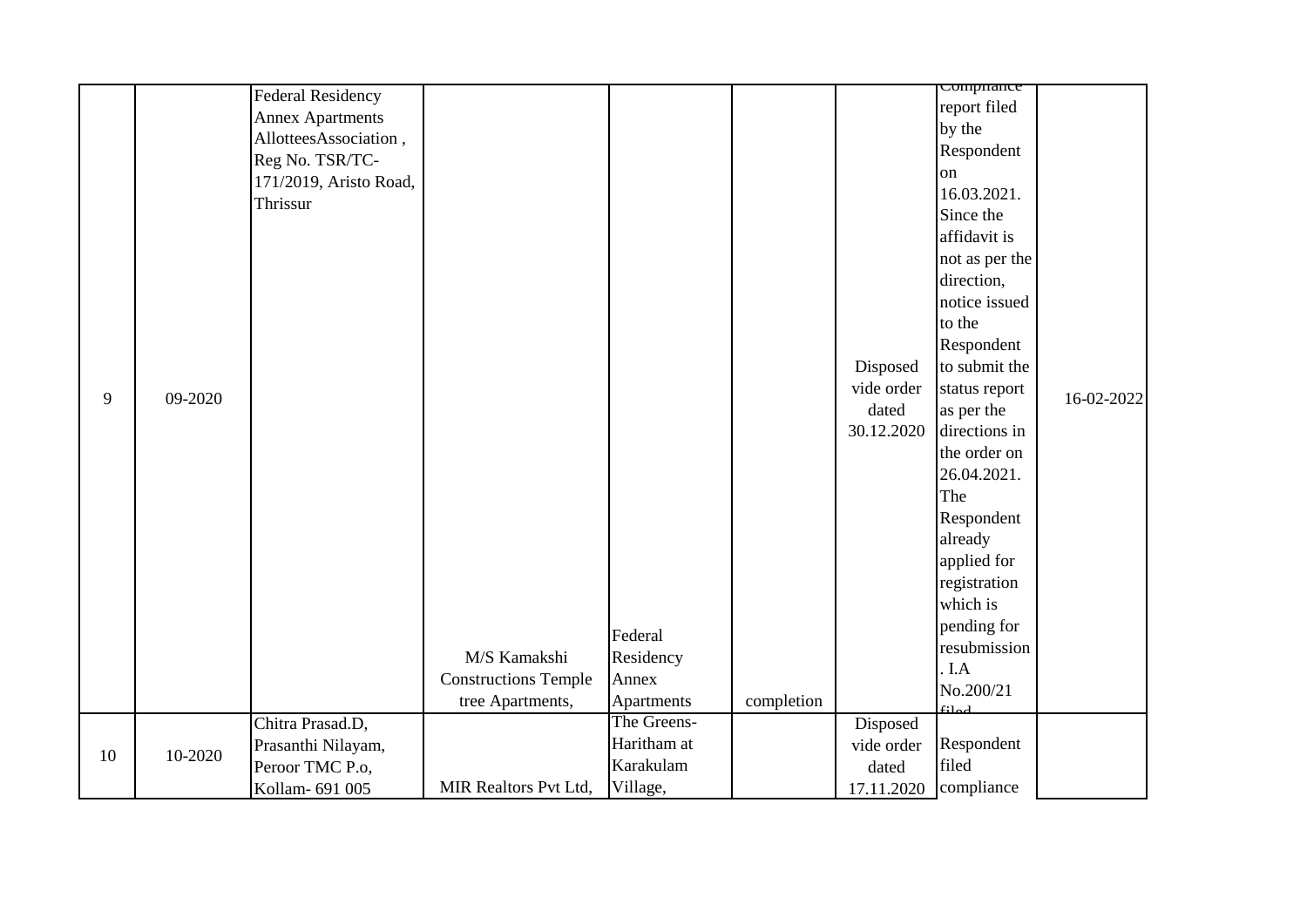| | | | | | | | | |
|---|---|---|---|---|---|---|---|---|
| 9 | 09-2020 | Federal Residency Annex Apartments AllotteesAssociation , Reg No. TSR/TC-171/2019, Aristo Road, Thrissur | M/S Kamakshi Constructions Temple tree Apartments, | Federal Residency Annex Apartments | completion | Disposed vide order dated 30.12.2020 | Compliance report filed by the Respondent on 16.03.2021. Since the affidavit is not as per the direction, notice issued to the Respondent to submit the status report as per the directions in the order on 26.04.2021. The Respondent already applied for registration which is pending for resubmission . I.A No.200/21 filed | 16-02-2022 |
| 10 | 10-2020 | Chitra Prasad.D, Prasanthi Nilayam, Peroor TMC P.o, Kollam- 691 005 | MIR Realtors Pvt Ltd, | The Greens- Haritham at Karakulam Village, | | Disposed vide order dated 17.11.2020 | Respondent filed compliance | |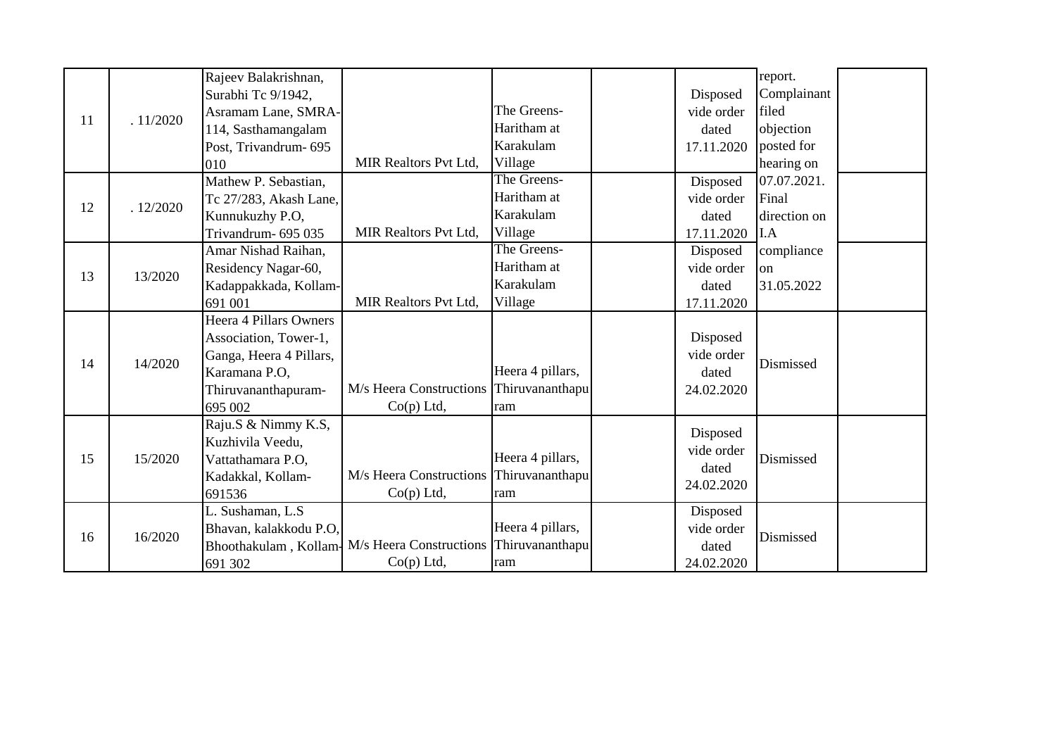| 11 | . 11/2020 | Rajeev Balakrishnan, Surabhi Tc 9/1942, Asramam Lane, SMRA-114, Sasthamangalam Post, Trivandrum- 695 010 | MIR Realtors Pvt Ltd, | The Greens-Haritham at Karakulam Village | | Disposed vide order dated 17.11.2020 | report. Complainant filed objection posted for hearing on 07.07.2021. Final direction on I.A compliance on 31.05.2022 | |
|---|---|---|---|---|---|---|---|---|
| 12 | . 12/2020 | Mathew P. Sebastian, Tc 27/283, Akash Lane, Kunnukuzhy P.O, Trivandrum- 695 035 | MIR Realtors Pvt Ltd, | The Greens-Haritham at Karakulam Village | | Disposed vide order dated 17.11.2020 | | |
| 13 | 13/2020 | Amar Nishad Raihan, Residency Nagar-60, Kadappakkada, Kollam-691 001 | MIR Realtors Pvt Ltd, | The Greens-Haritham at Karakulam Village | | Disposed vide order dated 17.11.2020 | | |
| 14 | 14/2020 | Heera 4 Pillars Owners Association, Tower-1, Ganga, Heera 4 Pillars, Karamana P.O, Thiruvananthapuram-695 002 | M/s Heera Constructions Co(p) Ltd, | Heera 4 pillars, Thiruvananthapuram | | Disposed vide order dated 24.02.2020 | Dismissed | |
| 15 | 15/2020 | Raju.S & Nimmy K.S, Kuzhivila Veedu, Vattathamara P.O, Kadakkal, Kollam-691536 | M/s Heera Constructions Co(p) Ltd, | Heera 4 pillars, Thiruvananthapuram | | Disposed vide order dated 24.02.2020 | Dismissed | |
| 16 | 16/2020 | L. Sushaman, L.S Bhavan, kalakkodu P.O, Bhoothakulam , Kollam-691 302 | M/s Heera Constructions Co(p) Ltd, | Heera 4 pillars, Thiruvananthapuram | | Disposed vide order dated 24.02.2020 | Dismissed | |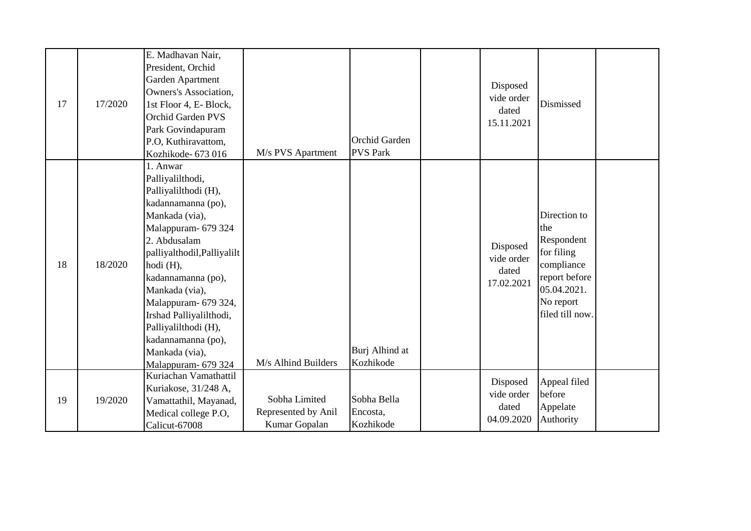| 17 | 17/2020 | E. Madhavan Nair, President, Orchid Garden Apartment Owners's Association, 1st Floor 4, E- Block, Orchid Garden PVS Park Govindapuram P.O, Kuthiravattom, Kozhikode- 673 016 | M/s PVS Apartment | Orchid Garden PVS Park | | Disposed vide order dated 15.11.2021 | Dismissed | |
|---|---|---|---|---|---|---|---|---|
| 18 | 18/2020 | 1. Anwar Palliyalilthodi, Palliyalilthodi (H), kadannamanna (po), Mankada (via), Malappuram- 679 324 2. Abdusalam palliyalthodil,Palliyalilthodi (H), kadannamanna (po), Mankada (via), Malappuram- 679 324, Irshad Palliyalilthodi, Palliyalilthodi (H), kadannamanna (po), Mankada (via), Malappuram- 679 324 | M/s Alhind Builders | Burj Alhind at Kozhikode | | Disposed vide order dated 17.02.2021 | Direction to the Respondent for filing compliance report before 05.04.2021. No report filed till now. | |
| 19 | 19/2020 | Kuriachan Vamathattil Kuriakose, 31/248 A, Vamattathil, Mayanad, Medical college P.O, Calicut-67008 | Sobha Limited Represented by Anil Kumar Gopalan | Sobha Bella Encosta, Kozhikode | | Disposed vide order dated 04.09.2020 | Appeal filed before Appelate Authority | |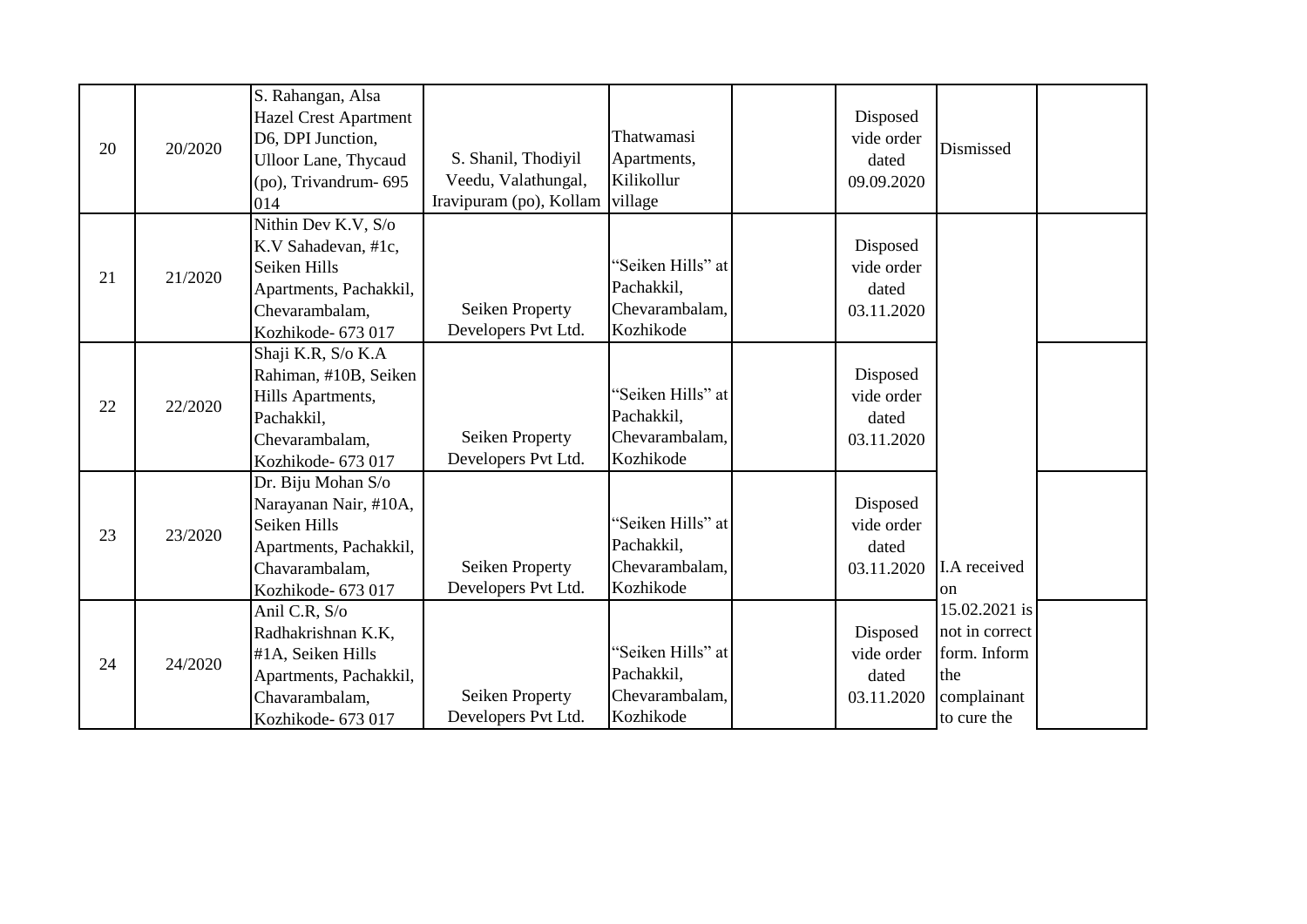| | | | | | | | | |
|---|---|---|---|---|---|---|---|---|
| 20 | 20/2020 | S. Rahangan, Alsa Hazel Crest Apartment D6, DPI Junction, Ulloor Lane, Thycaud (po), Trivandrum- 695 014 | S. Shanil, Thodiyil Veedu, Valathungal, Iravipuram (po), Kollam | Thatwamasi Apartments, Kilikollur village | | Disposed vide order dated 09.09.2020 | Dismissed | |
| 21 | 21/2020 | Nithin Dev K.V, S/o K.V Sahadevan, #1c, Seiken Hills Apartments, Pachakkil, Chevarambalam, Kozhikode- 673 017 | Seiken Property Developers Pvt Ltd. | "Seiken Hills" at Pachakkil, Chevarambalam, Kozhikode | | Disposed vide order dated 03.11.2020 | I.A received on 15.02.2021 is not in correct form. Inform the complainant to cure the | |
| 22 | 22/2020 | Shaji K.R, S/o K.A Rahiman, #10B, Seiken Hills Apartments, Pachakkil, Chevarambalam, Kozhikode- 673 017 | Seiken Property Developers Pvt Ltd. | "Seiken Hills" at Pachakkil, Chevarambalam, Kozhikode | | Disposed vide order dated 03.11.2020 | | |
| 23 | 23/2020 | Dr. Biju Mohan S/o Narayanan Nair, #10A, Seiken Hills Apartments, Pachakkil, Chavarambalam, Kozhikode- 673 017 | Seiken Property Developers Pvt Ltd. | "Seiken Hills" at Pachakkil, Chevarambalam, Kozhikode | | Disposed vide order dated 03.11.2020 | | |
| 24 | 24/2020 | Anil C.R, S/o Radhakrishnan K.K, #1A, Seiken Hills Apartments, Pachakkil, Chavarambalam, Kozhikode- 673 017 | Seiken Property Developers Pvt Ltd. | "Seiken Hills" at Pachakkil, Chevarambalam, Kozhikode | | Disposed vide order dated 03.11.2020 | | |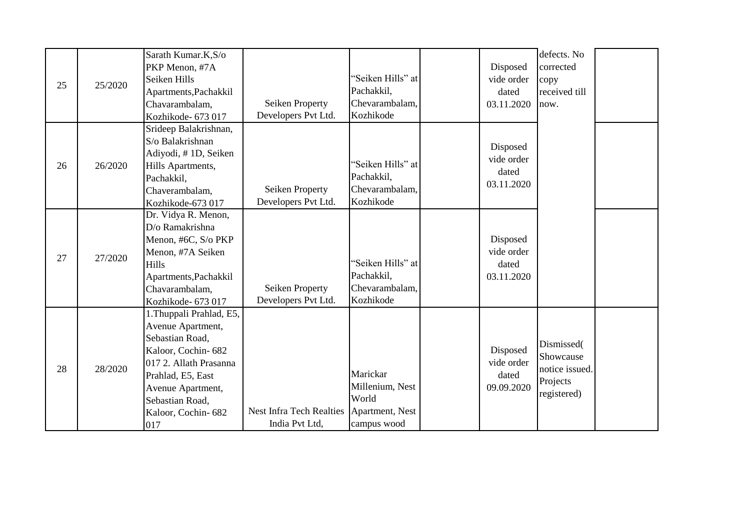| | | | | | | | | |
|---|---|---|---|---|---|---|---|---|
| 25 | 25/2020 | Sarath Kumar.K,S/o PKP Menon, #7A Seiken Hills Apartments,Pachakkil Chavarambalam, Kozhikode- 673 017 | Seiken Property Developers Pvt Ltd. | "Seiken Hills" at Pachakkil, Chevarambalam, Kozhikode | | Disposed vide order dated 03.11.2020 | defects. No corrected copy received till now. | |
| 26 | 26/2020 | Srideep Balakrishnan, S/o Balakrishnan Adiyodi, # 1D, Seiken Hills Apartments, Pachakkil, Chaverambalam, Kozhikode-673 017 | Seiken Property Developers Pvt Ltd. | "Seiken Hills" at Pachakkil, Chevarambalam, Kozhikode | | Disposed vide order dated 03.11.2020 | | |
| 27 | 27/2020 | Dr. Vidya R. Menon, D/o Ramakrishna Menon, #6C, S/o PKP Menon, #7A Seiken Hills Apartments,Pachakkil Chavarambalam, Kozhikode- 673 017 | Seiken Property Developers Pvt Ltd. | "Seiken Hills" at Pachakkil, Chevarambalam, Kozhikode | | Disposed vide order dated 03.11.2020 | | |
| 28 | 28/2020 | 1.Thuppali Prahlad, E5, Avenue Apartment, Sebastian Road, Kaloor, Cochin- 682 017 2. Allath Prasanna Prahlad, E5, East Avenue Apartment, Sebastian Road, Kaloor, Cochin- 682 017 | Nest Infra Tech Realties India Pvt Ltd, | Marickar Millenium, Nest World Apartment, Nest campus wood | | Disposed vide order dated 09.09.2020 | Dismissed( Showcause notice issued. Projects registered) | |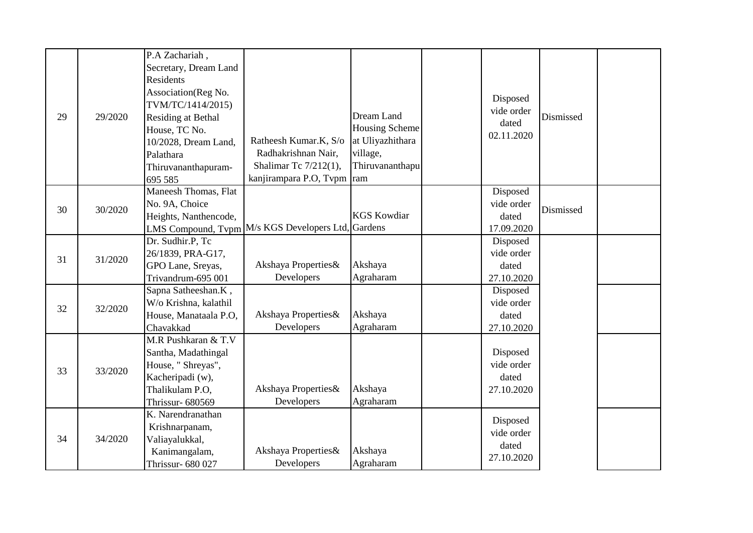| 29 | 29/2020 | P.A Zachariah , Secretary, Dream Land Residents Association(Reg No. TVM/TC/1414/2015) Residing at Bethal House, TC No. 10/2028, Dream Land, Palathara Thiruvananthapuram-695 585 | Ratheesh Kumar.K, S/o Radhakrishnan Nair, Shalimar Tc 7/212(1), kanjirampara P.O, Tvpm | Dream Land Housing Scheme at Uliyazhithara village, Thiruvananthapuram | | Disposed vide order dated 02.11.2020 | Dismissed | |
|---|---|---|---|---|---|---|---|---|
| 30 | 30/2020 | Maneesh Thomas, Flat No. 9A, Choice Heights, Nanthencode, LMS Compound, Tvpm | M/s KGS Developers Ltd, | KGS Kowdiar Gardens | | Disposed vide order dated 17.09.2020 | Dismissed | |
| 31 | 31/2020 | Dr. Sudhir.P, Tc 26/1839, PRA-G17, GPO Lane, Sreyas, Trivandrum-695 001 | Akshaya Properties& Developers | Akshaya Agraharam | | Disposed vide order dated 27.10.2020 | | |
| 32 | 32/2020 | Sapna Satheeshan.K , W/o Krishna, kalathil House, Manataala P.O, Chavakkad | Akshaya Properties& Developers | Akshaya Agraharam | | Disposed vide order dated 27.10.2020 | | |
| 33 | 33/2020 | M.R Pushkaran & T.V Santha, Madathingal House, " Shreyas", Kacheripadi (w), Thalikulam P.O, Thrissur- 680569 | Akshaya Properties& Developers | Akshaya Agraharam | | Disposed vide order dated 27.10.2020 | | |
| 34 | 34/2020 | K. Narendranathan Krishnarpanam, Valiayalukkal, Kanimangalam, Thrissur- 680 027 | Akshaya Properties& Developers | Akshaya Agraharam | | Disposed vide order dated 27.10.2020 | | |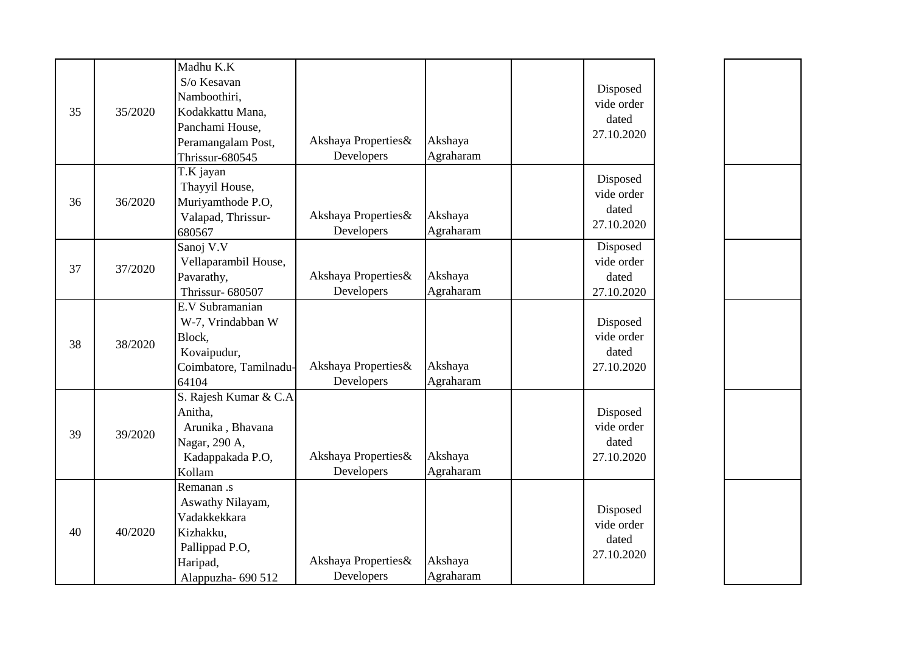| | | | | | | | |
|---|---|---|---|---|---|---|---|
| 35 | 35/2020 | Madhu K.K S/o Kesavan Namboothiri, Kodakkattu Mana, Panchami House, Peramangalam Post, Thrissur-680545 | Akshaya Properties& Developers | Akshaya Agraharam | | Disposed vide order dated 27.10.2020 | |
| 36 | 36/2020 | T.K jayan Thayyil House, Muriyamthode P.O, Valapad, Thrissur-680567 | Akshaya Properties& Developers | Akshaya Agraharam | | Disposed vide order dated 27.10.2020 | |
| 37 | 37/2020 | Sanoj V.V Vellaparambil House, Pavarathy, Thrissur- 680507 | Akshaya Properties& Developers | Akshaya Agraharam | | Disposed vide order dated 27.10.2020 | |
| 38 | 38/2020 | E.V Subramanian W-7, Vrindabban W Block, Kovaipudur, Coimbatore, Tamilnadu-64104 | Akshaya Properties& Developers | Akshaya Agraharam | | Disposed vide order dated 27.10.2020 | |
| 39 | 39/2020 | S. Rajesh Kumar & C.A Anitha, Arunika , Bhavana Nagar, 290 A, Kadappakada P.O, Kollam | Akshaya Properties& Developers | Akshaya Agraharam | | Disposed vide order dated 27.10.2020 | |
| 40 | 40/2020 | Remanan .s Aswathy Nilayam, Vadakkekkara Kizhakku, Pallippad P.O, Haripad, Alappuzha- 690 512 | Akshaya Properties& Developers | Akshaya Agraharam | | Disposed vide order dated 27.10.2020 | |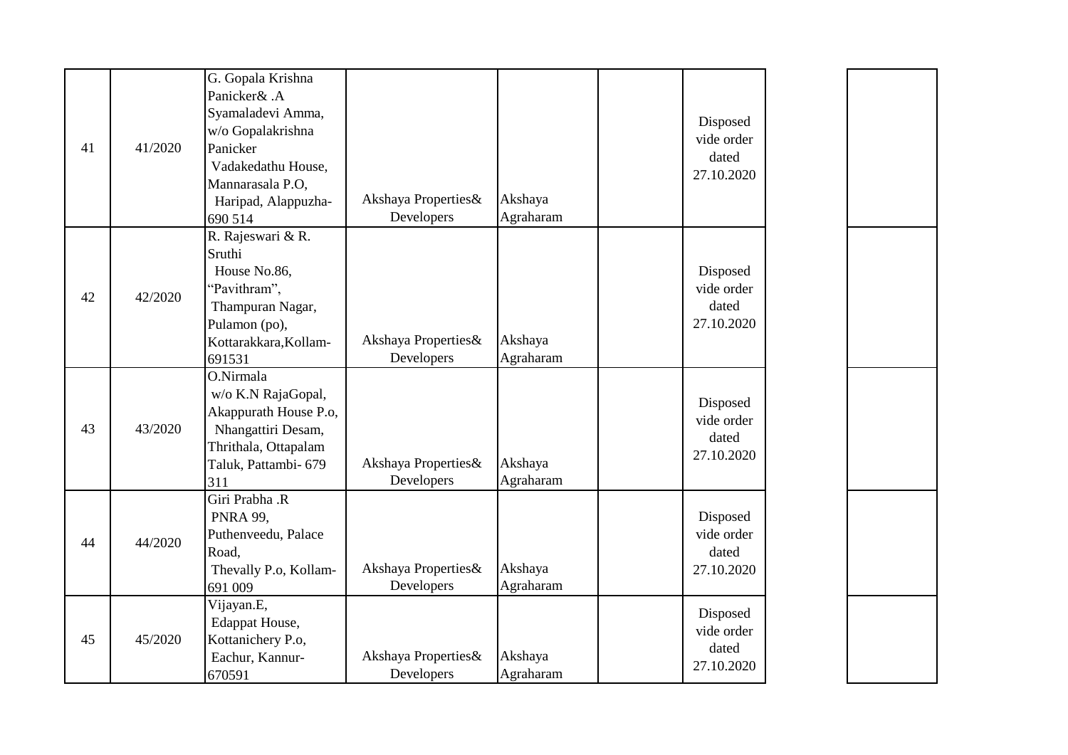| | | | | | | | |
|---|---|---|---|---|---|---|---|
| 41 | 41/2020 | G. Gopala Krishna Panicker& .A Syamaladevi Amma, w/o Gopalakrishna Panicker Vadakedathu House, Mannarasala P.O, Haripad, Alappuzha-690 514 | Akshaya Properties& Developers | Akshaya Agraharam | | Disposed vide order dated 27.10.2020 | |
| 42 | 42/2020 | R. Rajeswari & R. Sruthi House No.86, "Pavithram", Thampuran Nagar, Pulamon (po), Kottarakkara,Kollam-691531 | Akshaya Properties& Developers | Akshaya Agraharam | | Disposed vide order dated 27.10.2020 | |
| 43 | 43/2020 | O.Nirmala w/o K.N RajaGopal, Akappurath House P.o, Nhangattiri Desam, Thrithala, Ottapalam Taluk, Pattambi- 679 311 | Akshaya Properties& Developers | Akshaya Agraharam | | Disposed vide order dated 27.10.2020 | |
| 44 | 44/2020 | Giri Prabha .R PNRA 99, Puthenveedu, Palace Road, Thevally P.o, Kollam-691 009 | Akshaya Properties& Developers | Akshaya Agraharam | | Disposed vide order dated 27.10.2020 | |
| 45 | 45/2020 | Vijayan.E, Edappat House, Kottanichery P.o, Eachur, Kannur-670591 | Akshaya Properties& Developers | Akshaya Agraharam | | Disposed vide order dated 27.10.2020 | |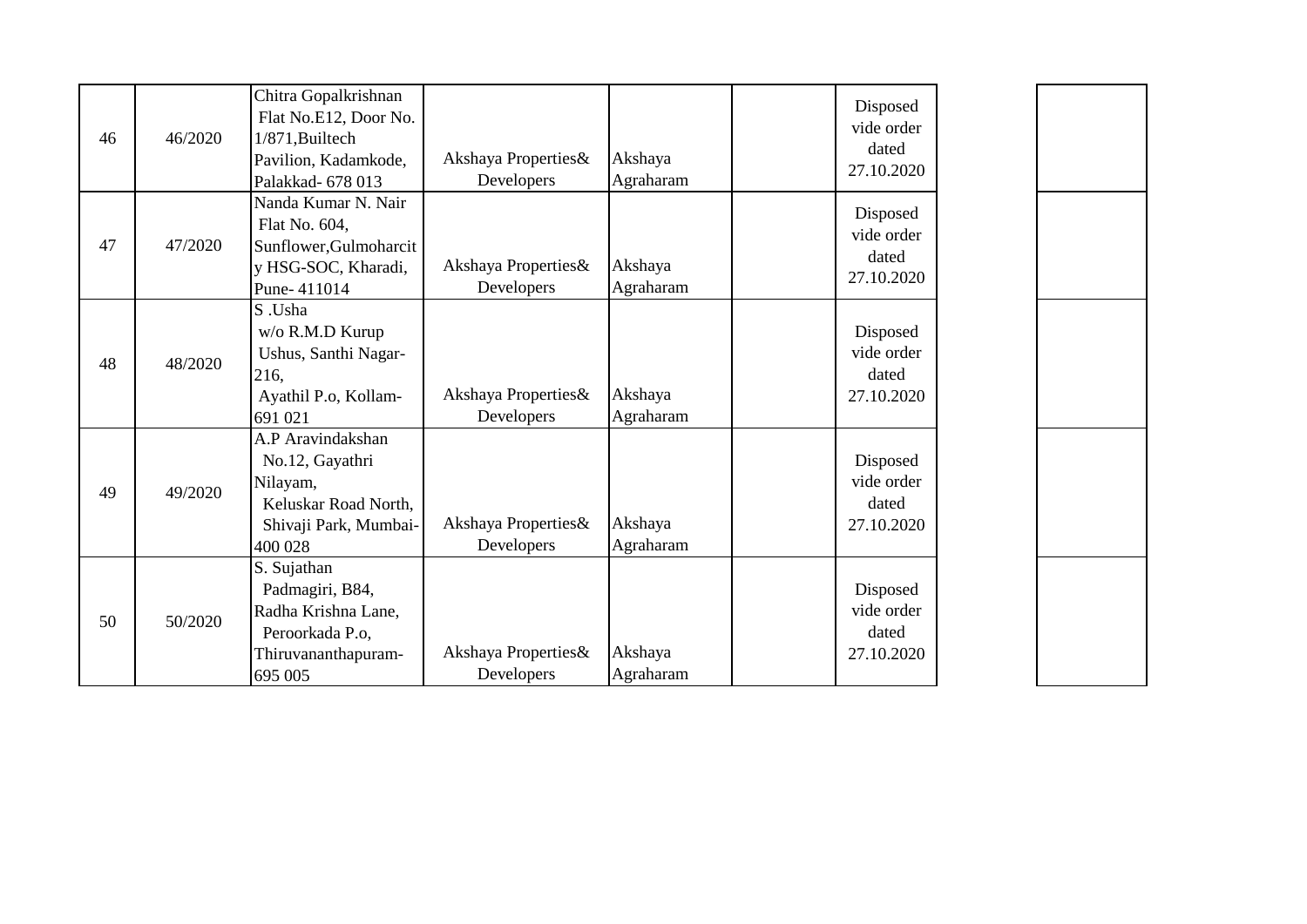| | | | | | | | |
|---|---|---|---|---|---|---|---|
| 46 | 46/2020 | Chitra Gopalkrishnan Flat No.E12, Door No. 1/871,Builtech Pavilion, Kadamkode, Palakkad- 678 013 | Akshaya Properties& Developers | Akshaya Agraharam | | Disposed vide order dated 27.10.2020 | |
| 47 | 47/2020 | Nanda Kumar N. Nair Flat No. 604, Sunflower,Gulmoharcity HSG-SOC, Kharadi, Pune- 411014 | Akshaya Properties& Developers | Akshaya Agraharam | | Disposed vide order dated 27.10.2020 | |
| 48 | 48/2020 | S .Usha w/o R.M.D Kurup Ushus, Santhi Nagar-216, Ayathil P.o, Kollam-691 021 | Akshaya Properties& Developers | Akshaya Agraharam | | Disposed vide order dated 27.10.2020 | |
| 49 | 49/2020 | A.P Aravindakshan No.12, Gayathri Nilayam, Keluskar Road North, Shivaji Park, Mumbai-400 028 | Akshaya Properties& Developers | Akshaya Agraharam | | Disposed vide order dated 27.10.2020 | |
| 50 | 50/2020 | S. Sujathan Padmagiri, B84, Radha Krishna Lane, Peroorkada P.o, Thiruvananthapuram-695 005 | Akshaya Properties& Developers | Akshaya Agraharam | | Disposed vide order dated 27.10.2020 | |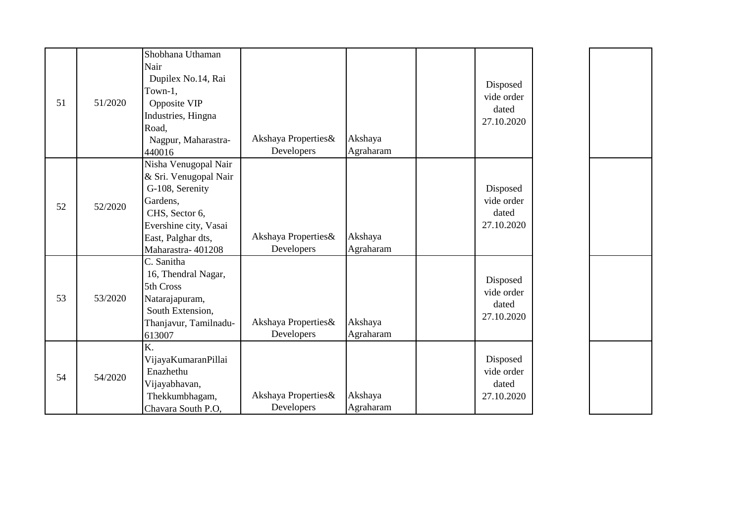| 51 | 51/2020 | Shobhana Uthaman Nair Dupilex No.14, Rai Town-1, Opposite VIP Industries, Hingna Road, Nagpur, Maharastra-440016 | Akshaya Properties& Developers | Akshaya Agraharam | | Disposed vide order dated 27.10.2020 | |
|---|---|---|---|---|---|---|---|
| 52 | 52/2020 | Nisha Venugopal Nair & Sri. Venugopal Nair G-108, Serenity Gardens, CHS, Sector 6, Evershine city, Vasai East, Palghar dts, Maharastra- 401208 | Akshaya Properties& Developers | Akshaya Agraharam | | Disposed vide order dated 27.10.2020 | |
| 53 | 53/2020 | C. Sanitha 16, Thendral Nagar, 5th Cross Natarajapuram, South Extension, Thanjavur, Tamilnadu-613007 | Akshaya Properties& Developers | Akshaya Agraharam | | Disposed vide order dated 27.10.2020 | |
| 54 | 54/2020 | K. VijayaKumaranPillai Enazhethu Vijayabhavan, Thekkumbhagam, Chavara South P.O, | Akshaya Properties& Developers | Akshaya Agraharam | | Disposed vide order dated 27.10.2020 | |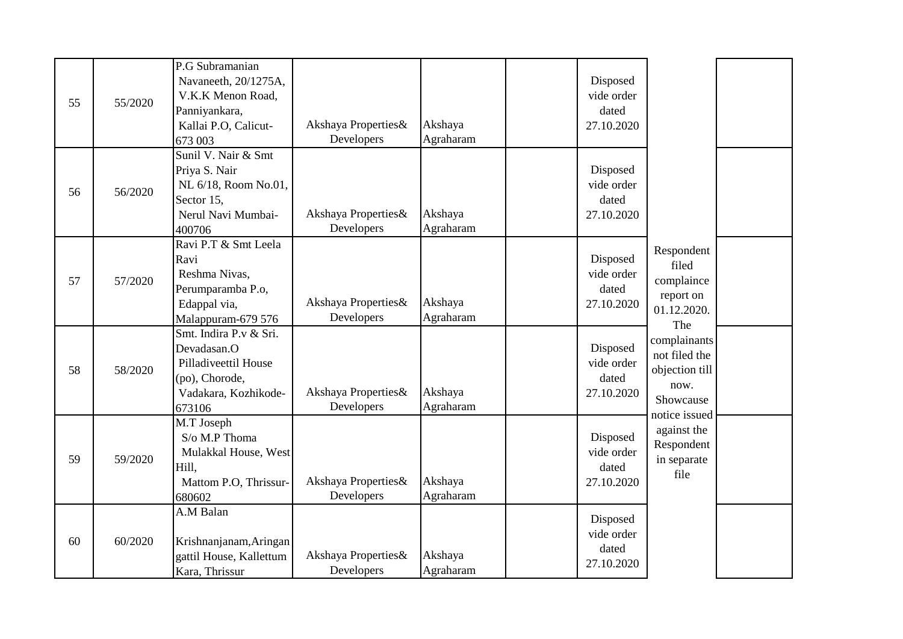| 55 | 55/2020 | P.G Subramanian Navaneeth, 20/1275A, V.K.K Menon Road, Panniyankara, Kallai P.O, Calicut-673 003 | Akshaya Properties& Developers | Akshaya Agraharam | | Disposed vide order dated 27.10.2020 | Respondent filed complaince report on 01.12.2020. The complainants not filed the objection till now. Showcause notice issued against the Respondent in separate file | |
|---|---|---|---|---|---|---|---|---|
| 56 | 56/2020 | Sunil V. Nair & Smt Priya S. Nair NL 6/18, Room No.01, Sector 15, Nerul Navi Mumbai-400706 | Akshaya Properties& Developers | Akshaya Agraharam | | Disposed vide order dated 27.10.2020 | | |
| 57 | 57/2020 | Ravi P.T & Smt Leela Ravi Reshma Nivas, Perumparamba P.o, Edappal via, Malappuram-679 576 | Akshaya Properties& Developers | Akshaya Agraharam | | Disposed vide order dated 27.10.2020 | | |
| 58 | 58/2020 | Smt. Indira P.v & Sri. Devadasan.O Pilladiveettil House (po), Chorode, Vadakara, Kozhikode-673106 | Akshaya Properties& Developers | Akshaya Agraharam | | Disposed vide order dated 27.10.2020 | | |
| 59 | 59/2020 | M.T Joseph S/o M.P Thoma Mulakkal House, West Hill, Mattom P.O, Thrissur-680602 | Akshaya Properties& Developers | Akshaya Agraharam | | Disposed vide order dated 27.10.2020 | | |
| 60 | 60/2020 | A.M Balan Krishnanjanam,Aringangattil House, Kallettum Kara, Thrissur | Akshaya Properties& Developers | Akshaya Agraharam | | Disposed vide order dated 27.10.2020 | | |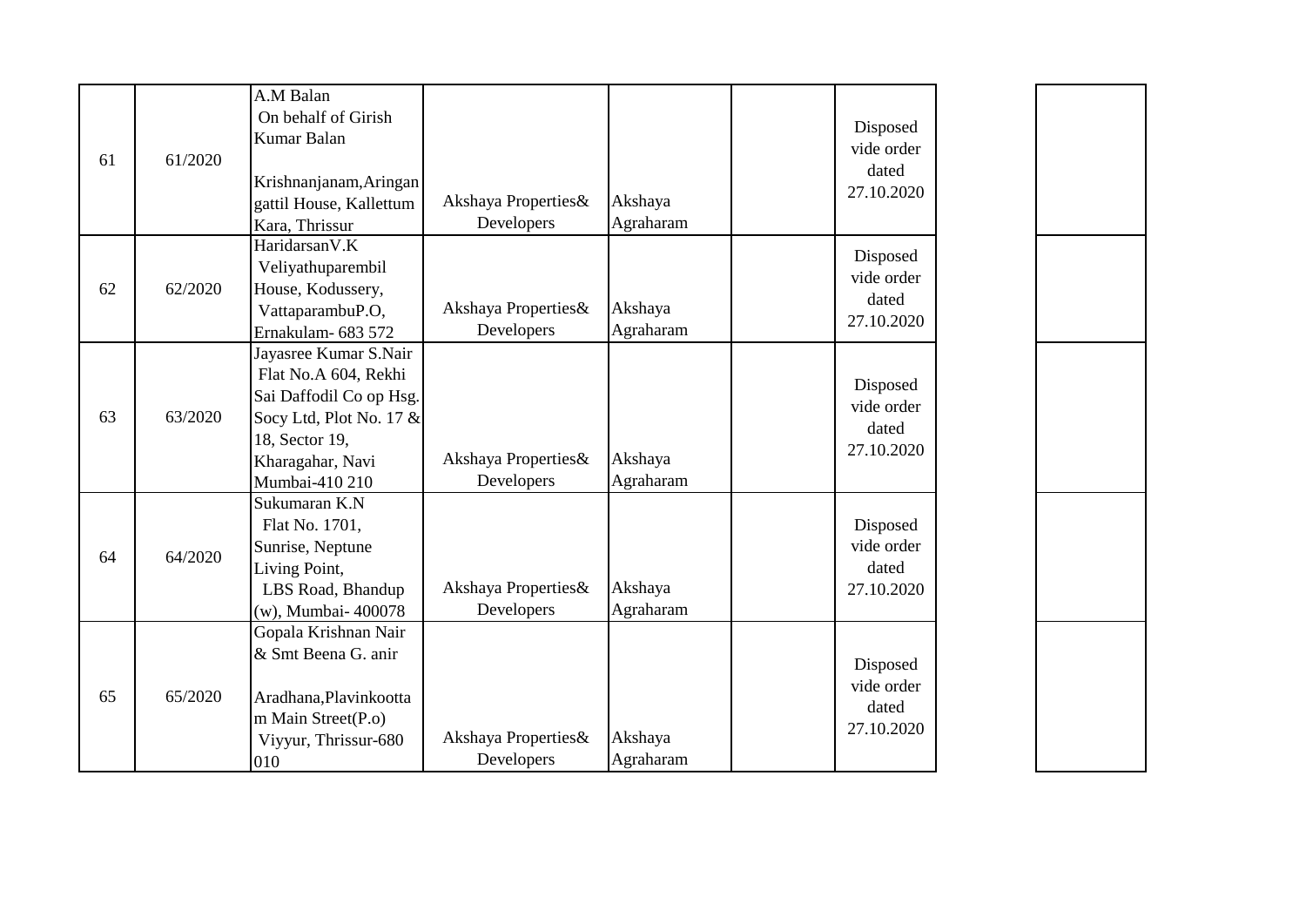| | | | | | | | |
|---|---|---|---|---|---|---|---|
| 61 | 61/2020 | A.M Balan On behalf of Girish Kumar Balan Krishnanjanam,Aringangattil House, Kallettum Kara, Thrissur | Akshaya Properties& Developers | Akshaya Agraharam | | Disposed vide order dated 27.10.2020 | |
| 62 | 62/2020 | HaridarsanV.K Veliyathuparembil House, Kodussery, VattaparambuP.O, Ernakulam- 683 572 | Akshaya Properties& Developers | Akshaya Agraharam | | Disposed vide order dated 27.10.2020 | |
| 63 | 63/2020 | Jayasree Kumar S.Nair Flat No.A 604, Rekhi Sai Daffodil Co op Hsg. Socy Ltd, Plot No. 17 & 18, Sector 19, Kharagahar, Navi Mumbai-410 210 | Akshaya Properties& Developers | Akshaya Agraharam | | Disposed vide order dated 27.10.2020 | |
| 64 | 64/2020 | Sukumaran K.N Flat No. 1701, Sunrise, Neptune Living Point, LBS Road, Bhandup (w), Mumbai- 400078 | Akshaya Properties& Developers | Akshaya Agraharam | | Disposed vide order dated 27.10.2020 | |
| 65 | 65/2020 | Gopala Krishnan Nair & Smt Beena G. anir Aradhana,Plavinkoottam Main Street(P.o) Viyyur, Thrissur-680 010 | Akshaya Properties& Developers | Akshaya Agraharam | | Disposed vide order dated 27.10.2020 | |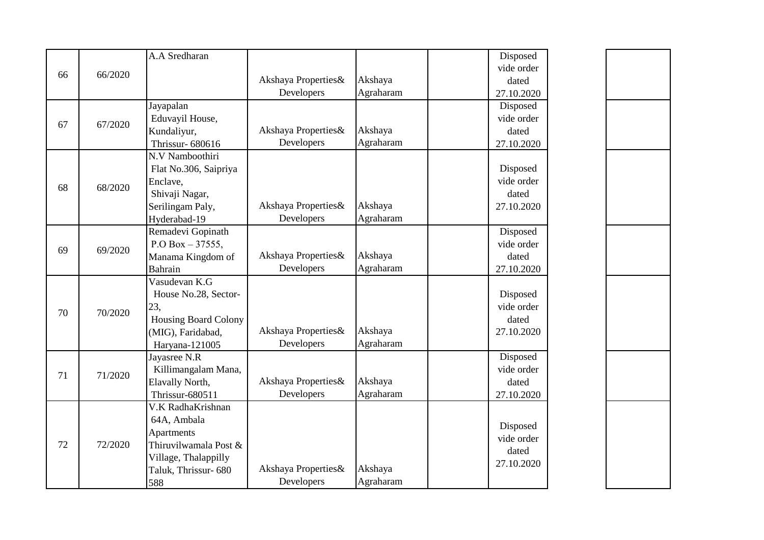| | | | | | | | |
|---|---|---|---|---|---|---|---|
| 66 | 66/2020 | A.A Sredharan | Akshaya Properties& Developers | Akshaya Agraharam | | Disposed vide order dated 27.10.2020 | |
| 67 | 67/2020 | Jayapalan Eduvayil House, Kundaliyur, Thrissur- 680616 | Akshaya Properties& Developers | Akshaya Agraharam | | Disposed vide order dated 27.10.2020 | |
| 68 | 68/2020 | N.V Namboothiri Flat No.306, Saipriya Enclave, Shivaji Nagar, Serilingam Paly, Hyderabad-19 | Akshaya Properties& Developers | Akshaya Agraharam | | Disposed vide order dated 27.10.2020 | |
| 69 | 69/2020 | Remadevi Gopinath P.O Box – 37555, Manama Kingdom of Bahrain | Akshaya Properties& Developers | Akshaya Agraharam | | Disposed vide order dated 27.10.2020 | |
| 70 | 70/2020 | Vasudevan K.G House No.28, Sector-23, Housing Board Colony (MIG), Faridabad, Haryana-121005 | Akshaya Properties& Developers | Akshaya Agraharam | | Disposed vide order dated 27.10.2020 | |
| 71 | 71/2020 | Jayasree N.R Killimangalam Mana, Elavally North, Thrissur-680511 | Akshaya Properties& Developers | Akshaya Agraharam | | Disposed vide order dated 27.10.2020 | |
| 72 | 72/2020 | V.K RadhaKrishnan 64A, Ambala Apartments Thiruvilwamala Post & Village, Thalappilly Taluk, Thrissur- 680 588 | Akshaya Properties& Developers | Akshaya Agraharam | | Disposed vide order dated 27.10.2020 | |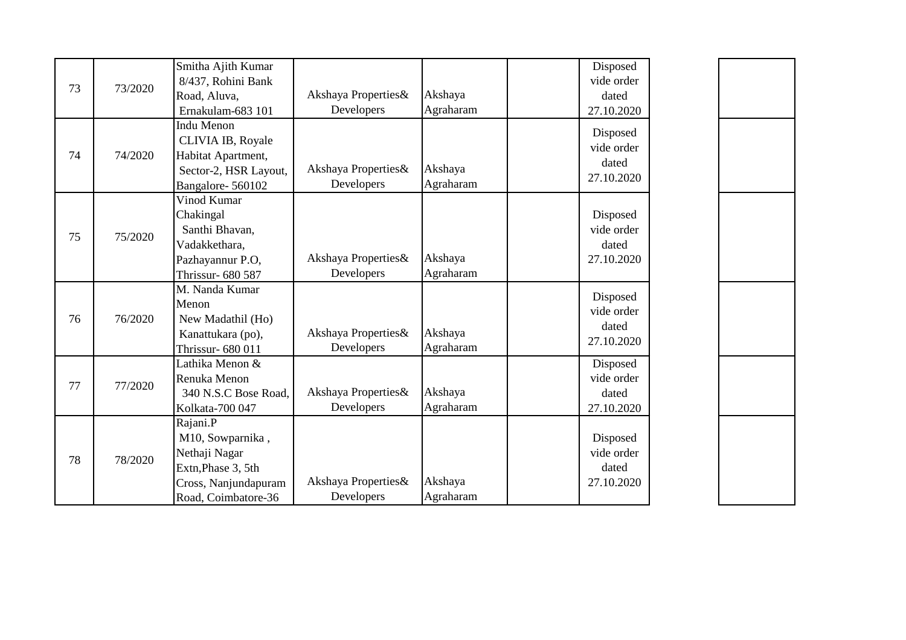| 73 | 73/2020 | Smitha Ajith Kumar 8/437, Rohini Bank Road, Aluva, Ernakulam-683 101 | Akshaya Properties& Developers | Akshaya Agraharam | | Disposed vide order dated 27.10.2020 | | |
|---|---|---|---|---|---|---|---|---|
| 74 | 74/2020 | Indu Menon CLIVIA IB, Royale Habitat Apartment, Sector-2, HSR Layout, Bangalore- 560102 | Akshaya Properties& Developers | Akshaya Agraharam | | Disposed vide order dated 27.10.2020 | | |
| 75 | 75/2020 | Vinod Kumar Chakingal Santhi Bhavan, Vadakkethara, Pazhayannur P.O, Thrissur- 680 587 | Akshaya Properties& Developers | Akshaya Agraharam | | Disposed vide order dated 27.10.2020 | | |
| 76 | 76/2020 | M. Nanda Kumar Menon New Madathil (Ho) Kanattukara (po), Thrissur- 680 011 | Akshaya Properties& Developers | Akshaya Agraharam | | Disposed vide order dated 27.10.2020 | | |
| 77 | 77/2020 | Lathika Menon & Renuka Menon 340 N.S.C Bose Road, Kolkata-700 047 | Akshaya Properties& Developers | Akshaya Agraharam | | Disposed vide order dated 27.10.2020 | | |
| 78 | 78/2020 | Rajani.P M10, Sowparnika , Nethaji Nagar Extn,Phase 3, 5th Cross, Nanjundapuram Road, Coimbatore-36 | Akshaya Properties& Developers | Akshaya Agraharam | | Disposed vide order dated 27.10.2020 | | |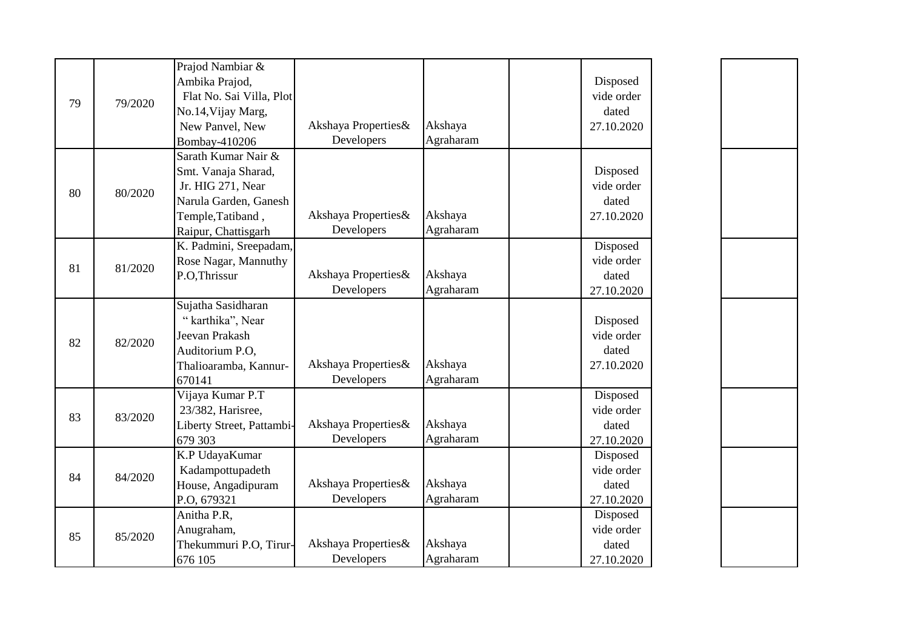| | | | | | | | |
|---|---|---|---|---|---|---|---|
| 79 | 79/2020 | Prajod Nambiar & Ambika Prajod, Flat No. Sai Villa, Plot No.14,Vijay Marg, New Panvel, New Bombay-410206 | Akshaya Properties& Developers | Akshaya Agraharam | | Disposed vide order dated 27.10.2020 | |
| 80 | 80/2020 | Sarath Kumar Nair & Smt. Vanaja Sharad, Jr. HIG 271, Near Narula Garden, Ganesh Temple,Tatiband , Raipur, Chattisgarh | Akshaya Properties& Developers | Akshaya Agraharam | | Disposed vide order dated 27.10.2020 | |
| 81 | 81/2020 | K. Padmini, Sreepadam, Rose Nagar, Mannuthy P.O,Thrissur | Akshaya Properties& Developers | Akshaya Agraharam | | Disposed vide order dated 27.10.2020 | |
| 82 | 82/2020 | Sujatha Sasidharan " karthika", Near Jeevan Prakash Auditorium P.O, Thalioaramba, Kannur-670141 | Akshaya Properties& Developers | Akshaya Agraharam | | Disposed vide order dated 27.10.2020 | |
| 83 | 83/2020 | Vijaya Kumar P.T 23/382, Harisree, Liberty Street, Pattambi-679 303 | Akshaya Properties& Developers | Akshaya Agraharam | | Disposed vide order dated 27.10.2020 | |
| 84 | 84/2020 | K.P UdayaKumar Kadampottupadeth House, Angadipuram P.O, 679321 | Akshaya Properties& Developers | Akshaya Agraharam | | Disposed vide order dated 27.10.2020 | |
| 85 | 85/2020 | Anitha P.R, Anugraham, Thekummuri P.O, Tirur-676 105 | Akshaya Properties& Developers | Akshaya Agraharam | | Disposed vide order dated 27.10.2020 | |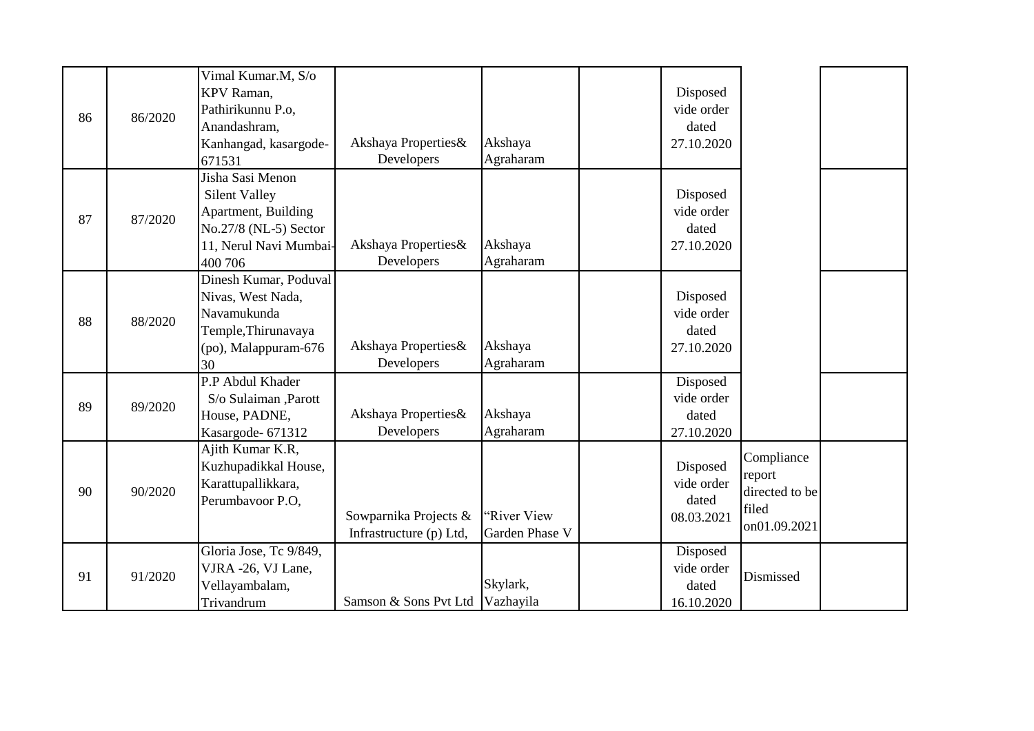| | | | | | | | | |
|---|---|---|---|---|---|---|---|---|
| 86 | 86/2020 | Vimal Kumar.M, S/o KPV Raman, Pathirikunnu P.o, Anandashram, Kanhangad, kasargode-671531 | Akshaya Properties& Developers | Akshaya Agraharam | | Disposed vide order dated 27.10.2020 | | |
| 87 | 87/2020 | Jisha Sasi Menon Silent Valley Apartment, Building No.27/8 (NL-5) Sector 11, Nerul Navi Mumbai-400 706 | Akshaya Properties& Developers | Akshaya Agraharam | | Disposed vide order dated 27.10.2020 | | |
| 88 | 88/2020 | Dinesh Kumar, Poduval Nivas, West Nada, Navamukunda Temple,Thirunavaya (po), Malappuram-676 30 | Akshaya Properties& Developers | Akshaya Agraharam | | Disposed vide order dated 27.10.2020 | | |
| 89 | 89/2020 | P.P Abdul Khader S/o Sulaiman ,Parott House, PADNE, Kasargode- 671312 | Akshaya Properties& Developers | Akshaya Agraharam | | Disposed vide order dated 27.10.2020 | | |
| 90 | 90/2020 | Ajith Kumar K.R, Kuzhupadikkal House, Karattupallikkara, Perumbavoor P.O, | Sowparnika Projects & Infrastructure (p) Ltd, | "River View Garden Phase V | | Disposed vide order dated 08.03.2021 | Compliance report directed to be filed on01.09.2021 | |
| 91 | 91/2020 | Gloria Jose, Tc 9/849, VJRA -26, VJ Lane, Vellayambalam, Trivandrum | Samson & Sons Pvt Ltd | Skylark, Vazhayila | | Disposed vide order dated 16.10.2020 | Dismissed | |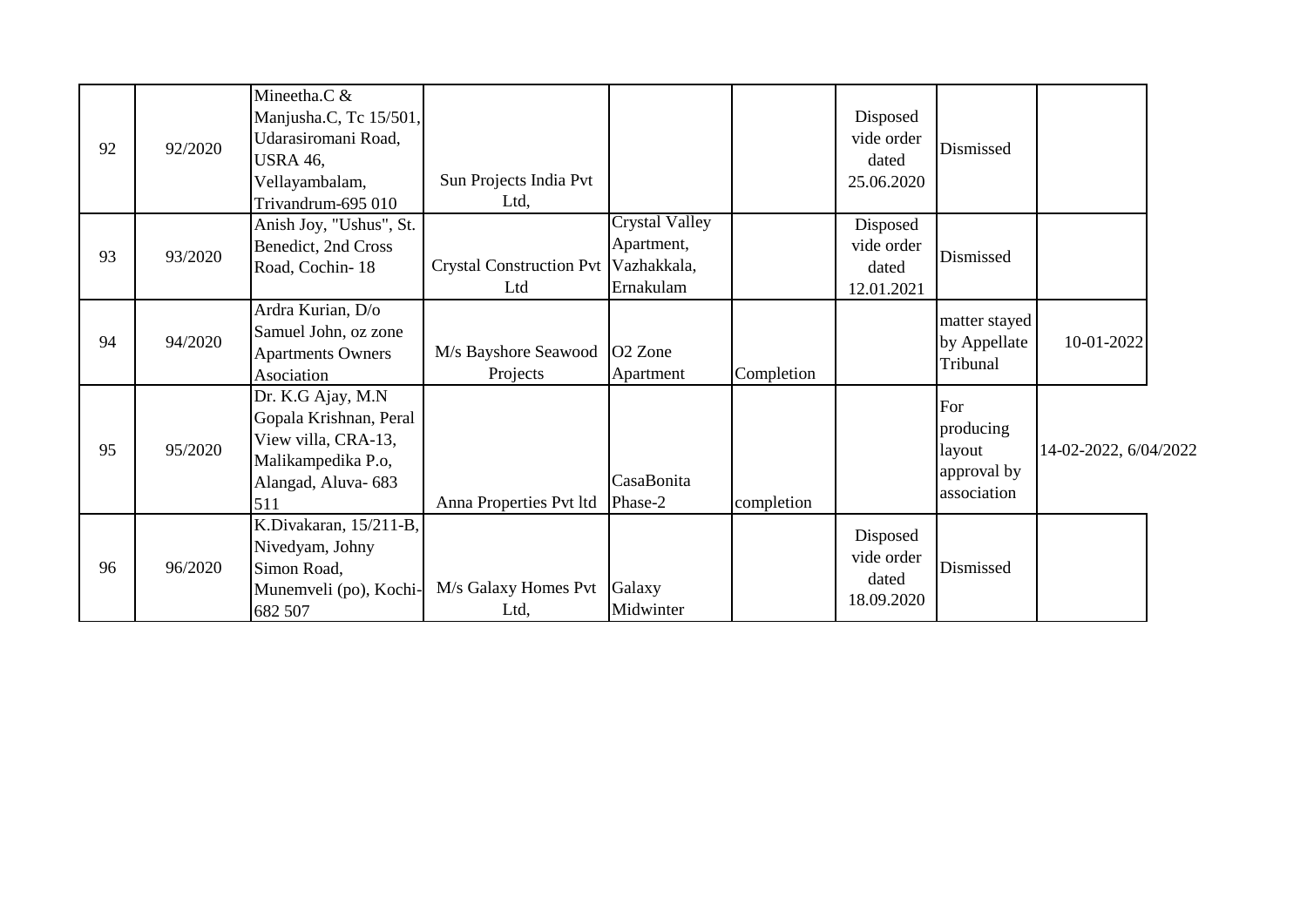| | | | | | | | | |
|---|---|---|---|---|---|---|---|---|
| 92 | 92/2020 | Mineetha.C & Manjusha.C, Tc 15/501, Udarasiromani Road, USRA 46, Vellayambalam, Trivandrum-695 010 | Sun Projects India Pvt Ltd, | | | Disposed vide order dated 25.06.2020 | Dismissed | |
| 93 | 93/2020 | Anish Joy, "Ushus", St. Benedict, 2nd Cross Road, Cochin- 18 | Crystal Construction Pvt Ltd | Crystal Valley Apartment, Vazhakkala, Ernakulam | | Disposed vide order dated 12.01.2021 | Dismissed | |
| 94 | 94/2020 | Ardra Kurian, D/o Samuel John, oz zone Apartments Owners Asociation | M/s Bayshore Seawood Projects | O2 Zone Apartment | Completion | | matter stayed by Appellate Tribunal | 10-01-2022 |
| 95 | 95/2020 | Dr. K.G Ajay, M.N Gopala Krishnan, Peral View villa, CRA-13, Malikampedika P.o, Alangad, Aluva- 683 511 | Anna Properties Pvt ltd | CasaBonita Phase-2 | completion | | For producing layout approval by association | 14-02-2022, 6/04/2022 |
| 96 | 96/2020 | K.Divakaran, 15/211-B, Nivedyam, Johny Simon Road, Munemveli (po), Kochi-682 507 | M/s Galaxy Homes Pvt Ltd, | Galaxy Midwinter | | Disposed vide order dated 18.09.2020 | Dismissed | |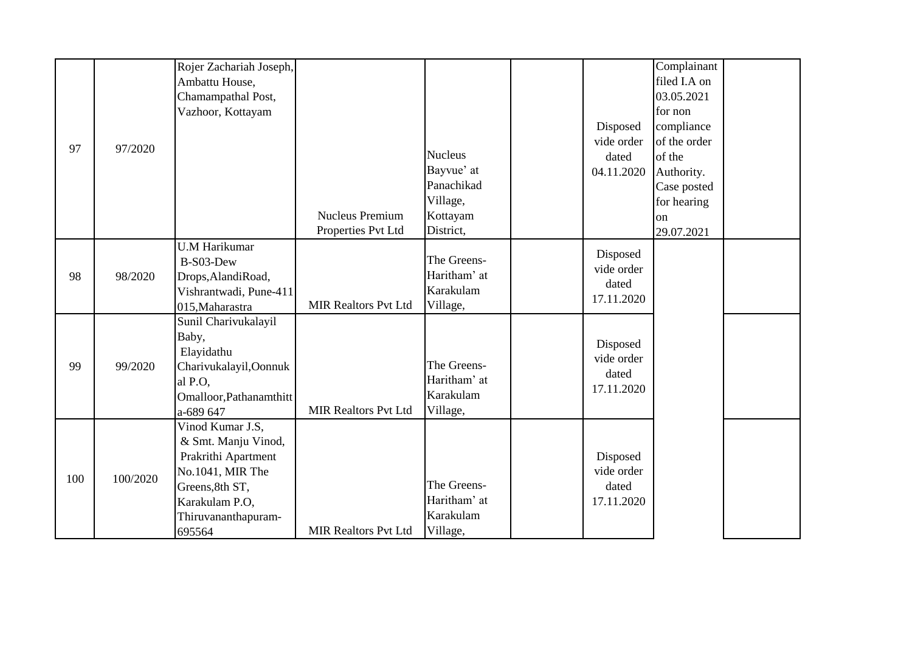| | | | | | | | | |
|---|---|---|---|---|---|---|---|---|
| 97 | 97/2020 | Rojer Zachariah Joseph, Ambattu House, Chamampathal Post, Vazhoor, Kottayam | Nucleus Premium Properties Pvt Ltd | Nucleus Bayvue' at Panachikad Village, Kottayam District, | | Disposed vide order dated 04.11.2020 | Complainant filed I.A on 03.05.2021 for non compliance of the order of the Authority. Case posted for hearing on 29.07.2021 | |
| 98 | 98/2020 | U.M Harikumar B-S03-Dew Drops,AlandiRoad, Vishrantwadi, Pune-411 015,Maharastra | MIR Realtors Pvt Ltd | The Greens-Haritham' at Karakulam Village, | | Disposed vide order dated 17.11.2020 | | |
| 99 | 99/2020 | Sunil Charivukalayil Baby, Elayidathu Charivukalayil,Oonnukal P.O, Omalloor,Pathanamthitta-689 647 | MIR Realtors Pvt Ltd | The Greens-Haritham' at Karakulam Village, | | Disposed vide order dated 17.11.2020 | | |
| 100 | 100/2020 | Vinod Kumar J.S, & Smt. Manju Vinod, Prakrithi Apartment No.1041, MIR The Greens,8th ST, Karakulam P.O, Thiruvananthapuram-695564 | MIR Realtors Pvt Ltd | The Greens-Haritham' at Karakulam Village, | | Disposed vide order dated 17.11.2020 | | |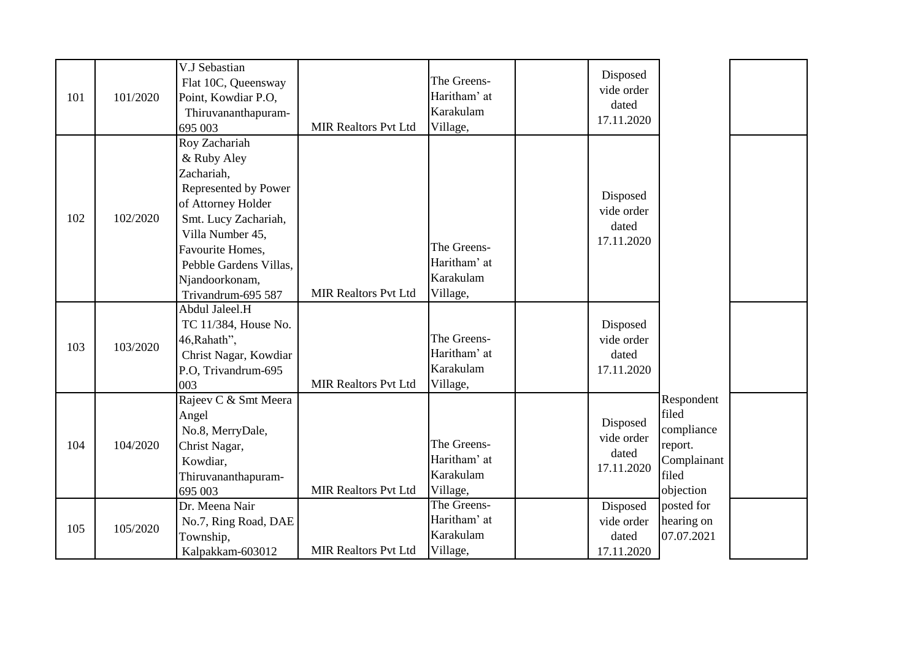| | | | | | | | | |
|---|---|---|---|---|---|---|---|---|
| 101 | 101/2020 | V.J Sebastian Flat 10C, Queensway Point, Kowdiar P.O, Thiruvananthapuram-695 003 | MIR Realtors Pvt Ltd | The Greens-Haritham' at Karakulam Village, | | Disposed vide order dated 17.11.2020 | | |
| 102 | 102/2020 | Roy Zachariah & Ruby Aley Zachariah, Represented by Power of Attorney Holder Smt. Lucy Zachariah, Villa Number 45, Favourite Homes, Pebble Gardens Villas, Njandoorkonam, Trivandrum-695 587 | MIR Realtors Pvt Ltd | The Greens-Haritham' at Karakulam Village, | | Disposed vide order dated 17.11.2020 | | |
| 103 | 103/2020 | Abdul Jaleel.H TC 11/384, House No. 46,Rahath", Christ Nagar, Kowdiar P.O, Trivandrum-695 003 | MIR Realtors Pvt Ltd | The Greens-Haritham' at Karakulam Village, | | Disposed vide order dated 17.11.2020 | | |
| 104 | 104/2020 | Rajeev C & Smt Meera Angel No.8, MerryDale, Christ Nagar, Kowdiar, Thiruvananthapuram-695 003 | MIR Realtors Pvt Ltd | The Greens-Haritham' at Karakulam Village, | | Disposed vide order dated 17.11.2020 | Respondent filed compliance report. Complainant filed objection | |
| 105 | 105/2020 | Dr. Meena Nair No.7, Ring Road, DAE Township, Kalpakkam-603012 | MIR Realtors Pvt Ltd | The Greens-Haritham' at Karakulam Village, | | Disposed vide order dated 17.11.2020 | posted for hearing on 07.07.2021 | |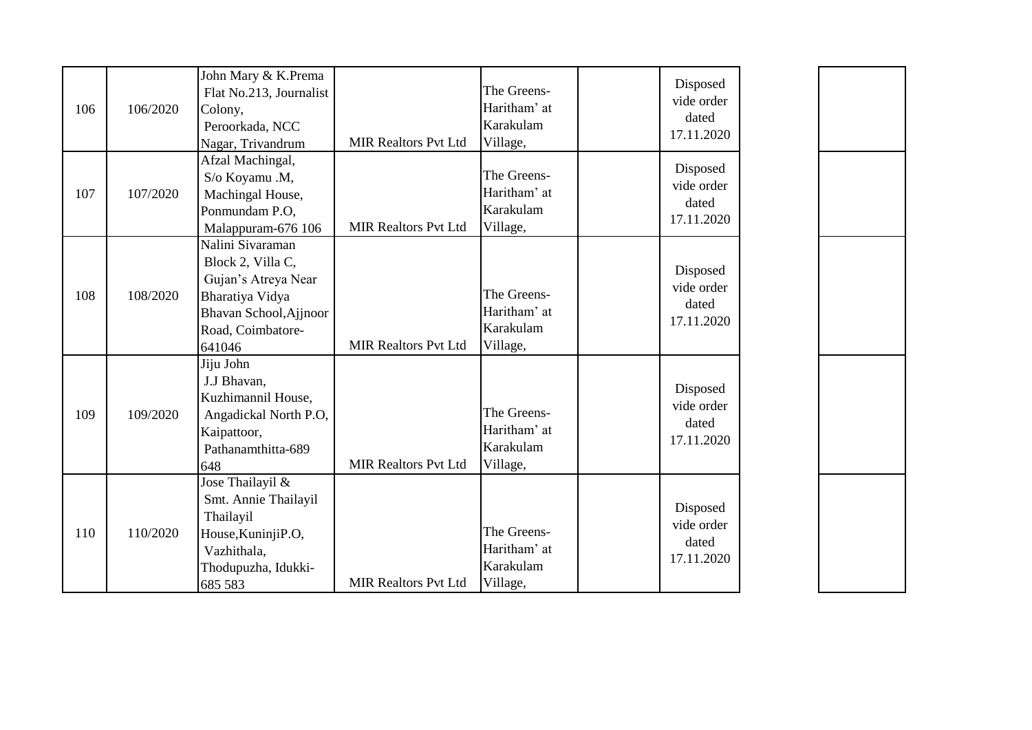| 106 | 106/2020 | John Mary & K.Prema Flat No.213, Journalist Colony, Peroorkada, NCC Nagar, Trivandrum | MIR Realtors Pvt Ltd | The Greens-Haritham' at Karakulam Village, | | Disposed vide order dated 17.11.2020 | |
|---|---|---|---|---|---|---|---|
| 107 | 107/2020 | Afzal Machingal, S/o Koyamu .M, Machingal House, Ponmundam P.O, Malappuram-676 106 | MIR Realtors Pvt Ltd | The Greens-Haritham' at Karakulam Village, | | Disposed vide order dated 17.11.2020 | |
| 108 | 108/2020 | Nalini Sivaraman Block 2, Villa C, Gujan's Atreya Near Bharatiya Vidya Bhavan School,Ajjnoor Road, Coimbatore-641046 | MIR Realtors Pvt Ltd | The Greens-Haritham' at Karakulam Village, | | Disposed vide order dated 17.11.2020 | |
| 109 | 109/2020 | Jiju John J.J Bhavan, Kuzhimannil House, Angadickal North P.O, Kaipattoor, Pathanamthitta-689 648 | MIR Realtors Pvt Ltd | The Greens-Haritham' at Karakulam Village, | | Disposed vide order dated 17.11.2020 | |
| 110 | 110/2020 | Jose Thailayil & Smt. Annie Thailayil Thailayil House,KuninjiP.O, Vazhithala, Thodupuzha, Idukki-685 583 | MIR Realtors Pvt Ltd | The Greens-Haritham' at Karakulam Village, | | Disposed vide order dated 17.11.2020 | |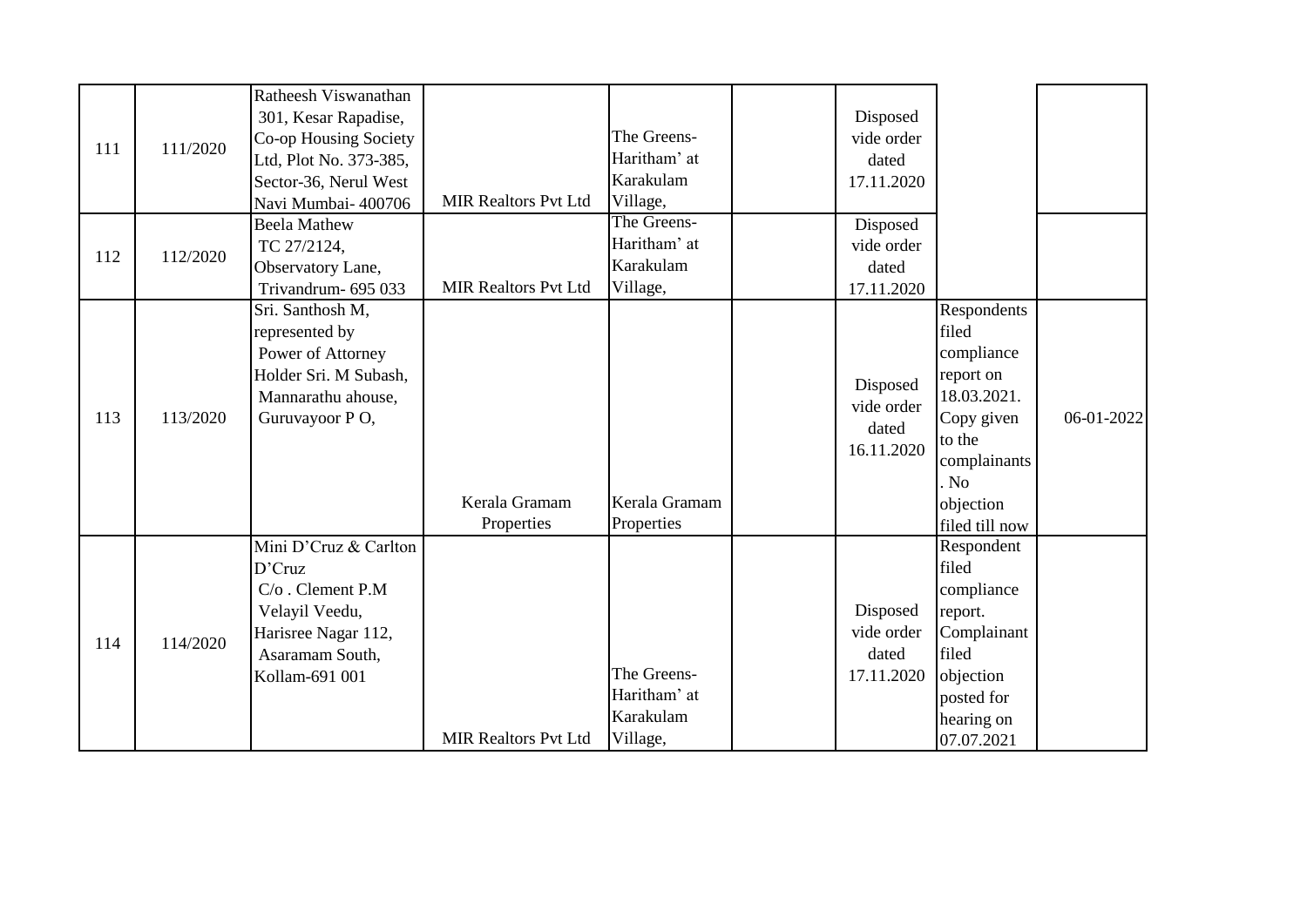| | | | | | | | | |
|---|---|---|---|---|---|---|---|---|
| 111 | 111/2020 | Ratheesh Viswanathan 301, Kesar Rapadise, Co-op Housing Society Ltd, Plot No. 373-385, Sector-36, Nerul West Navi Mumbai- 400706 | MIR Realtors Pvt Ltd | The Greens- Haritham' at Karakulam Village, | | Disposed vide order dated 17.11.2020 | | |
| 112 | 112/2020 | Beela Mathew TC 27/2124, Observatory Lane, Trivandrum- 695 033 | MIR Realtors Pvt Ltd | The Greens- Haritham' at Karakulam Village, | | Disposed vide order dated 17.11.2020 | | |
| 113 | 113/2020 | Sri. Santhosh M, represented by Power of Attorney Holder Sri. M Subash, Mannarathu ahouse, Guruvayoor P O, | Kerala Gramam Properties | Kerala Gramam Properties | | Disposed vide order dated 16.11.2020 | Respondents filed compliance report on 18.03.2021. Copy given to the complainants. No objection filed till now | 06-01-2022 |
| 114 | 114/2020 | Mini D'Cruz & Carlton D'Cruz C/o . Clement P.M Velayil Veedu, Harisree Nagar 112, Asaramam South, Kollam-691 001 | MIR Realtors Pvt Ltd | The Greens- Haritham' at Karakulam Village, | | Disposed vide order dated 17.11.2020 | Respondent filed compliance report. Complainant filed objection posted for hearing on 07.07.2021 | |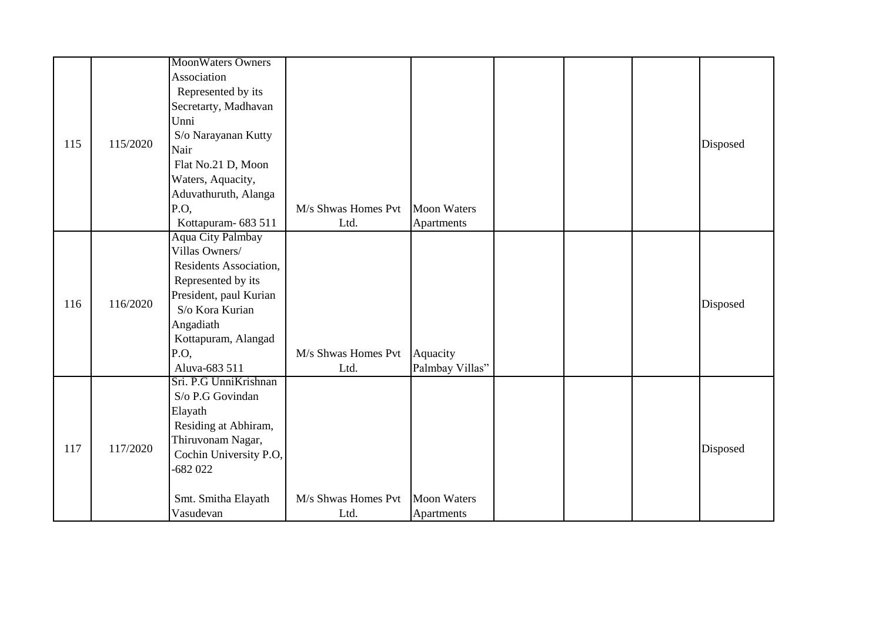| | | | | | | | | |
|---|---|---|---|---|---|---|---|---|
| 115 | 115/2020 | MoonWaters Owners Association Represented by its Secretarty, Madhavan Unni S/o Narayanan Kutty Nair Flat No.21 D, Moon Waters, Aquacity, Aduvathuruth, Alanga P.O, Kottapuram- 683 511 | M/s Shwas Homes Pvt Ltd. | Moon Waters Apartments | | | | Disposed |
| 116 | 116/2020 | Aqua City Palmbay Villas Owners/ Residents Association, Represented by its President, paul Kurian S/o Kora Kurian Angadiath Kottapuram, Alangad P.O, Aluva-683 511 | M/s Shwas Homes Pvt Ltd. | Aquacity Palmbay Villas" | | | | Disposed |
| 117 | 117/2020 | Sri. P.G UnniKrishnan S/o P.G Govindan Elayath Residing at Abhiram, Thiruvonam Nagar, Cochin University P.O, -682 022<br><br>Smt. Smitha Elayath Vasudevan | M/s Shwas Homes Pvt Ltd. | Moon Waters Apartments | | | | Disposed |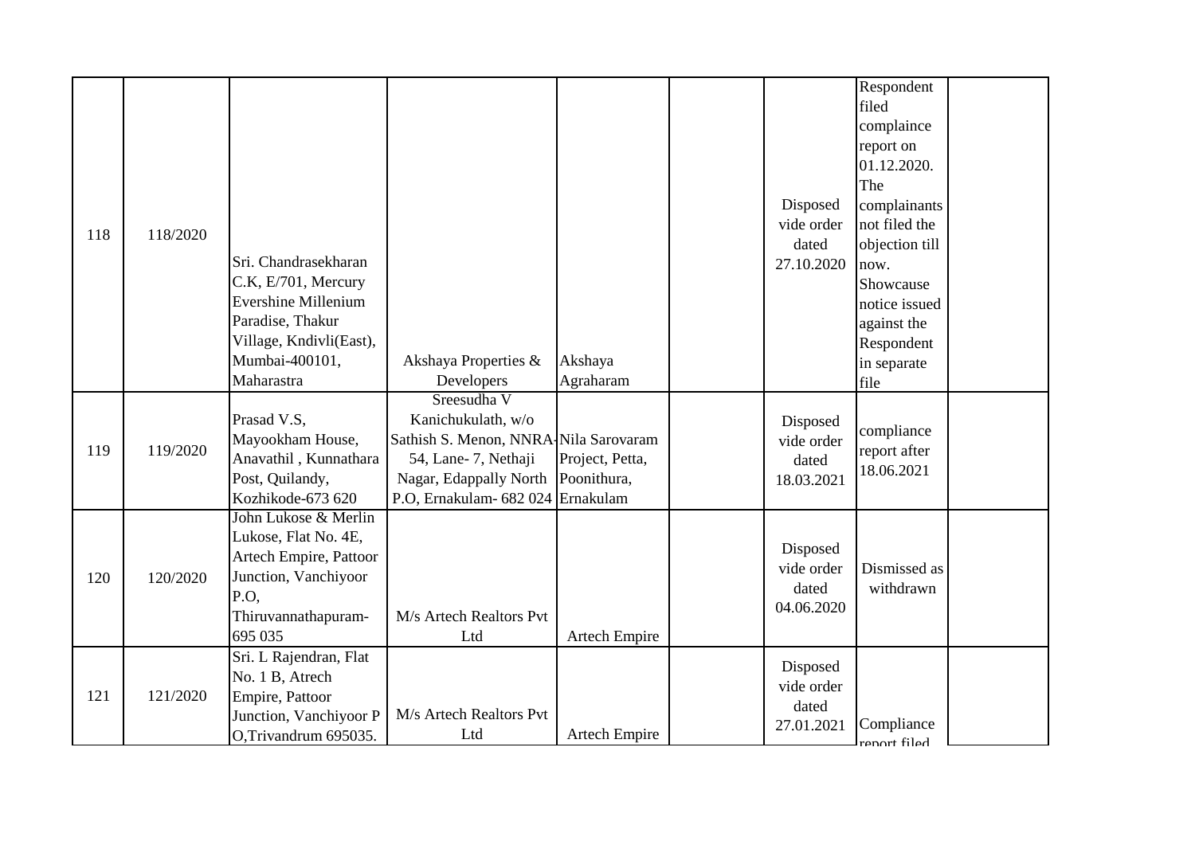| | | | | | | | | |
|---|---|---|---|---|---|---|---|---|
| 118 | 118/2020 | Sri. Chandrasekharan C.K, E/701, Mercury Evershine Millenium Paradise, Thakur Village, Kndivli(East), Mumbai-400101, Maharastra | Akshaya Properties & Developers | Akshaya Agraharam | | Disposed vide order dated 27.10.2020 | Respondent filed complaince report on 01.12.2020. The complainants not filed the objection till now. Showcause notice issued against the Respondent in separate file | |
| 119 | 119/2020 | Prasad V.S, Mayookham House, Anavathil , Kunnathara Post, Quilandy, Kozhikode-673 620 | Sreesudha V Kanichukulath, w/o Sathish S. Menon, NNRA-54, Lane- 7, Nethaji Nagar, Edappally North P.O, Ernakulam- 682 024 | Nila Sarovaram Project, Petta, Poonithura, Ernakulam | | Disposed vide order dated 18.03.2021 | compliance report after 18.06.2021 | |
| 120 | 120/2020 | John Lukose & Merlin Lukose, Flat No. 4E, Artech Empire, Pattoor Junction, Vanchiyoor P.O, Thiruvannathapuram-695 035 | M/s Artech Realtors Pvt Ltd | Artech Empire | | Disposed vide order dated 04.06.2020 | Dismissed as withdrawn | |
| 121 | 121/2020 | Sri. L Rajendran, Flat No. 1 B, Atrech Empire, Pattoor Junction, Vanchiyoor P O,Trivandrum 695035. | M/s Artech Realtors Pvt Ltd | Artech Empire | | Disposed vide order dated 27.01.2021 | Compliance report filed | |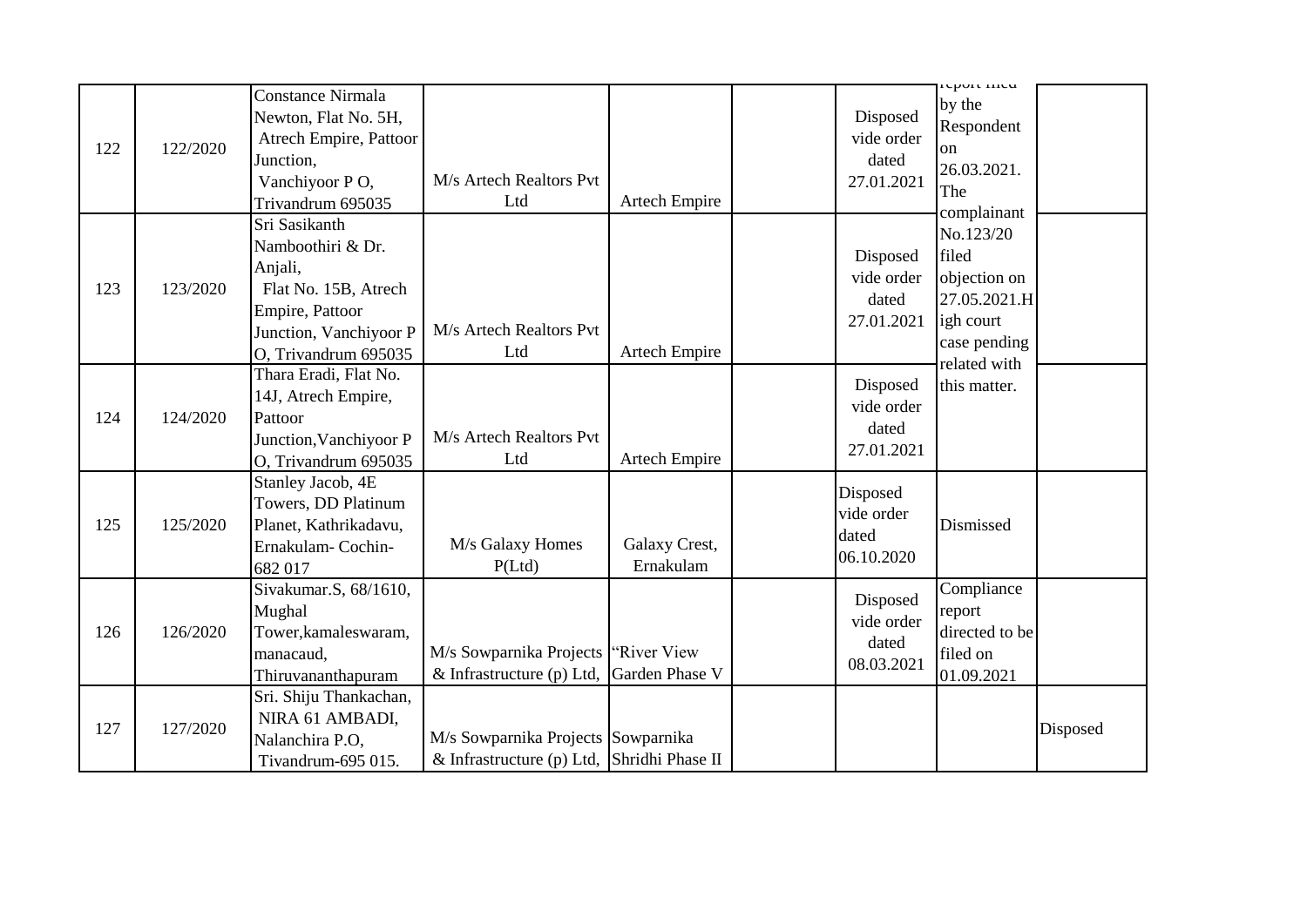| | | | | | | | | |
|---|---|---|---|---|---|---|---|---|
| 122 | 122/2020 | Constance Nirmala Newton, Flat No. 5H, Atrech Empire, Pattoor Junction, Vanchiyoor P O, Trivandrum 695035 | M/s Artech Realtors Pvt Ltd | Artech Empire | | Disposed vide order dated 27.01.2021 | report filed by the Respondent on 26.03.2021. The complainant No.123/20 filed objection on 27.05.2021.High court case pending related with this matter. | |
| 123 | 123/2020 | Sri Sasikanth Namboothiri & Dr. Anjali, Flat No. 15B, Atrech Empire, Pattoor Junction, Vanchiyoor P O, Trivandrum 695035 | M/s Artech Realtors Pvt Ltd | Artech Empire | | Disposed vide order dated 27.01.2021 | | |
| 124 | 124/2020 | Thara Eradi, Flat No. 14J, Atrech Empire, Pattoor Junction,Vanchiyoor P O, Trivandrum 695035 | M/s Artech Realtors Pvt Ltd | Artech Empire | | Disposed vide order dated 27.01.2021 | | |
| 125 | 125/2020 | Stanley Jacob, 4E Towers, DD Platinum Planet, Kathrikadavu, Ernakulam- Cochin-682 017 | M/s Galaxy Homes P(Ltd) | Galaxy Crest, Ernakulam | | Disposed vide order dated 06.10.2020 | Dismissed | |
| 126 | 126/2020 | Sivakumar.S, 68/1610, Mughal Tower,kamaleswaram, manacaud, Thiruvananthapuram | M/s Sowparnika Projects & Infrastructure (p) Ltd, | "River View Garden Phase V | | Disposed vide order dated 08.03.2021 | Compliance report directed to be filed on 01.09.2021 | |
| 127 | 127/2020 | Sri. Shiju Thankachan, NIRA 61 AMBADI, Nalanchira P.O, Tivandrum-695 015. | M/s Sowparnika Projects & Infrastructure (p) Ltd, | Sowparnika Shridhi Phase II | | | | Disposed |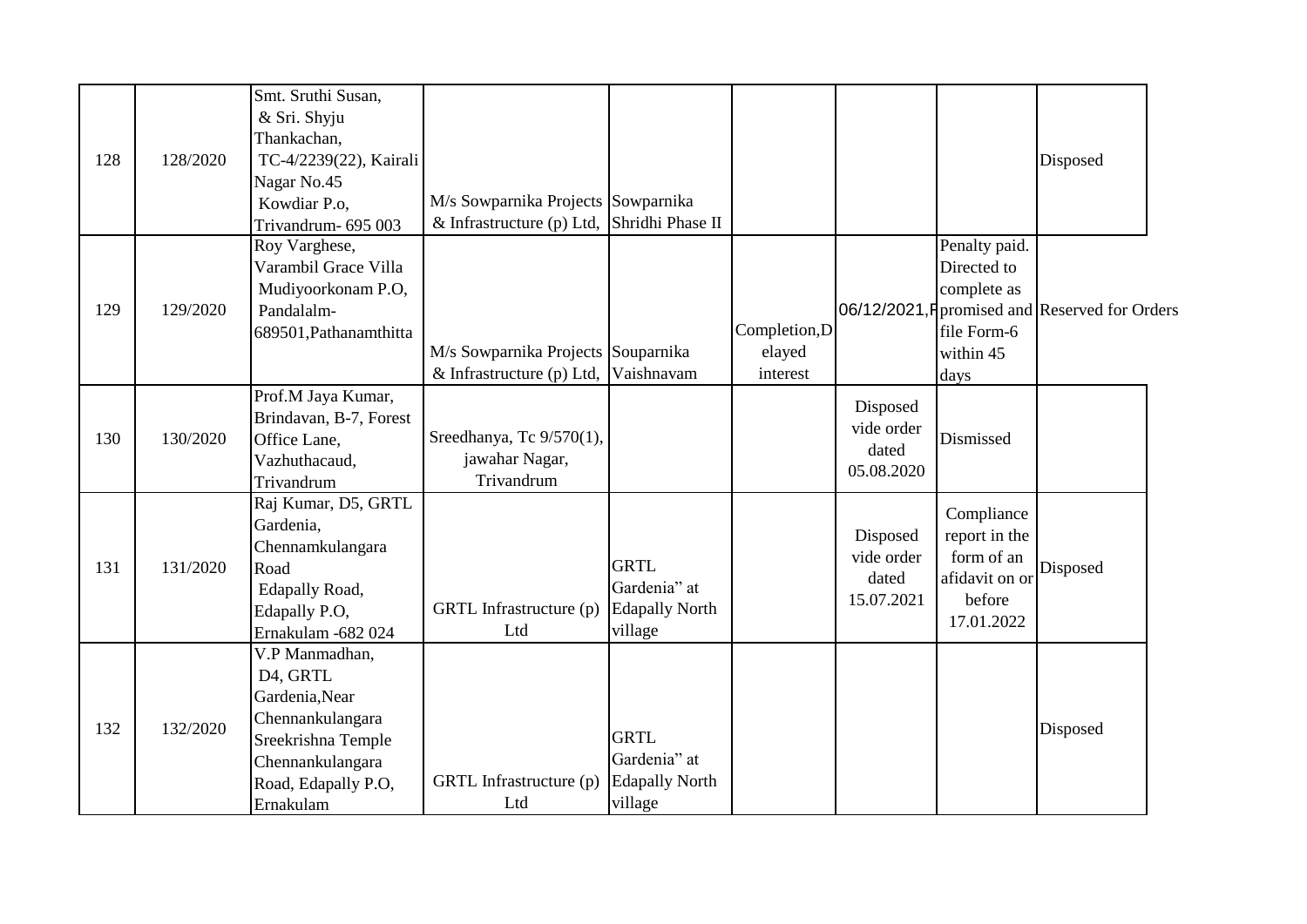| | | | | | | | | |
|---|---|---|---|---|---|---|---|---|
| 128 | 128/2020 | Smt. Sruthi Susan, & Sri. Shyju Thankachan, TC-4/2239(22), Kairali Nagar No.45 Kowdiar P.o, Trivandrum- 695 003 | M/s Sowparnika Projects & Infrastructure (p) Ltd, | Sowparnika Shridhi Phase II | | | | Disposed |
| 129 | 129/2020 | Roy Varghese, Varambil Grace Villa Mudiyoorkonam P.O, Pandalalm- 689501,Pathanamthitta | M/s Sowparnika Projects & Infrastructure (p) Ltd, | Souparnika Vaishnavam | Completion,Delayed interest | 06/12/2021,F | Penalty paid. Directed to complete as promised and file Form-6 within 45 days | Reserved for Orders |
| 130 | 130/2020 | Prof.M Jaya Kumar, Brindavan, B-7, Forest Office Lane, Vazhuthacaud, Trivandrum | Sreedhanya, Tc 9/570(1), jawahar Nagar, Trivandrum | | | Disposed vide order dated 05.08.2020 | Dismissed | |
| 131 | 131/2020 | Raj Kumar, D5, GRTL Gardenia, Chennamkulangara Road Edapally Road, Edapally P.O, Ernakulam -682 024 | GRTL Infrastructure (p) Ltd | GRTL Gardenia" at Edapally North village | | Disposed vide order dated 15.07.2021 | Compliance report in the form of an afidavit on or before 17.01.2022 | Disposed |
| 132 | 132/2020 | V.P Manmadhan, D4, GRTL Gardenia,Near Chennankulangara Sreekrishna Temple Chennankulangara Road, Edapally P.O, Ernakulam | GRTL Infrastructure (p) Ltd | GRTL Gardenia" at Edapally North village | | | | Disposed |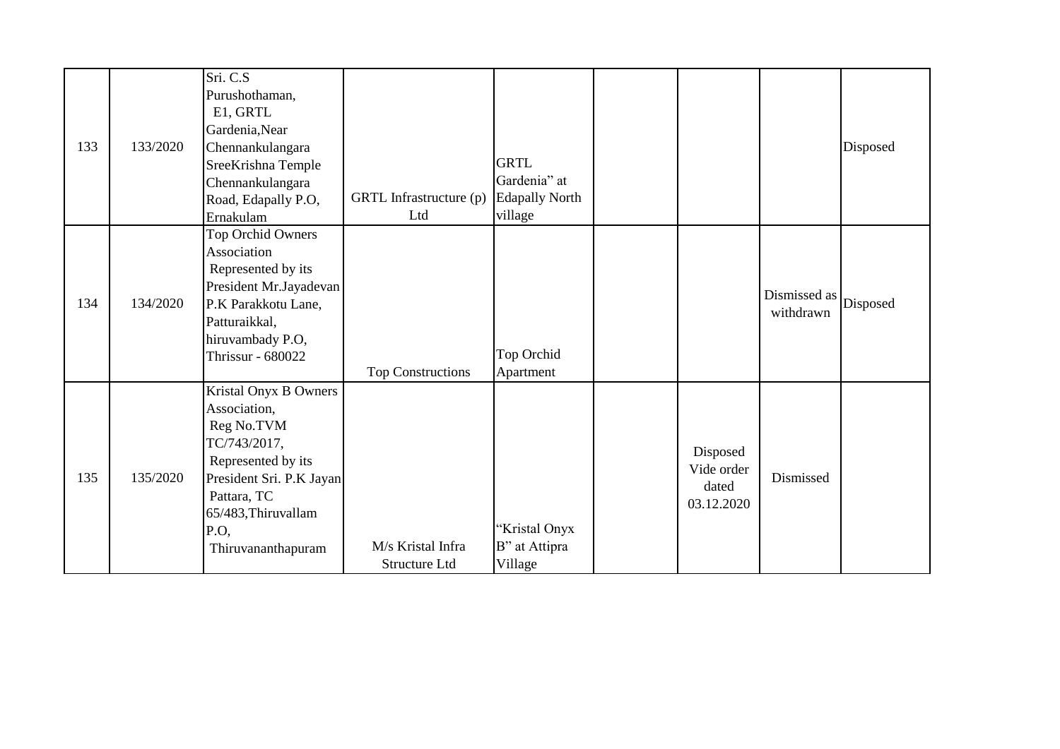| | | | | | | | | |
|---|---|---|---|---|---|---|---|---|
| 133 | 133/2020 | Sri. C.S Purushothaman, E1, GRTL Gardenia,Near Chennankulangara SreeKrishna Temple Chennankulangara Road, Edapally P.O, Ernakulam | GRTL Infrastructure (p) Ltd | GRTL Gardenia" at Edapally North village | | | | Disposed |
| 134 | 134/2020 | Top Orchid Owners Association Represented by its President Mr.Jayadevan P.K Parakkotu Lane, Patturaikkal, hiruvambady P.O, Thrissur - 680022 | Top Constructions | Top Orchid Apartment | | | Dismissed as withdrawn | Disposed |
| 135 | 135/2020 | Kristal Onyx B Owners Association, Reg No.TVM TC/743/2017, Represented by its President Sri. P.K Jayan Pattara, TC 65/483,Thiruvallam P.O, Thiruvananthapuram | M/s Kristal Infra Structure Ltd | "Kristal Onyx B" at Attipra Village | | Disposed Vide order dated 03.12.2020 | Dismissed | |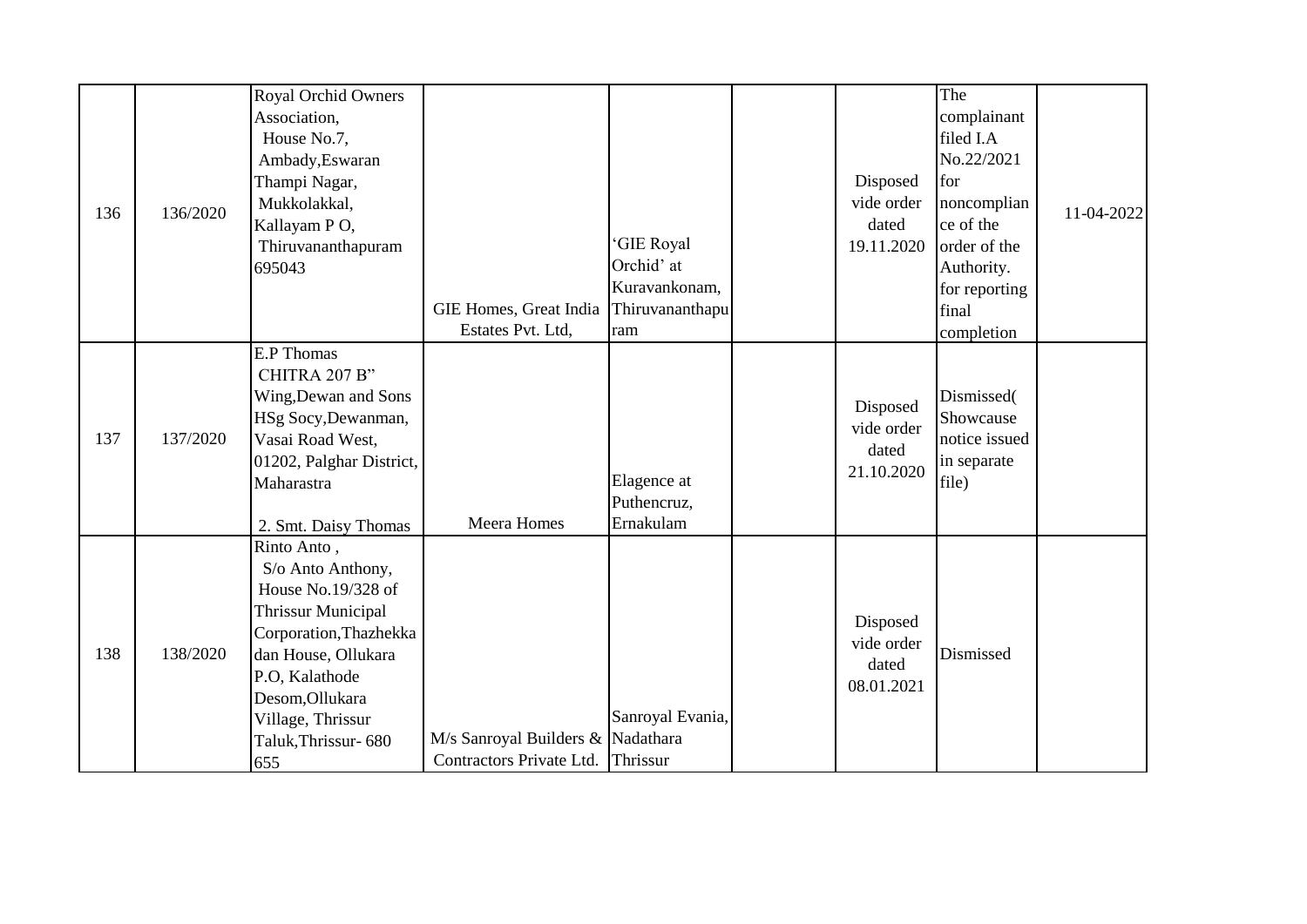| | | | | | | | | |
|---|---|---|---|---|---|---|---|---|
| 136 | 136/2020 | Royal Orchid Owners Association, House No.7, Ambady,Eswaran Thampi Nagar, Mukkolakkal, Kallayam P O, Thiruvananthapuram 695043 | GIE Homes, Great India Estates Pvt. Ltd, | 'GIE Royal Orchid' at Kuravankonam, Thiruvananthapuram | | Disposed vide order dated 19.11.2020 | The complainant filed I.A No.22/2021 for noncompliance of the order of the Authority. for reporting final completion | 11-04-2022 |
| 137 | 137/2020 | E.P Thomas CHITRA 207 B" Wing,Dewan and Sons HSg Socy,Dewanman, Vasai Road West, 01202, Palghar District, Maharastra<br><br>2. Smt. Daisy Thomas | Meera Homes | Elagence at Puthencruz, Ernakulam | | Disposed vide order dated 21.10.2020 | Dismissed( Showcause notice issued in separate file) | |
| 138 | 138/2020 | Rinto Anto , S/o Anto Anthony, House No.19/328 of Thrissur Municipal Corporation,Thazhekkadan House, Ollukara P.O, Kalathode Desom,Ollukara Village, Thrissur Taluk,Thrissur- 680 655 | M/s Sanroyal Builders & Contractors Private Ltd. | Sanroyal Evania, Nadathara Thrissur | | Disposed vide order dated 08.01.2021 | Dismissed | |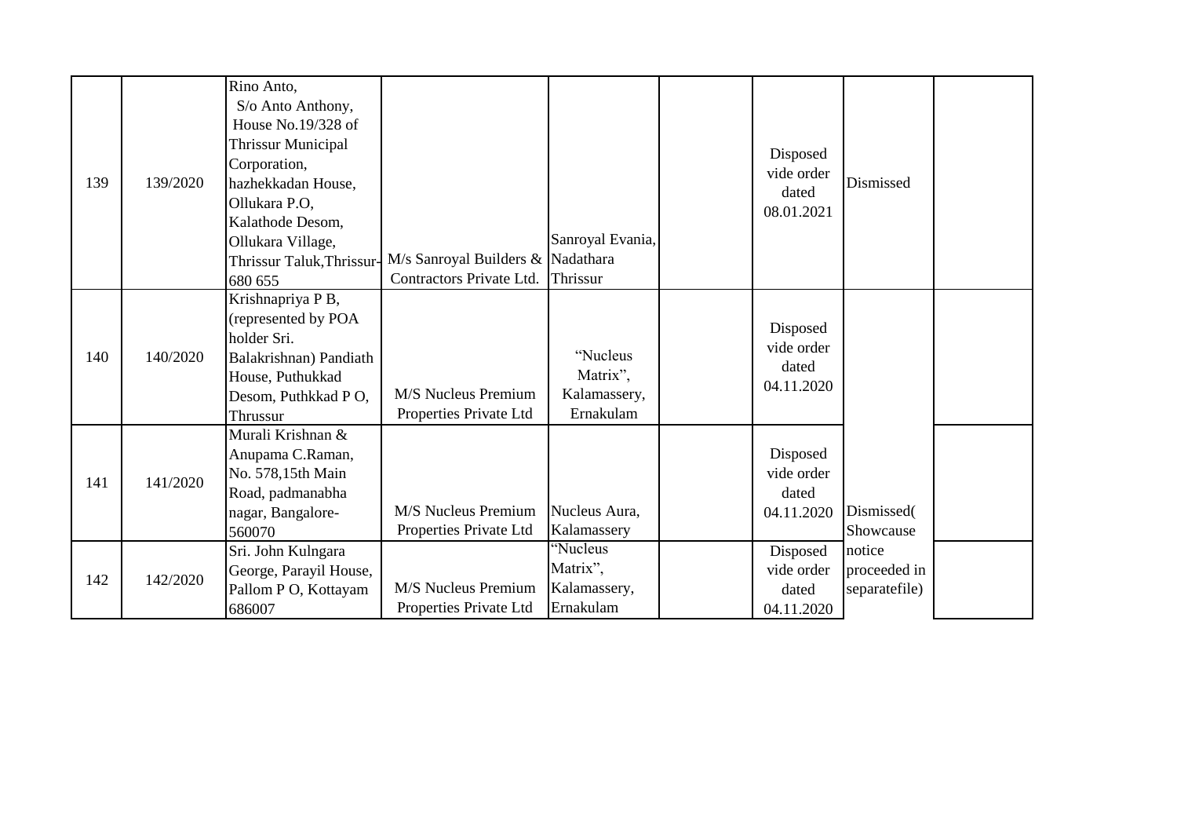| 139 | 139/2020 | Rino Anto, S/o Anto Anthony, House No.19/328 of Thrissur Municipal Corporation, hazhekkadan House, Ollukara P.O, Kalathode Desom, Ollukara Village, Thrissur Taluk,Thrissur-680 655 | M/s Sanroyal Builders & Contractors Private Ltd. | Sanroyal Evania, Nadathara Thrissur | | Disposed vide order dated 08.01.2021 | Dismissed | |
|---|---|---|---|---|---|---|---|---|
| 140 | 140/2020 | Krishnapriya P B, (represented by POA holder Sri. Balakrishnan) Pandiath House, Puthukkad Desom, Puthkkad P O, Thrussur | M/S Nucleus Premium Properties Private Ltd | "Nucleus Matrix", Kalamassery, Ernakulam | | Disposed vide order dated 04.11.2020 | Dismissed( Showcause notice proceeded in separatefile) | |
| 141 | 141/2020 | Murali Krishnan & Anupama C.Raman, No. 578,15th Main Road, padmanabha nagar, Bangalore-560070 | M/S Nucleus Premium Properties Private Ltd | Nucleus Aura, Kalamassery | | Disposed vide order dated 04.11.2020 | | |
| 142 | 142/2020 | Sri. John Kulngara George, Parayil House, Pallom P O, Kottayam 686007 | M/S Nucleus Premium Properties Private Ltd | "Nucleus Matrix", Kalamassery, Ernakulam | | Disposed vide order dated 04.11.2020 | | |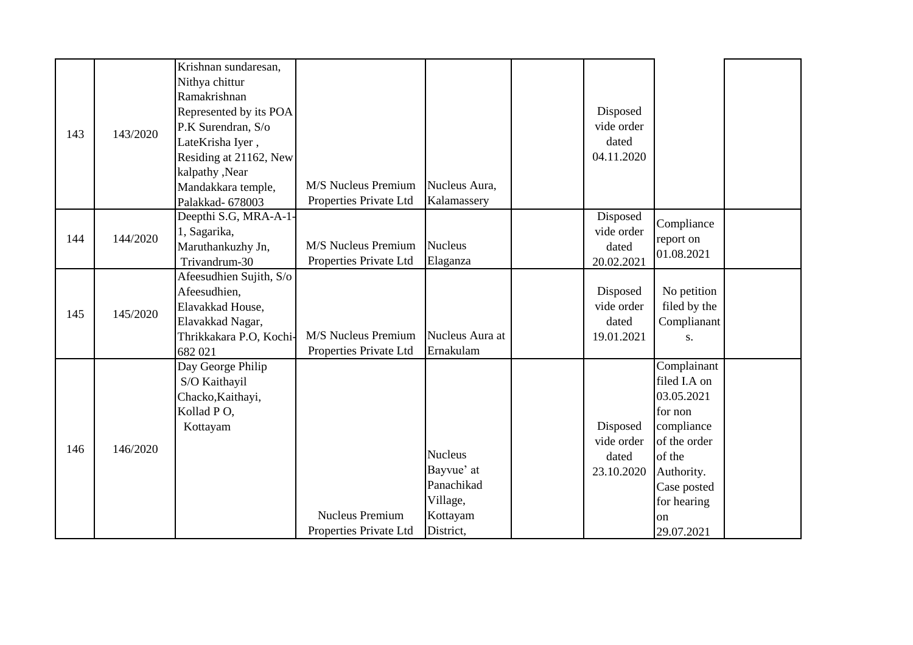| | | | | | | | | |
|---|---|---|---|---|---|---|---|---|
| 143 | 143/2020 | Krishnan sundaresan, Nithya chittur Ramakrishnan Represented by its POA P.K Surendran, S/o LateKrisha Iyer , Residing at 21162, New kalpathy ,Near Mandakkara temple, Palakkad- 678003 | M/S Nucleus Premium Properties Private Ltd | Nucleus Aura, Kalamassery | | Disposed vide order dated 04.11.2020 | | |
| 144 | 144/2020 | Deepthi S.G, MRA-A-1-1, Sagarika, Maruthankuzhy Jn, Trivandrum-30 | M/S Nucleus Premium Properties Private Ltd | Nucleus Elaganza | | Disposed vide order dated 20.02.2021 | Compliance report on 01.08.2021 | |
| 145 | 145/2020 | Afeesudhien Sujith, S/o Afeesudhien, Elavakkad House, Elavakkad Nagar, Thrikkakara P.O, Kochi-682 021 | M/S Nucleus Premium Properties Private Ltd | Nucleus Aura at Ernakulam | | Disposed vide order dated 19.01.2021 | No petition filed by the Complianants. | |
| 146 | 146/2020 | Day George Philip S/O Kaithayil Chacko,Kaithayi, Kollad P O, Kottayam | Nucleus Premium Properties Private Ltd | Nucleus Bayvue' at Panachikad Village, Kottayam District, | | Disposed vide order dated 23.10.2020 | Complainant filed I.A on 03.05.2021 for non compliance of the order of the Authority. Case posted for hearing on 29.07.2021 | |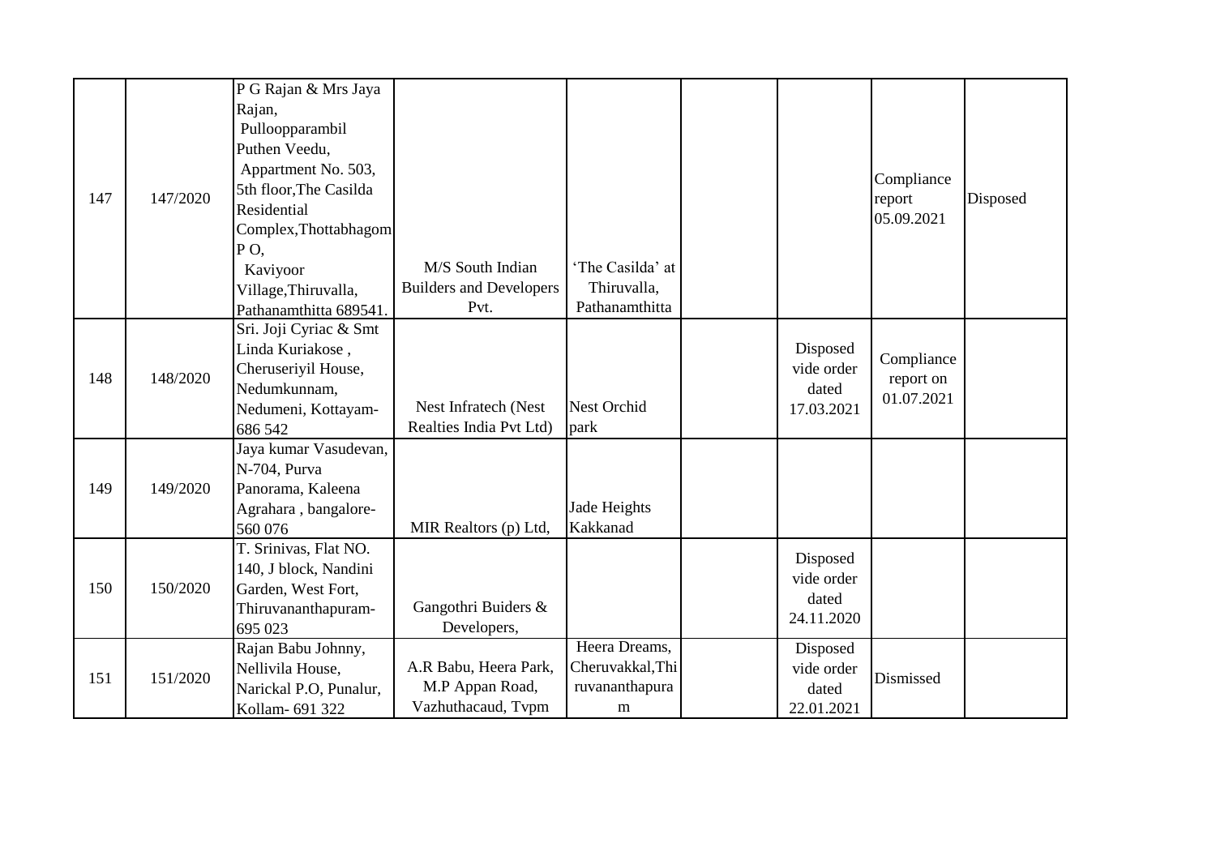| | | | | | | | | |
|---|---|---|---|---|---|---|---|---|
| 147 | 147/2020 | P G Rajan & Mrs Jaya Rajan, Pulloopparambil Puthen Veedu, Appartment No. 503, 5th floor,The Casilda Residential Complex,Thottabhagom P O, Kaviyoor Village,Thiruvalla, Pathanamthitta 689541. | M/S South Indian Builders and Developers Pvt. | 'The Casilda' at Thiruvalla, Pathanamthitta | | | Compliance report 05.09.2021 | Disposed |
| 148 | 148/2020 | Sri. Joji Cyriac & Smt Linda Kuriakose , Cheruseriyil House, Nedumkunnam, Nedumeni, Kottayam- 686 542 | Nest Infratech (Nest Realties India Pvt Ltd) | Nest Orchid park | | Disposed vide order dated 17.03.2021 | Compliance report on 01.07.2021 | |
| 149 | 149/2020 | Jaya kumar Vasudevan, N-704, Purva Panorama, Kaleena Agrahara , bangalore- 560 076 | MIR Realtors (p) Ltd, | Jade Heights Kakkanad | | | | |
| 150 | 150/2020 | T. Srinivas, Flat NO. 140, J block, Nandini Garden, West Fort, Thiruvananthapuram- 695 023 | Gangothri Buiders & Developers, | | | Disposed vide order dated 24.11.2020 | | |
| 151 | 151/2020 | Rajan Babu Johnny, Nellivila House, Narickal P.O, Punalur, Kollam- 691 322 | A.R Babu, Heera Park, M.P Appan Road, Vazhuthacaud, Tvpm | Heera Dreams, Cheruvakkal,Thiruvananthapuram | | Disposed vide order dated 22.01.2021 | Dismissed | |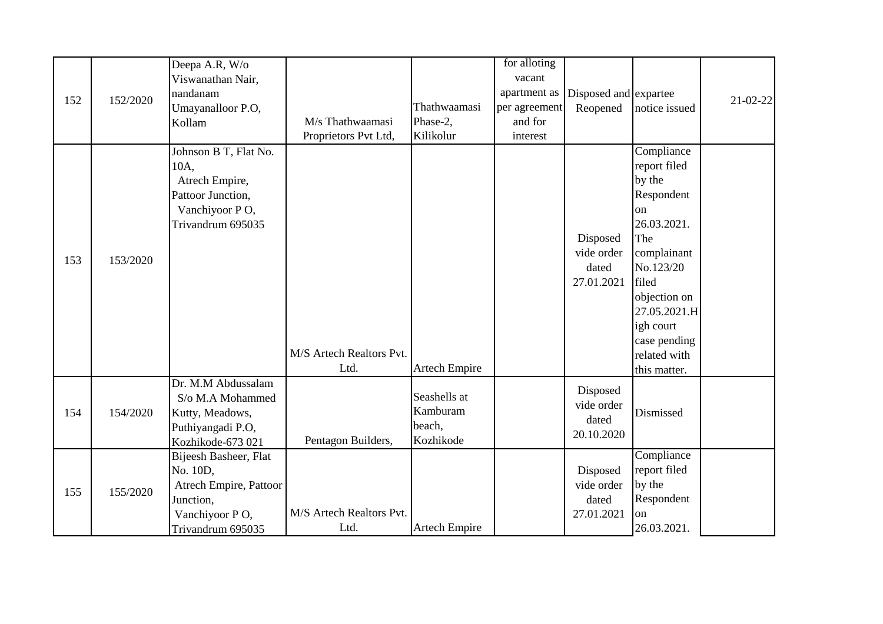| 152 | 152/2020 | Deepa A.R, W/o Viswanathan Nair, nandanam Umayanalloor P.O, Kollam | M/s Thathwaamasi Proprietors Pvt Ltd, | Thathwaamasi Phase-2, Kilikolur | for alloting vacant apartment as per agreement and for interest | Disposed and Reopened | expartee notice issued | 21-02-22 |
|---|---|---|---|---|---|---|---|---|
| 153 | 153/2020 | Johnson B T, Flat No. 10A, Atrech Empire, Pattoor Junction, Vanchiyoor P O, Trivandrum 695035 | M/S Artech Realtors Pvt. Ltd. | Artech Empire | | Disposed vide order dated 27.01.2021 | Compliance report filed by the Respondent on 26.03.2021. The complainant No.123/20 filed objection on 27.05.2021.High court case pending related with this matter. | |
| 154 | 154/2020 | Dr. M.M Abdussalam S/o M.A Mohammed Kutty, Meadows, Puthiyangadi P.O, Kozhikode-673 021 | Pentagon Builders, | Seashells at Kamburam beach, Kozhikode | | Disposed vide order dated 20.10.2020 | Dismissed | |
| 155 | 155/2020 | Bijeesh Basheer, Flat No. 10D, Atrech Empire, Pattoor Junction, Vanchiyoor P O, Trivandrum 695035 | M/S Artech Realtors Pvt. Ltd. | Artech Empire | | Disposed vide order dated 27.01.2021 | Compliance report filed by the Respondent on 26.03.2021. | |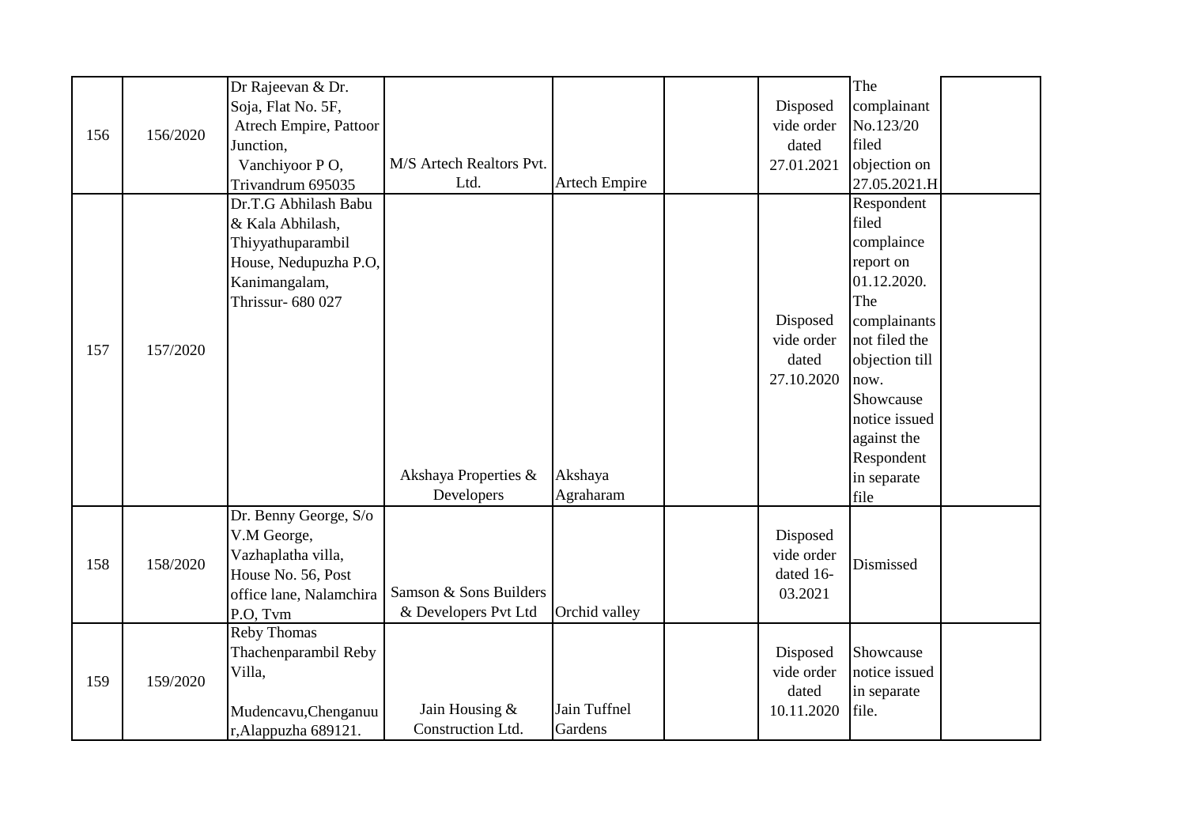| | | | | | | | | |
|---|---|---|---|---|---|---|---|---|
| 156 | 156/2020 | Dr Rajeevan & Dr. Soja, Flat No. 5F, Atrech Empire, Pattoor Junction, Vanchiyoor P O, Trivandrum 695035 | M/S Artech Realtors Pvt. Ltd. | Artech Empire | | Disposed vide order dated 27.01.2021 | The complainant No.123/20 filed objection on 27.05.2021.H | |
| 157 | 157/2020 | Dr.T.G Abhilash Babu & Kala Abhilash, Thiyyathuparambil House, Nedupuzha P.O, Kanimangalam, Thrissur- 680 027 | Akshaya Properties & Developers | Akshaya Agraharam | | Disposed vide order dated 27.10.2020 | Respondent filed complaince report on 01.12.2020. The complainants not filed the objection till now. Showcause notice issued against the Respondent in separate file | |
| 158 | 158/2020 | Dr. Benny George, S/o V.M George, Vazhaplatha villa, House No. 56, Post office lane, Nalamchira P.O, Tvm | Samson & Sons Builders & Developers Pvt Ltd | Orchid valley | | Disposed vide order dated 16-03.2021 | Dismissed | |
| 159 | 159/2020 | Reby Thomas Thachenparambil Reby Villa, Mudencavu,Chenganuur,Alappuzha 689121. | Jain Housing & Construction Ltd. | Jain Tuffnel Gardens | | Disposed vide order dated 10.11.2020 | Showcause notice issued in separate file. | |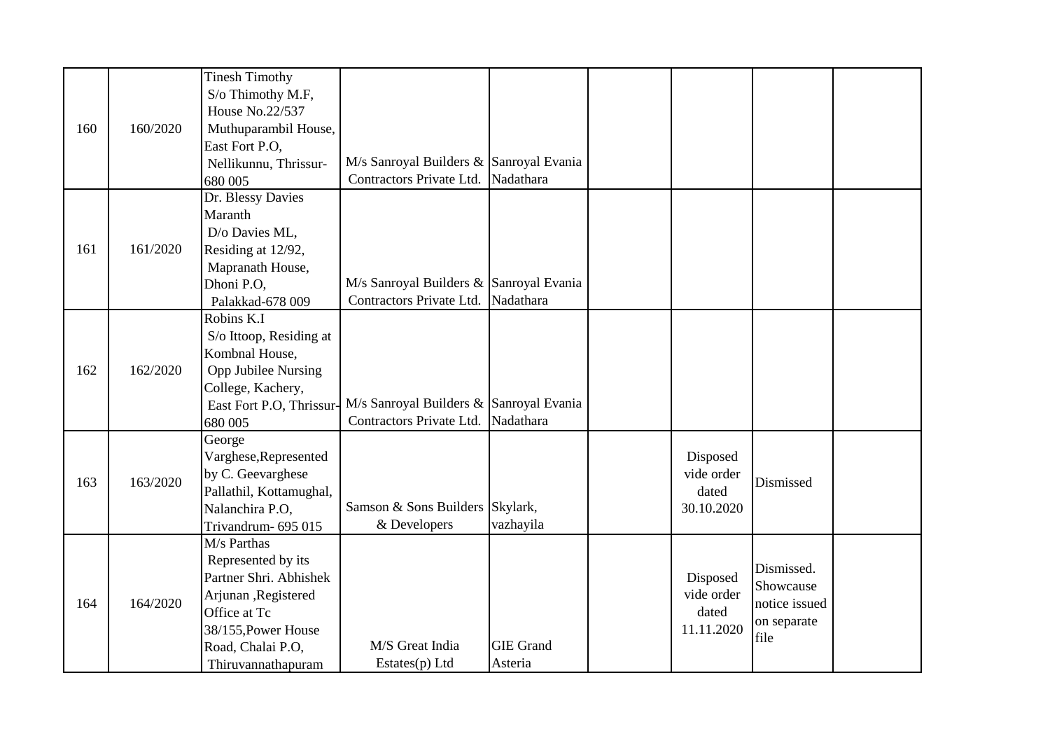| | | | | | | | | |
|---|---|---|---|---|---|---|---|---|
| 160 | 160/2020 | Tinesh Timothy S/o Thimothy M.F, House No.22/537 Muthuparambil House, East Fort P.O, Nellikunnu, Thrissur-680 005 | M/s Sanroyal Builders & Contractors Private Ltd. | Sanroyal Evania Nadathara | | | | |
| 161 | 161/2020 | Dr. Blessy Davies Maranth D/o Davies ML, Residing at 12/92, Mapranath House, Dhoni P.O, Palakkad-678 009 | M/s Sanroyal Builders & Contractors Private Ltd. | Sanroyal Evania Nadathara | | | | |
| 162 | 162/2020 | Robins K.I S/o Ittoop, Residing at Kombnal House, Opp Jubilee Nursing College, Kachery, East Fort P.O, Thrissur-680 005 | M/s Sanroyal Builders & Contractors Private Ltd. | Sanroyal Evania Nadathara | | | | |
| 163 | 163/2020 | George Varghese,Represented by C. Geevarghese Pallathil, Kottamughal, Nalanchira P.O, Trivandrum- 695 015 | Samson & Sons Builders & Developers | Skylark, vazhayila | | Disposed vide order dated 30.10.2020 | Dismissed | |
| 164 | 164/2020 | M/s Parthas Represented by its Partner Shri. Abhishek Arjunan ,Registered Office at Tc 38/155,Power House Road, Chalai P.O, Thiruvannathapuram | M/S Great India Estates(p) Ltd | GIE Grand Asteria | | Disposed vide order dated 11.11.2020 | Dismissed. Showcause notice issued on separate file | |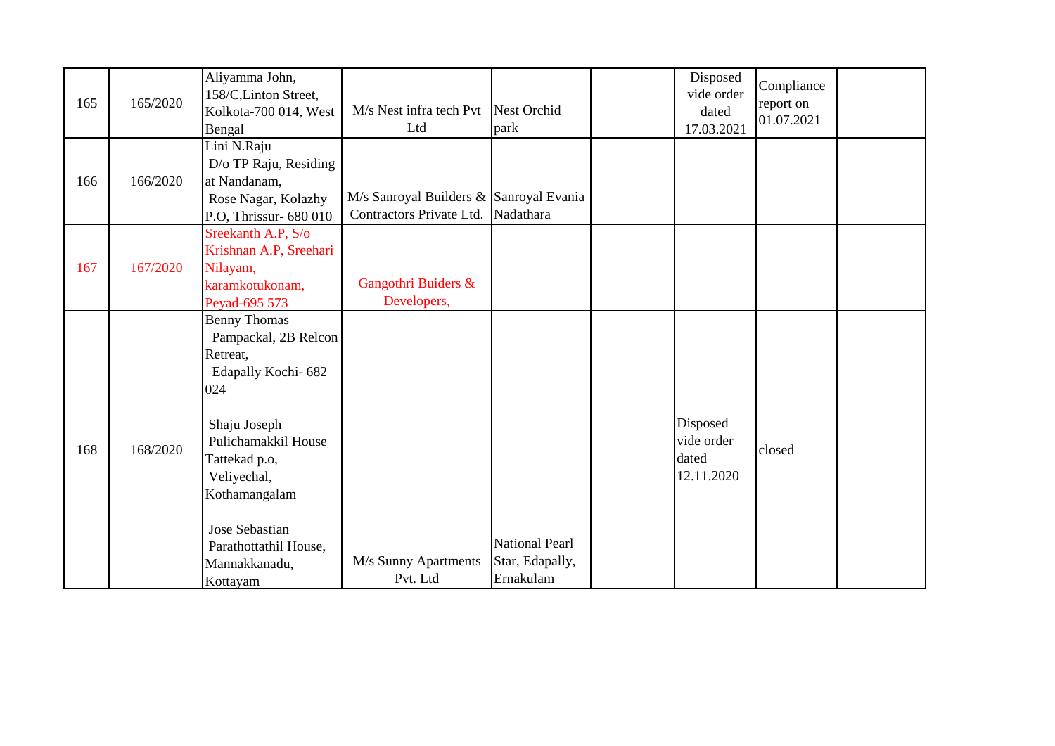| | | | | | | | | |
|---|---|---|---|---|---|---|---|---|
| 165 | 165/2020 | Aliyamma John, 158/C,Linton Street, Kolkota-700 014, West Bengal | M/s Nest infra tech Pvt Ltd | Nest Orchid park | | Disposed vide order dated 17.03.2021 | Compliance report on 01.07.2021 | |
| 166 | 166/2020 | Lini N.Raju D/o TP Raju, Residing at Nandanam, Rose Nagar, Kolazhy P.O, Thrissur- 680 010 | M/s Sanroyal Builders & Contractors Private Ltd. | Sanroyal Evania Nadathara | | | | |
| 167 | 167/2020 | Sreekanth A.P, S/o Krishnan A.P, Sreehari Nilayam, karamkotukonam, Peyad-695 573 | Gangothri Buiders & Developers, | | | | | |
| 168 | 168/2020 | Benny Thomas Pampackal, 2B Relcon Retreat, Edapally Kochi- 682 024<br><br>Shaju Joseph Pulichamakkil House Tattekad p.o, Veliyechal, Kothamangalam<br><br>Jose Sebastian Parathottathil House, Mannakkanadu, Kottayam | M/s Sunny Apartments Pvt. Ltd | National Pearl Star, Edapally, Ernakulam | | Disposed vide order dated 12.11.2020 | closed | |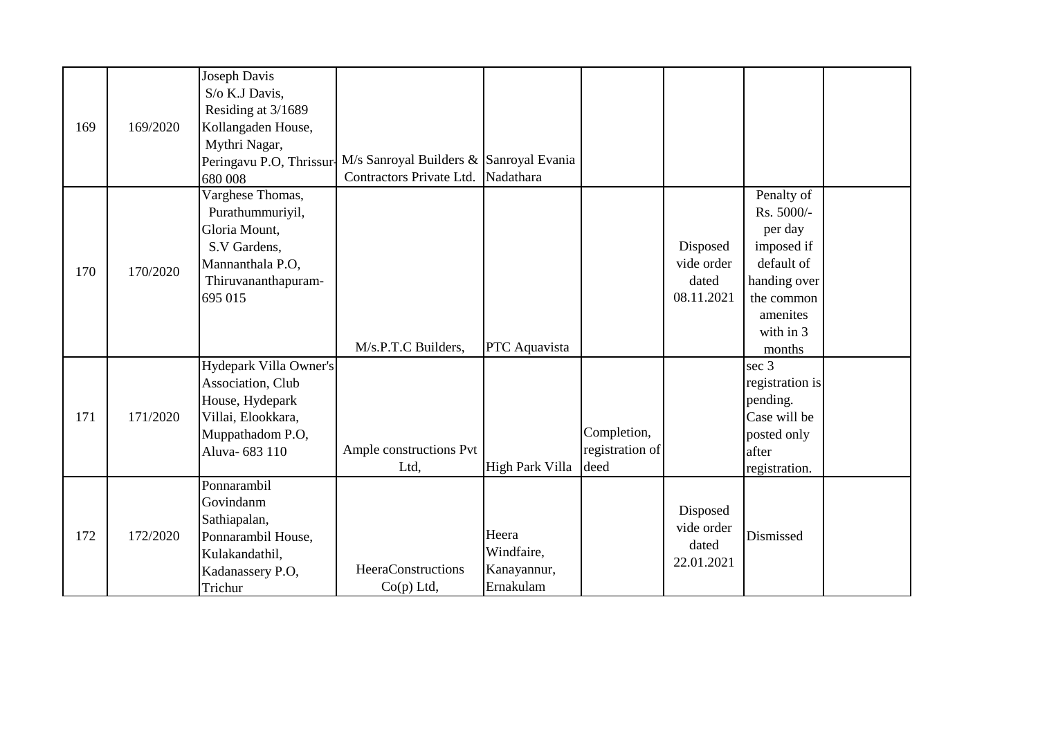| 169 | 169/2020 | Joseph Davis S/o K.J Davis, Residing at 3/1689 Kollangaden House, Mythri Nagar, Peringavu P.O, Thrissur-680 008 | M/s Sanroyal Builders & Contractors Private Ltd. | Sanroyal Evania Nadathara | | | | |
|---|---|---|---|---|---|---|---|---|
| 170 | 170/2020 | Varghese Thomas, Purathummuriyil, Gloria Mount, S.V Gardens, Mannanthala P.O, Thiruvananthapuram-695 015 | M/s.P.T.C Builders, | PTC Aquavista | | Disposed vide order dated 08.11.2021 | Penalty of Rs. 5000/- per day imposed if default of handing over the common amenites with in 3 months | |
| 171 | 171/2020 | Hydepark Villa Owner's Association, Club House, Hydepark Villai, Elookkara, Muppathadom P.O, Aluva- 683 110 | Ample constructions Pvt Ltd, | High Park Villa | Completion, registration of deed | | sec 3 registration is pending. Case will be posted only after registration. | |
| 172 | 172/2020 | Ponnarambil Govindanm Sathiapalan, Ponnarambil House, Kulakandathil, Kadanassery P.O, Trichur | HeeraConstructions Co(p) Ltd, | Heera Windfaire, Kanayannur, Ernakulam | | Disposed vide order dated 22.01.2021 | Dismissed | |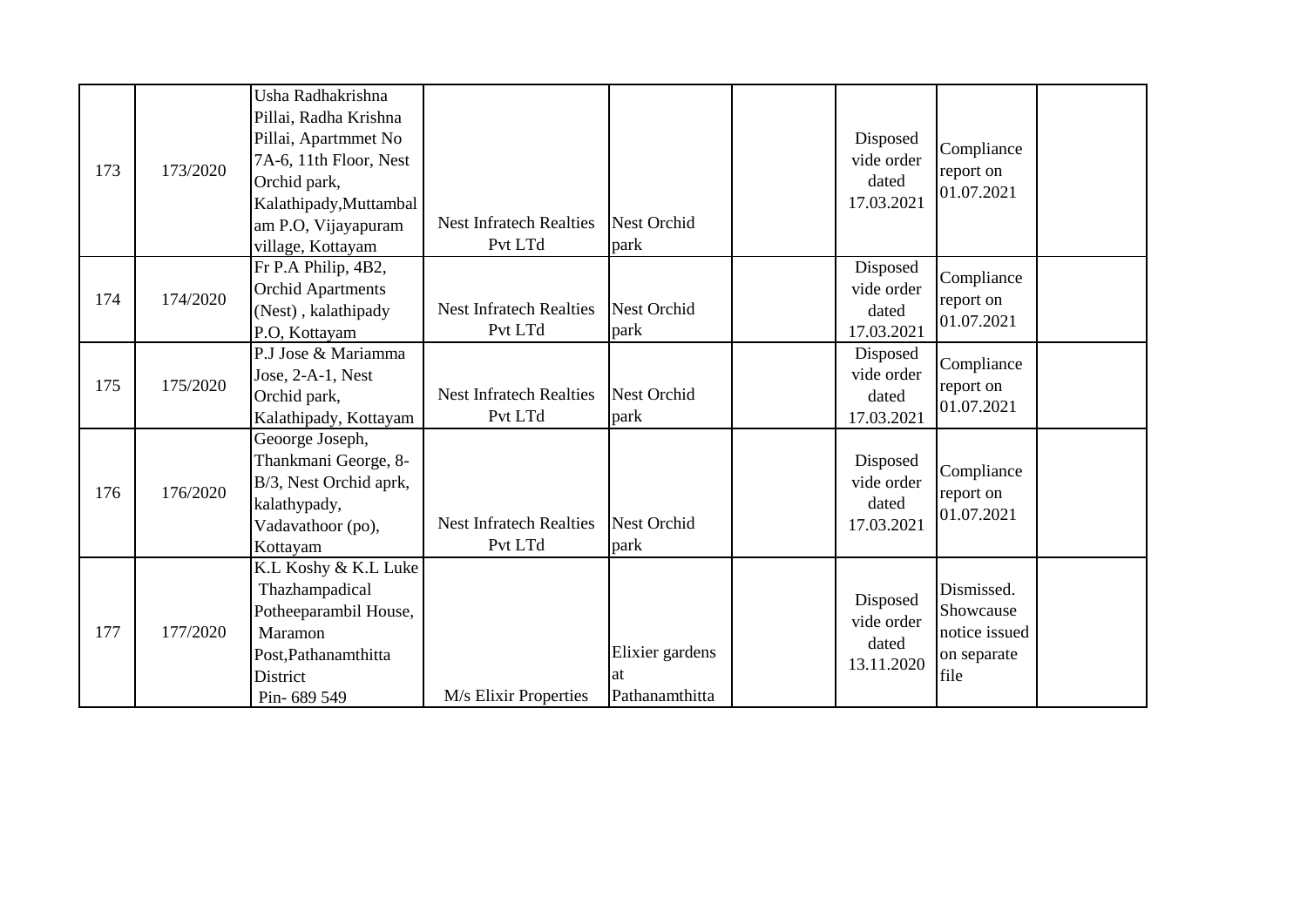| | | | | | | | | |
|---|---|---|---|---|---|---|---|---|
| 173 | 173/2020 | Usha Radhakrishna Pillai, Radha Krishna Pillai, Apartmmet No 7A-6, 11th Floor, Nest Orchid park, Kalathipady,Muttambal am P.O, Vijayapuram village, Kottayam | Nest Infratech Realties Pvt LTd | Nest Orchid park | | Disposed vide order dated 17.03.2021 | Compliance report on 01.07.2021 | |
| 174 | 174/2020 | Fr P.A Philip, 4B2, Orchid Apartments (Nest) , kalathipady P.O, Kottayam | Nest Infratech Realties Pvt LTd | Nest Orchid park | | Disposed vide order dated 17.03.2021 | Compliance report on 01.07.2021 | |
| 175 | 175/2020 | P.J Jose & Mariamma Jose, 2-A-1, Nest Orchid park, Kalathipady, Kottayam | Nest Infratech Realties Pvt LTd | Nest Orchid park | | Disposed vide order dated 17.03.2021 | Compliance report on 01.07.2021 | |
| 176 | 176/2020 | Geoorge Joseph, Thankmani George, 8-B/3, Nest Orchid aprk, kalathypady, Vadavathoor (po), Kottayam | Nest Infratech Realties Pvt LTd | Nest Orchid park | | Disposed vide order dated 17.03.2021 | Compliance report on 01.07.2021 | |
| 177 | 177/2020 | K.L Koshy & K.L Luke Thazhampadical Potheeparambil House, Maramon Post,Pathanamthitta District Pin- 689 549 | M/s Elixir Properties | Elixier gardens at Pathanamthitta | | Disposed vide order dated 13.11.2020 | Dismissed. Showcause notice issued on separate file | |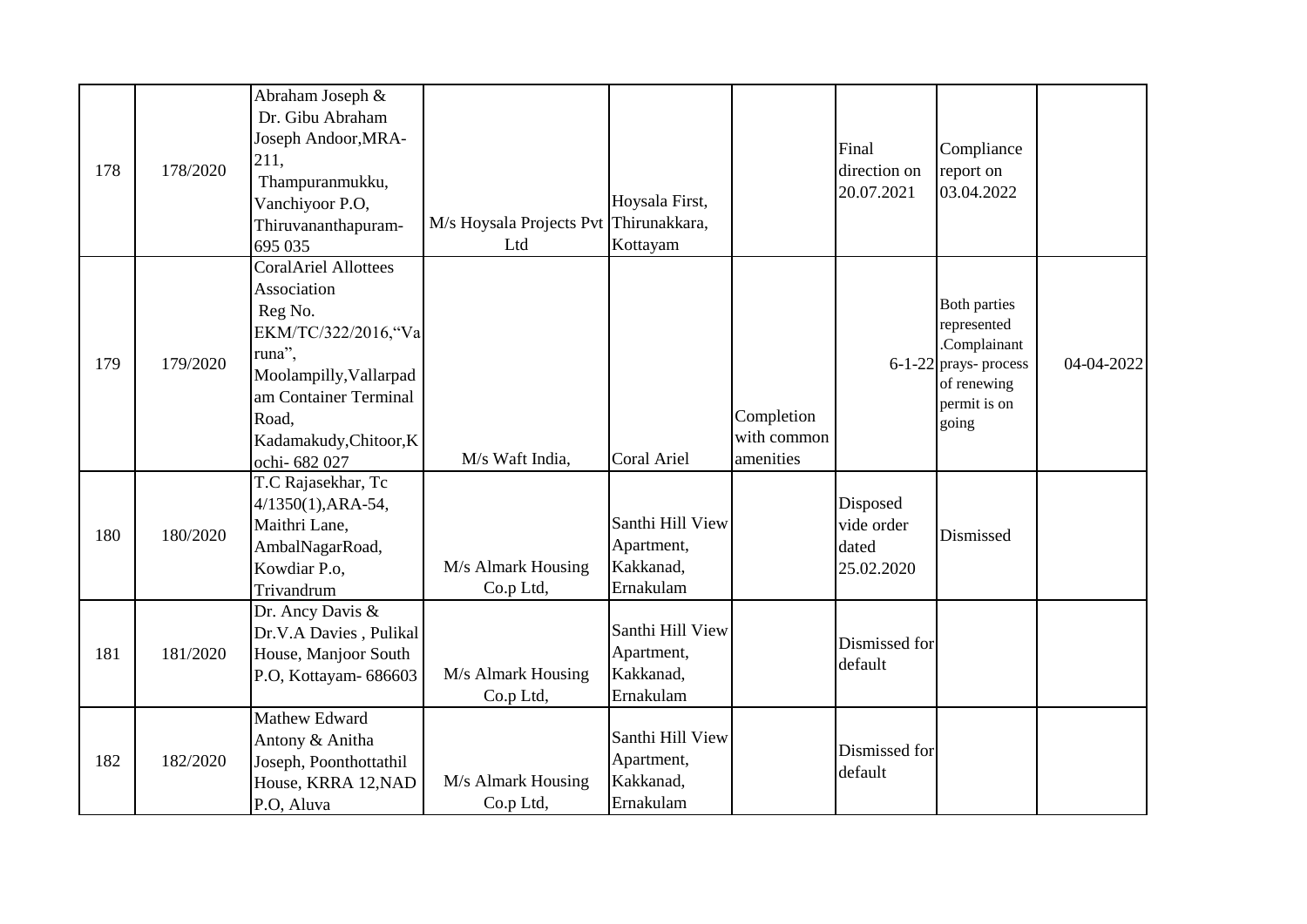| 178 | 178/2020 | Abraham Joseph & Dr. Gibu Abraham Joseph Andoor,MRA-211, Thampuranmukku, Vanchiyoor P.O, Thiruvananthapuram-695 035 | M/s Hoysala Projects Pvt Ltd | Hoysala First, Thirunakkara, Kottayam | | Final direction on 20.07.2021 | Compliance report on 03.04.2022 | |
|---|---|---|---|---|---|---|---|---|
| 179 | 179/2020 | CoralAriel Allottees Association Reg No. EKM/TC/322/2016,"Varuna", Moolampilly,Vallarpadam Container Terminal Road, Kadamakudy,Chitoor,Kochi- 682 027 | M/s Waft India, | Coral Ariel | Completion with common amenities | 6-1-22 | Both parties represented .Complainant prays- process of renewing permit is on going | 04-04-2022 |
| 180 | 180/2020 | T.C Rajasekhar, Tc 4/1350(1),ARA-54, Maithri Lane, AmbalNagarRoad, Kowdiar P.o, Trivandrum | M/s Almark Housing Co.p Ltd, | Santhi Hill View Apartment, Kakkanad, Ernakulam | | Disposed vide order dated 25.02.2020 | Dismissed | |
| 181 | 181/2020 | Dr. Ancy Davis & Dr.V.A Davies , Pulikal House, Manjoor South P.O, Kottayam- 686603 | M/s Almark Housing Co.p Ltd, | Santhi Hill View Apartment, Kakkanad, Ernakulam | | Dismissed for default | | |
| 182 | 182/2020 | Mathew Edward Antony & Anitha Joseph, Poonthottathil House, KRRA 12,NAD P.O, Aluva | M/s Almark Housing Co.p Ltd, | Santhi Hill View Apartment, Kakkanad, Ernakulam | | Dismissed for default | | |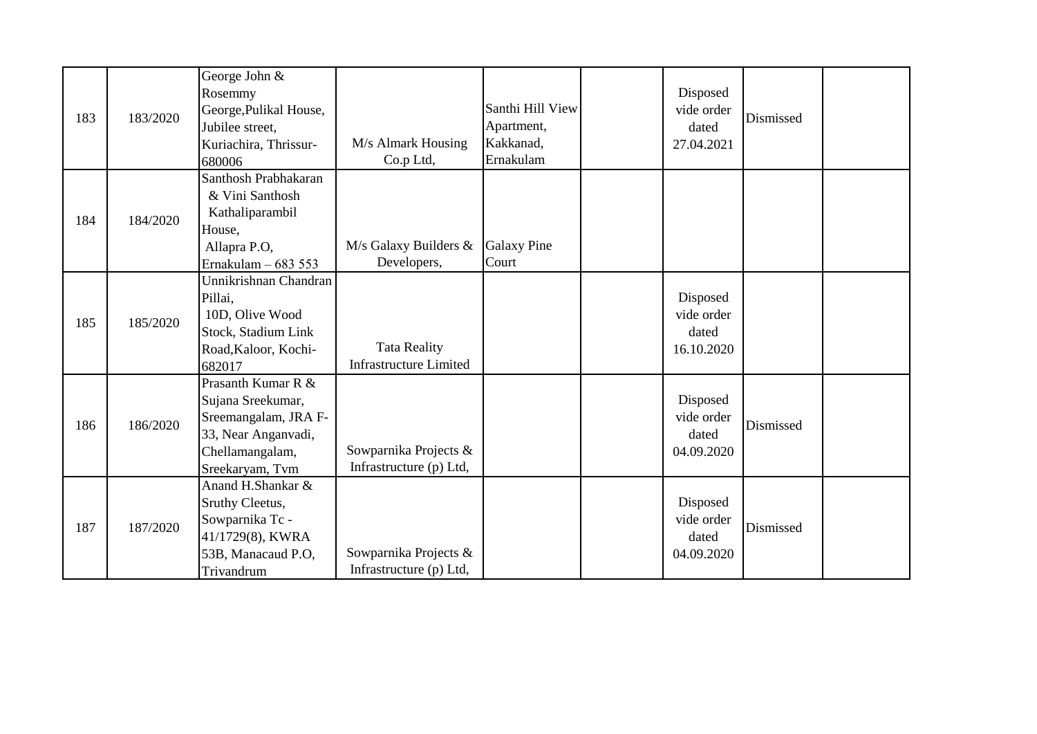| 183 | 183/2020 | George John & Rosemmy George,Pulikal House, Jubilee street, Kuriachira, Thrissur-680006 | M/s Almark Housing Co.p Ltd, | Santhi Hill View Apartment, Kakkanad, Ernakulam | | Disposed vide order dated 27.04.2021 | Dismissed | |
|---|---|---|---|---|---|---|---|---|
| 184 | 184/2020 | Santhosh Prabhakaran & Vini Santhosh Kathaliparambil House, Allapra P.O, Ernakulam – 683 553 | M/s Galaxy Builders & Developers, | Galaxy Pine Court | | | | |
| 185 | 185/2020 | Unnikrishnan Chandran Pillai, 10D, Olive Wood Stock, Stadium Link Road,Kaloor, Kochi-682017 | Tata Reality Infrastructure Limited | | | Disposed vide order dated 16.10.2020 | | |
| 186 | 186/2020 | Prasanth Kumar R & Sujana Sreekumar, Sreemangalam, JRA F-33, Near Anganvadi, Chellamangalam, Sreekaryam, Tvm | Sowparnika Projects & Infrastructure (p) Ltd, | | | Disposed vide order dated 04.09.2020 | Dismissed | |
| 187 | 187/2020 | Anand H.Shankar & Sruthy Cleetus, Sowparnika Tc - 41/1729(8), KWRA 53B, Manacaud P.O, Trivandrum | Sowparnika Projects & Infrastructure (p) Ltd, | | | Disposed vide order dated 04.09.2020 | Dismissed | |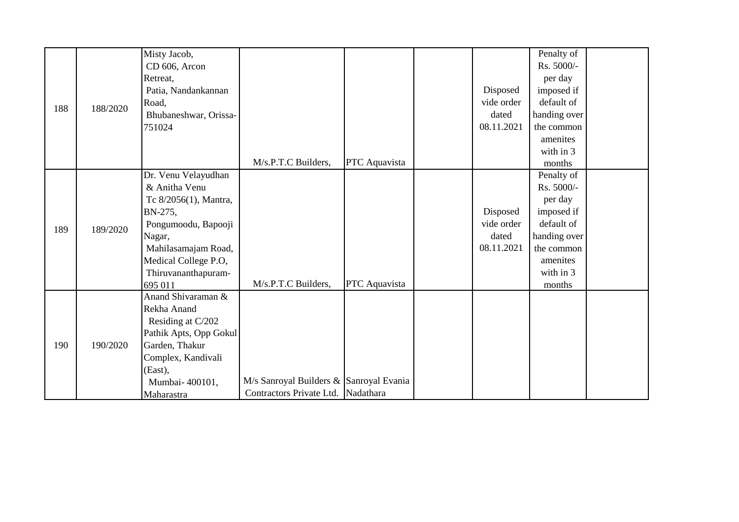| | | | | | | | | |
|---|---|---|---|---|---|---|---|---|
| 188 | 188/2020 | Misty Jacob, CD 606, Arcon Retreat, Patia, Nandankannan Road, Bhubaneshwar, Orissa-751024 | M/s.P.T.C Builders, | PTC Aquavista | | Disposed vide order dated 08.11.2021 | Penalty of Rs. 5000/- per day imposed if default of handing over the common amenites with in 3 months | |
| 189 | 189/2020 | Dr. Venu Velayudhan & Anitha Venu Tc 8/2056(1), Mantra, BN-275, Pongumoodu, Bapooji Nagar, Mahilasamajam Road, Medical College P.O, Thiruvananthapuram-695 011 | M/s.P.T.C Builders, | PTC Aquavista | | Disposed vide order dated 08.11.2021 | Penalty of Rs. 5000/- per day imposed if default of handing over the common amenites with in 3 months | |
| 190 | 190/2020 | Anand Shivaraman & Rekha Anand Residing at C/202 Pathik Apts, Opp Gokul Garden, Thakur Complex, Kandivali (East), Mumbai- 400101, Maharastra | M/s Sanroyal Builders & Contractors Private Ltd. | Sanroyal Evania Nadathara | | | | |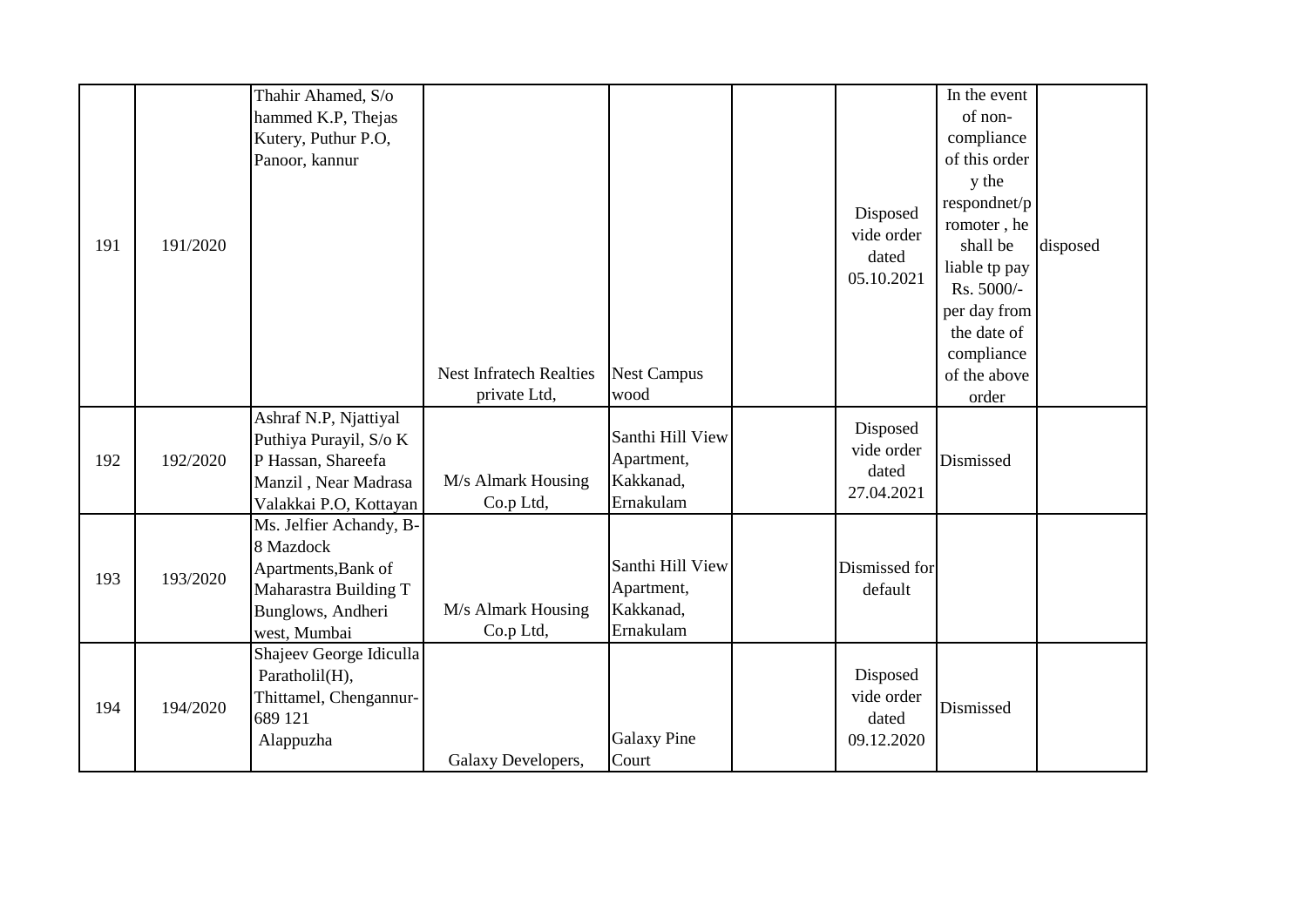| | | | | | | | | |
|---|---|---|---|---|---|---|---|---|
| 191 | 191/2020 | Thahir Ahamed, S/o hammed K.P, Thejas Kutery, Puthur P.O, Panoor, kannur | Nest Infratech Realties private Ltd, | Nest Campus wood | | Disposed vide order dated 05.10.2021 | In the event of non-compliance of this order y the respondnet/promoter , he shall be liable tp pay Rs. 5000/- per day from the date of compliance of the above order | disposed |
| 192 | 192/2020 | Ashraf N.P, Njattiyal Puthiya Purayil, S/o K P Hassan, Shareefa Manzil , Near Madrasa Valakkai P.O, Kottayan | M/s Almark Housing Co.p Ltd, | Santhi Hill View Apartment, Kakkanad, Ernakulam | | Disposed vide order dated 27.04.2021 | Dismissed | |
| 193 | 193/2020 | Ms. Jelfier Achandy, B-8 Mazdock Apartments,Bank of Maharastra Building T Bunglows, Andheri west, Mumbai | M/s Almark Housing Co.p Ltd, | Santhi Hill View Apartment, Kakkanad, Ernakulam | | Dismissed for default | | |
| 194 | 194/2020 | Shajeev George Idiculla Paratholil(H), Thittamel, Chengannur-689 121 Alappuzha | Galaxy Developers, | Galaxy Pine Court | | Disposed vide order dated 09.12.2020 | Dismissed | |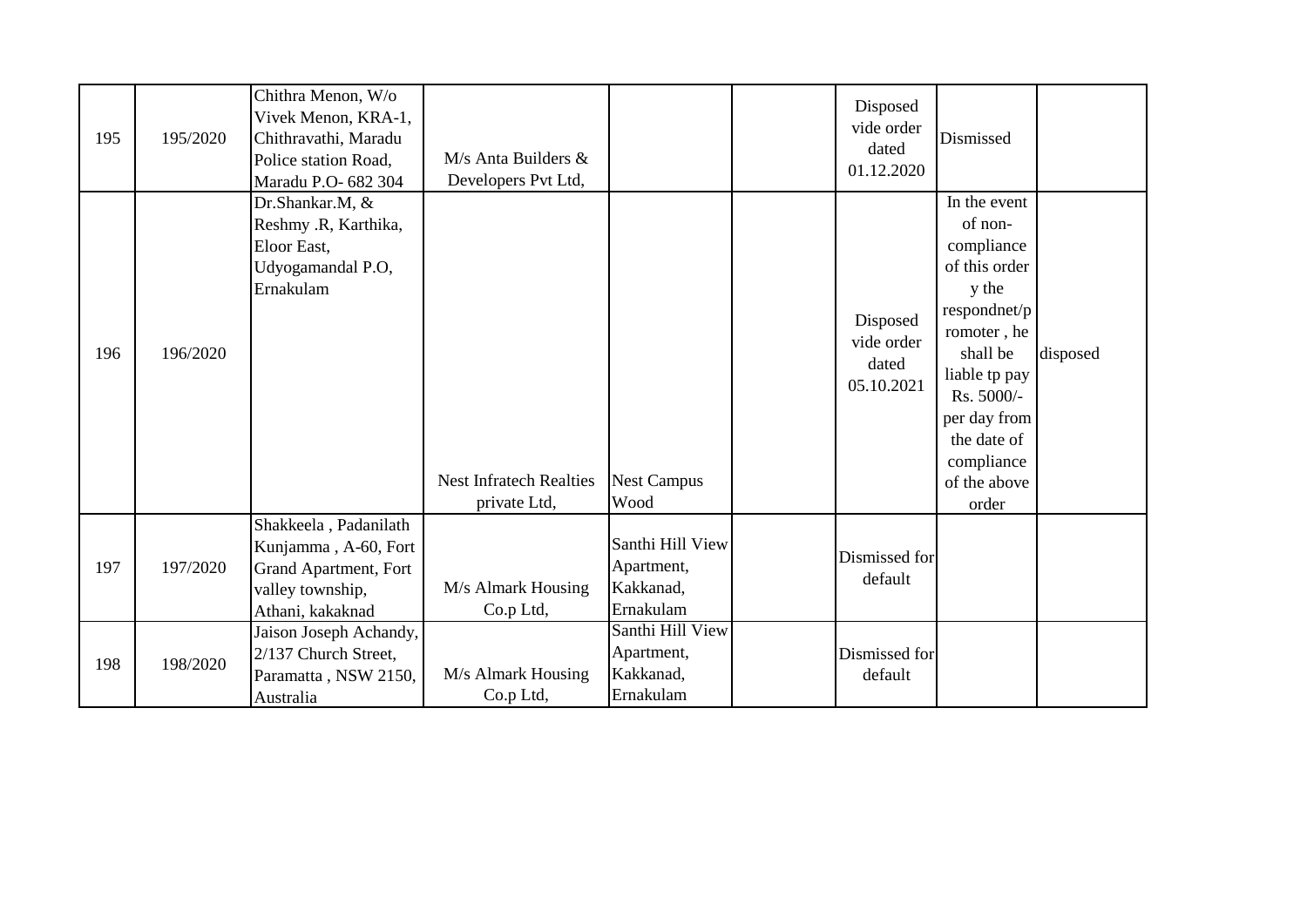| 195 | 195/2020 | Chithra Menon, W/o Vivek Menon, KRA-1, Chithravathi, Maradu Police station Road, Maradu P.O- 682 304 | M/s Anta Builders & Developers Pvt Ltd, | | | Disposed vide order dated 01.12.2020 | Dismissed | |
|---|---|---|---|---|---|---|---|---|
| 196 | 196/2020 | Dr.Shankar.M, & Reshmy .R, Karthika, Eloor East, Udyogamandal P.O, Ernakulam | Nest Infratech Realties private Ltd, | Nest Campus Wood | | Disposed vide order dated 05.10.2021 | In the event of non-compliance of this order y the respondnet/promoter , he shall be liable tp pay Rs. 5000/- per day from the date of compliance of the above order | disposed |
| 197 | 197/2020 | Shakkeela , Padanilath Kunjamma , A-60, Fort Grand Apartment, Fort valley township, Athani, kakaknad | M/s Almark Housing Co.p Ltd, | Santhi Hill View Apartment, Kakkanad, Ernakulam | | Dismissed for default | | |
| 198 | 198/2020 | Jaison Joseph Achandy, 2/137 Church Street, Paramatta , NSW 2150, Australia | M/s Almark Housing Co.p Ltd, | Santhi Hill View Apartment, Kakkanad, Ernakulam | | Dismissed for default | | |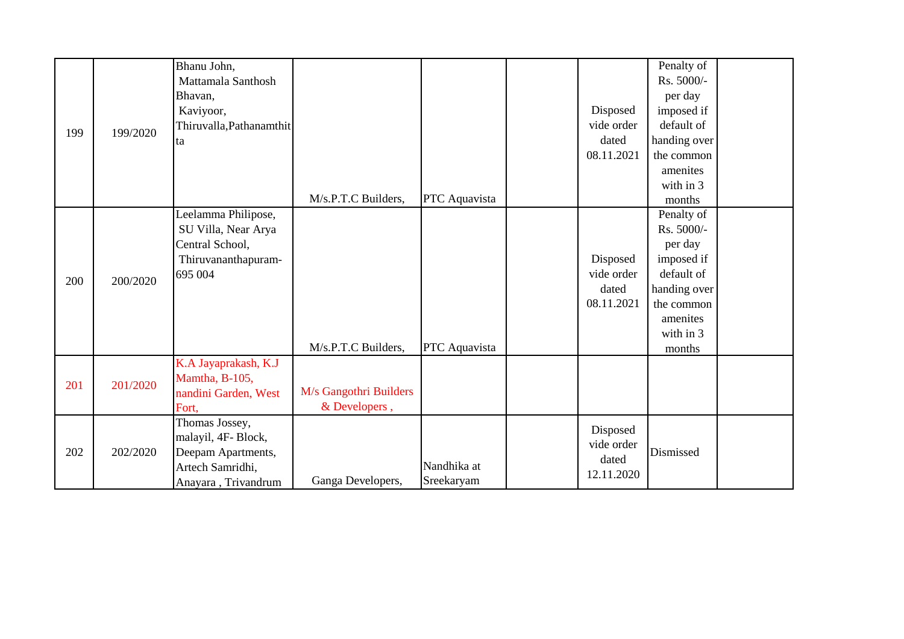| | | | | | | | | |
|---|---|---|---|---|---|---|---|---|
| 199 | 199/2020 | Bhanu John, Mattamala Santhosh Bhavan, Kaviyoor, Thiruvalla,Pathanamthitta | M/s.P.T.C Builders, | PTC Aquavista | | Disposed vide order dated 08.11.2021 | Penalty of Rs. 5000/- per day imposed if default of handing over the common amenites with in 3 months | |
| 200 | 200/2020 | Leelamma Philipose, SU Villa, Near Arya Central School, Thiruvananthapuram-695 004 | M/s.P.T.C Builders, | PTC Aquavista | | Disposed vide order dated 08.11.2021 | Penalty of Rs. 5000/- per day imposed if default of handing over the common amenites with in 3 months | |
| 201 | 201/2020 | K.A Jayaprakash, K.J Mamtha, B-105, nandini Garden, West Fort, | M/s Gangothri Builders & Developers , | | | | | |
| 202 | 202/2020 | Thomas Jossey, malayil, 4F- Block, Deepam Apartments, Artech Samridhi, Anayara , Trivandrum | Ganga Developers, | Nandhika at Sreekaryam | | Disposed vide order dated 12.11.2020 | Dismissed | |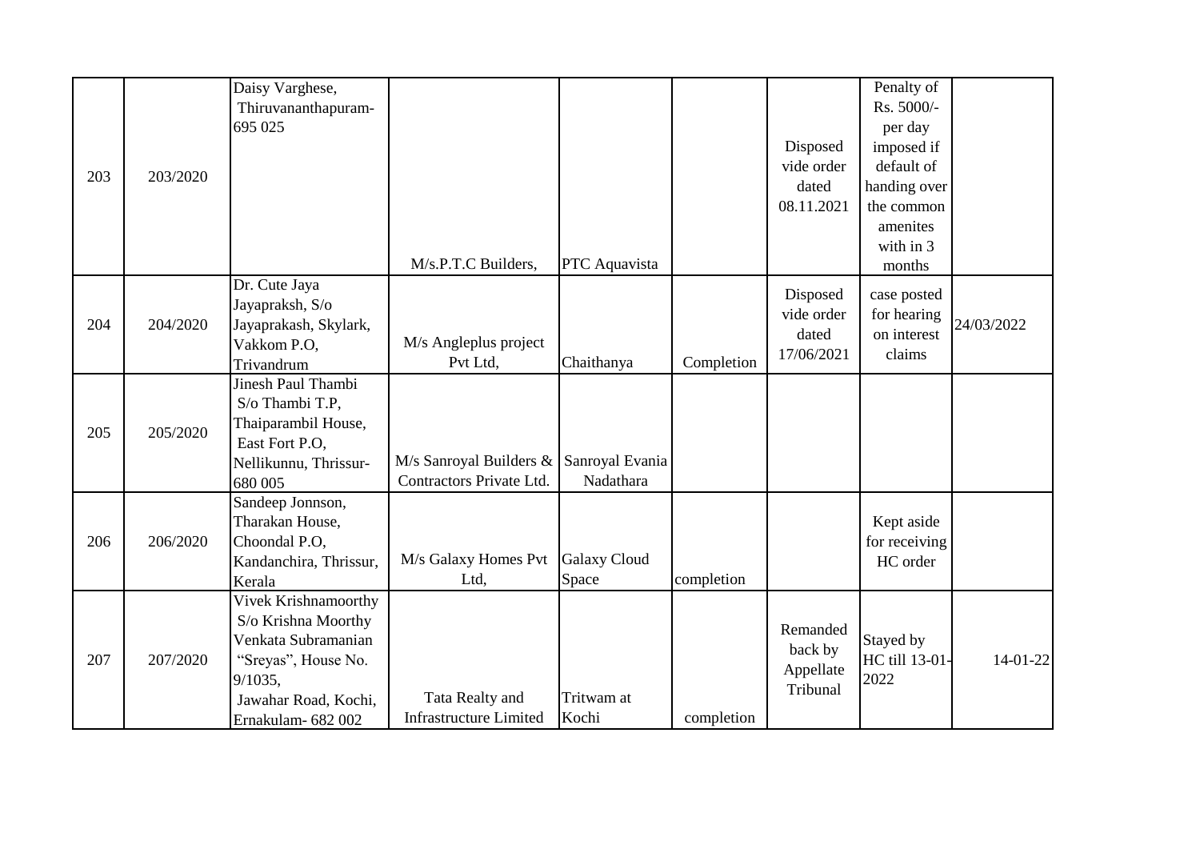| 203 | 203/2020 | Daisy Varghese, Thiruvananthapuram-695 025 | M/s.P.T.C Builders, | PTC Aquavista | | Disposed vide order dated 08.11.2021 | Penalty of Rs. 5000/- per day imposed if default of handing over the common amenites with in 3 months | |
|---|---|---|---|---|---|---|---|---|
| 204 | 204/2020 | Dr. Cute Jaya Jayapraksh, S/o Jayaprakash, Skylark, Vakkom P.O, Trivandrum | M/s Angleplus project Pvt Ltd, | Chaithanya | Completion | Disposed vide order dated 17/06/2021 | case posted for hearing on interest claims | 24/03/2022 |
| 205 | 205/2020 | Jinesh Paul Thambi S/o Thambi T.P, Thaiparambil House, East Fort P.O, Nellikunnu, Thrissur-680 005 | M/s Sanroyal Builders & Contractors Private Ltd. | Sanroyal Evania Nadathara | | | | |
| 206 | 206/2020 | Sandeep Jonnson, Tharakan House, Choondal P.O, Kandanchira, Thrissur, Kerala | M/s Galaxy Homes Pvt Ltd, | Galaxy Cloud Space | completion | | Kept aside for receiving HC order | |
| 207 | 207/2020 | Vivek Krishnamoorthy S/o Krishna Moorthy Venkata Subramanian "Sreyas", House No. 9/1035, Jawahar Road, Kochi, Ernakulam- 682 002 | Tata Realty and Infrastructure Limited | Tritwam at Kochi | completion | Remanded back by Appellate Tribunal | Stayed by HC till 13-01-2022 | 14-01-22 |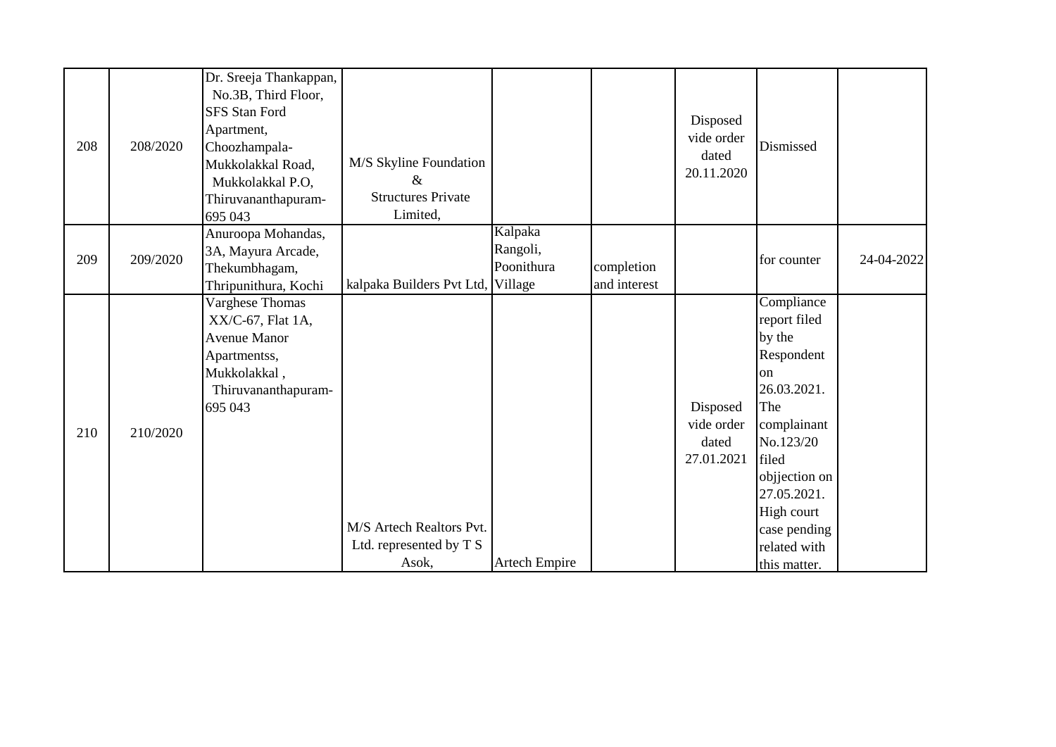| | | | | | | | | |
|---|---|---|---|---|---|---|---|---|
| 208 | 208/2020 | Dr. Sreeja Thankappan, No.3B, Third Floor, SFS Stan Ford Apartment, Choozhampala-Mukkolakkal Road, Mukkolakkal P.O, Thiruvananthapuram-695 043 | M/S Skyline Foundation & Structures Private Limited, | | | Disposed vide order dated 20.11.2020 | Dismissed | |
| 209 | 209/2020 | Anuroopa Mohandas, 3A, Mayura Arcade, Thekumbhagam, Thripunithura, Kochi | kalpaka Builders Pvt Ltd, | Kalpaka Rangoli, Poonithura Village | completion and interest | | for counter | 24-04-2022 |
| 210 | 210/2020 | Varghese Thomas XX/C-67, Flat 1A, Avenue Manor Apartmentss, Mukkolakkal , Thiruvananthapuram-695 043 | M/S Artech Realtors Pvt. Ltd. represented by T S Asok, | Artech Empire | | Disposed vide order dated 27.01.2021 | Compliance report filed by the Respondent on 26.03.2021. The complainant No.123/20 filed objjection on 27.05.2021. High court case pending related with this matter. | |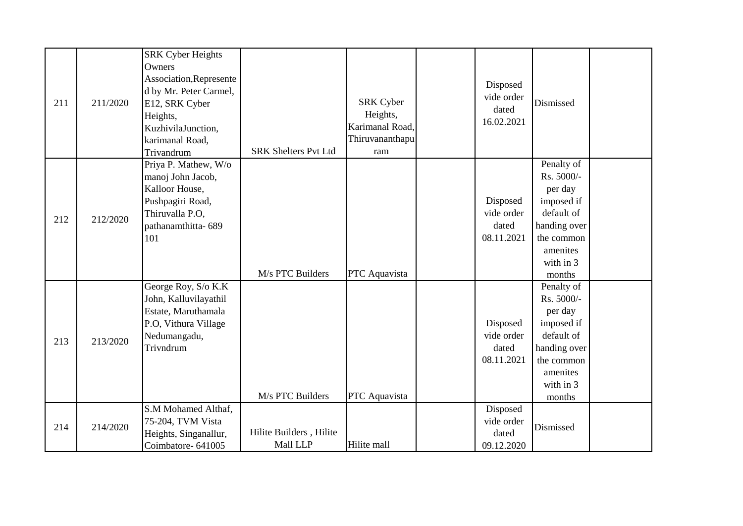| | | | | | | | | |
|---|---|---|---|---|---|---|---|---|
| 211 | 211/2020 | SRK Cyber Heights Owners Association,Represented by Mr. Peter Carmel, E12, SRK Cyber Heights, KuzhivilaJunction, karimanal Road, Trivandrum | SRK Shelters Pvt Ltd | SRK Cyber Heights, Karimanal Road, Thiruvananthapuram | | Disposed vide order dated 16.02.2021 | Dismissed | |
| 212 | 212/2020 | Priya P. Mathew, W/o manoj John Jacob, Kalloor House, Pushpagiri Road, Thiruvalla P.O, pathanamthitta- 689 101 | M/s PTC Builders | PTC Aquavista | | Disposed vide order dated 08.11.2021 | Penalty of Rs. 5000/- per day imposed if default of handing over the common amenites with in 3 months | |
| 213 | 213/2020 | George Roy, S/o K.K John, Kalluvilayathil Estate, Maruthamala P.O, Vithura Village Nedumangadu, Trivndrum | M/s PTC Builders | PTC Aquavista | | Disposed vide order dated 08.11.2021 | Penalty of Rs. 5000/- per day imposed if default of handing over the common amenites with in 3 months | |
| 214 | 214/2020 | S.M Mohamed Althaf, 75-204, TVM Vista Heights, Singanallur, Coimbatore- 641005 | Hilite Builders , Hilite Mall LLP | Hilite mall | | Disposed vide order dated 09.12.2020 | Dismissed | |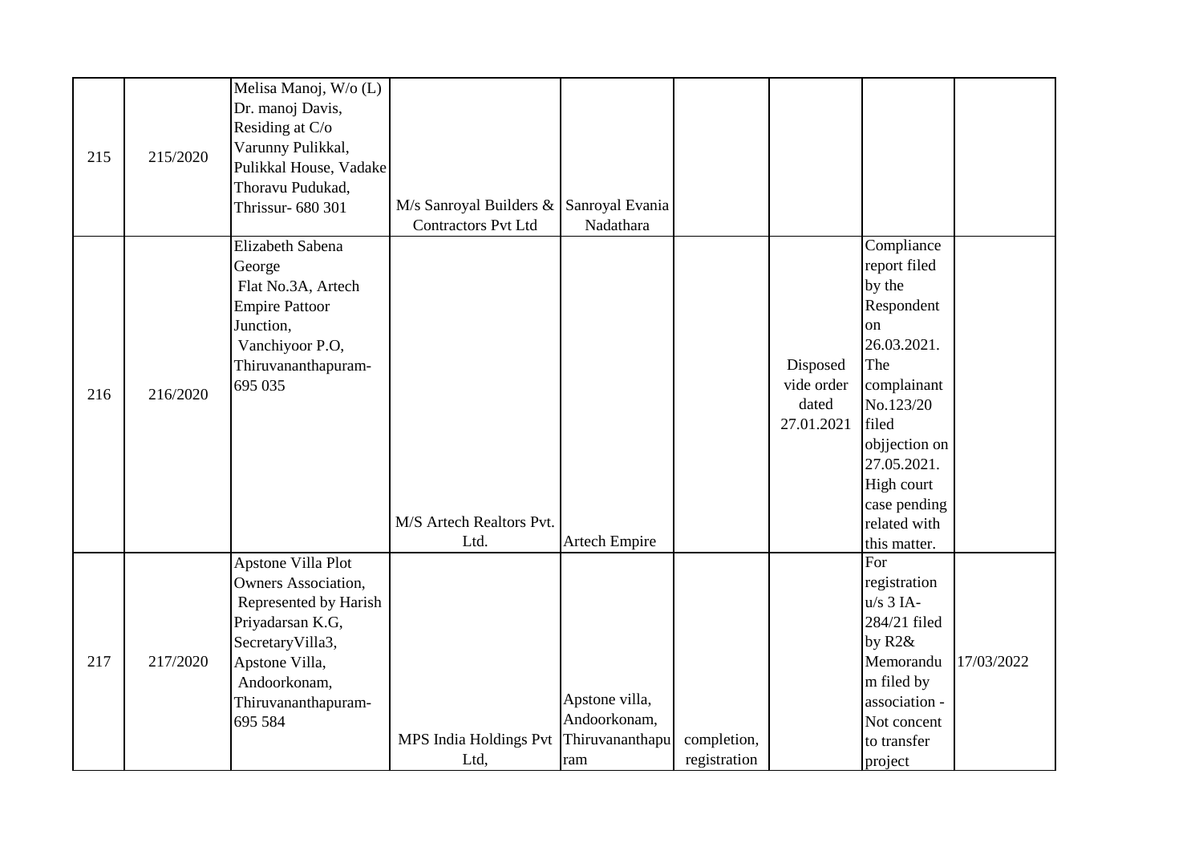| | | | | | | | | |
|---|---|---|---|---|---|---|---|---|
| 215 | 215/2020 | Melisa Manoj, W/o (L) Dr. manoj Davis, Residing at C/o Varunny Pulikkal, Pulikkal House, Vadake Thoravu Pudukad, Thrissur- 680 301 | M/s Sanroyal Builders & Contractors Pvt Ltd | Sanroyal Evania Nadathara | | | | |
| 216 | 216/2020 | Elizabeth Sabena George Flat No.3A, Artech Empire Pattoor Junction, Vanchiyoor P.O, Thiruvananthapuram- 695 035 | M/S Artech Realtors Pvt. Ltd. | Artech Empire | | Disposed vide order dated 27.01.2021 | Compliance report filed by the Respondent on 26.03.2021. The complainant No.123/20 filed objjection on 27.05.2021. High court case pending related with this matter. | |
| 217 | 217/2020 | Apstone Villa Plot Owners Association, Represented by Harish Priyadarsan K.G, SecretaryVilla3, Apstone Villa, Andoorkonam, Thiruvananthapuram- 695 584 | MPS India Holdings Pvt Ltd, | Apstone villa, Andoorkonam, Thiruvananthapuram | completion, registration | | For registration u/s 3 IA-284/21 filed by R2& Memorandum filed by association - Not concent to transfer project | 17/03/2022 |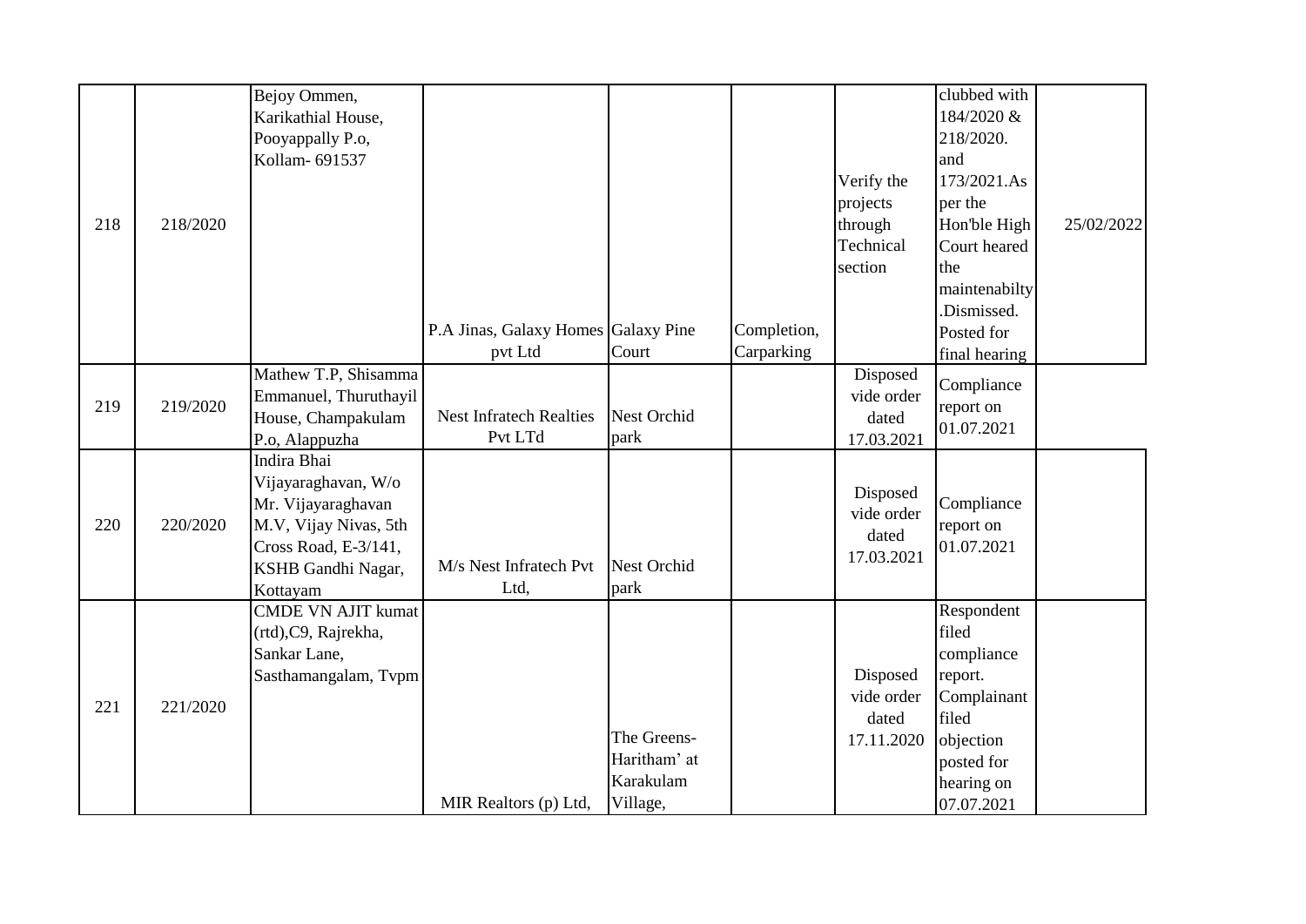| | | | | | | | | |
|---|---|---|---|---|---|---|---|---|
| 218 | 218/2020 | Bejoy Ommen, Karikathial House, Pooyappally P.o, Kollam- 691537 | P.A Jinas, Galaxy Homes pvt Ltd | Galaxy Pine Court | Completion, Carparking | Verify the projects through Technical section | clubbed with 184/2020 & 218/2020. and 173/2021.As per the Hon'ble High Court heared the maintenabilty .Dismissed. Posted for final hearing | 25/02/2022 |
| 219 | 219/2020 | Mathew T.P, Shisamma Emmanuel, Thuruthayil House, Champakulam P.o, Alappuzha | Nest Infratech Realties Pvt LTd | Nest Orchid park | | Disposed vide order dated 17.03.2021 | Compliance report on 01.07.2021 | |
| 220 | 220/2020 | Indira Bhai Vijayaraghavan, W/o Mr. Vijayaraghavan M.V, Vijay Nivas, 5th Cross Road, E-3/141, KSHB Gandhi Nagar, Kottayam | M/s Nest Infratech Pvt Ltd, | Nest Orchid park | | Disposed vide order dated 17.03.2021 | Compliance report on 01.07.2021 | |
| 221 | 221/2020 | CMDE VN AJIT kumat (rtd),C9, Rajrekha, Sankar Lane, Sasthamangalam, Tvpm | MIR Realtors (p) Ltd, | The Greens- Haritham' at Karakulam Village, | | Disposed vide order dated 17.11.2020 | Respondent filed compliance report. Complainant filed objection posted for hearing on 07.07.2021 | |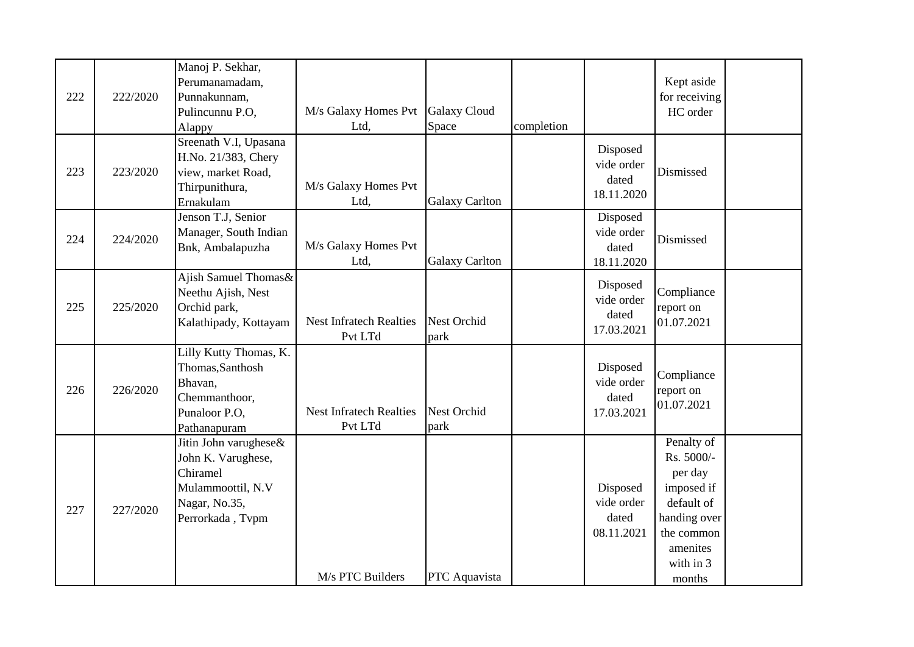| 222 | 222/2020 | Manoj P. Sekhar, Perumanamadam, Punnakunnam, Pulincunnu P.O, Alappy | M/s Galaxy Homes Pvt Ltd, | Galaxy Cloud Space | completion | | Kept aside for receiving HC order | |
|---|---|---|---|---|---|---|---|---|
| 223 | 223/2020 | Sreenath V.I, Upasana H.No. 21/383, Chery view, market Road, Thirpunithura, Ernakulam | M/s Galaxy Homes Pvt Ltd, | Galaxy Carlton | | Disposed vide order dated 18.11.2020 | Dismissed | |
| 224 | 224/2020 | Jenson T.J, Senior Manager, South Indian Bnk, Ambalapuzha | M/s Galaxy Homes Pvt Ltd, | Galaxy Carlton | | Disposed vide order dated 18.11.2020 | Dismissed | |
| 225 | 225/2020 | Ajish Samuel Thomas& Neethu Ajish, Nest Orchid park, Kalathipady, Kottayam | Nest Infratech Realties Pvt LTd | Nest Orchid park | | Disposed vide order dated 17.03.2021 | Compliance report on 01.07.2021 | |
| 226 | 226/2020 | Lilly Kutty Thomas, K. Thomas,Santhosh Bhavan, Chemmanthoor, Punaloor P.O, Pathanapuram | Nest Infratech Realties Pvt LTd | Nest Orchid park | | Disposed vide order dated 17.03.2021 | Compliance report on 01.07.2021 | |
| 227 | 227/2020 | Jitin John varughese& John K. Varughese, Chiramel Mulammoottil, N.V Nagar, No.35, Perrorkada , Tvpm | M/s PTC Builders | PTC Aquavista | | Disposed vide order dated 08.11.2021 | Penalty of Rs. 5000/- per day imposed if default of handing over the common amenites with in 3 months | |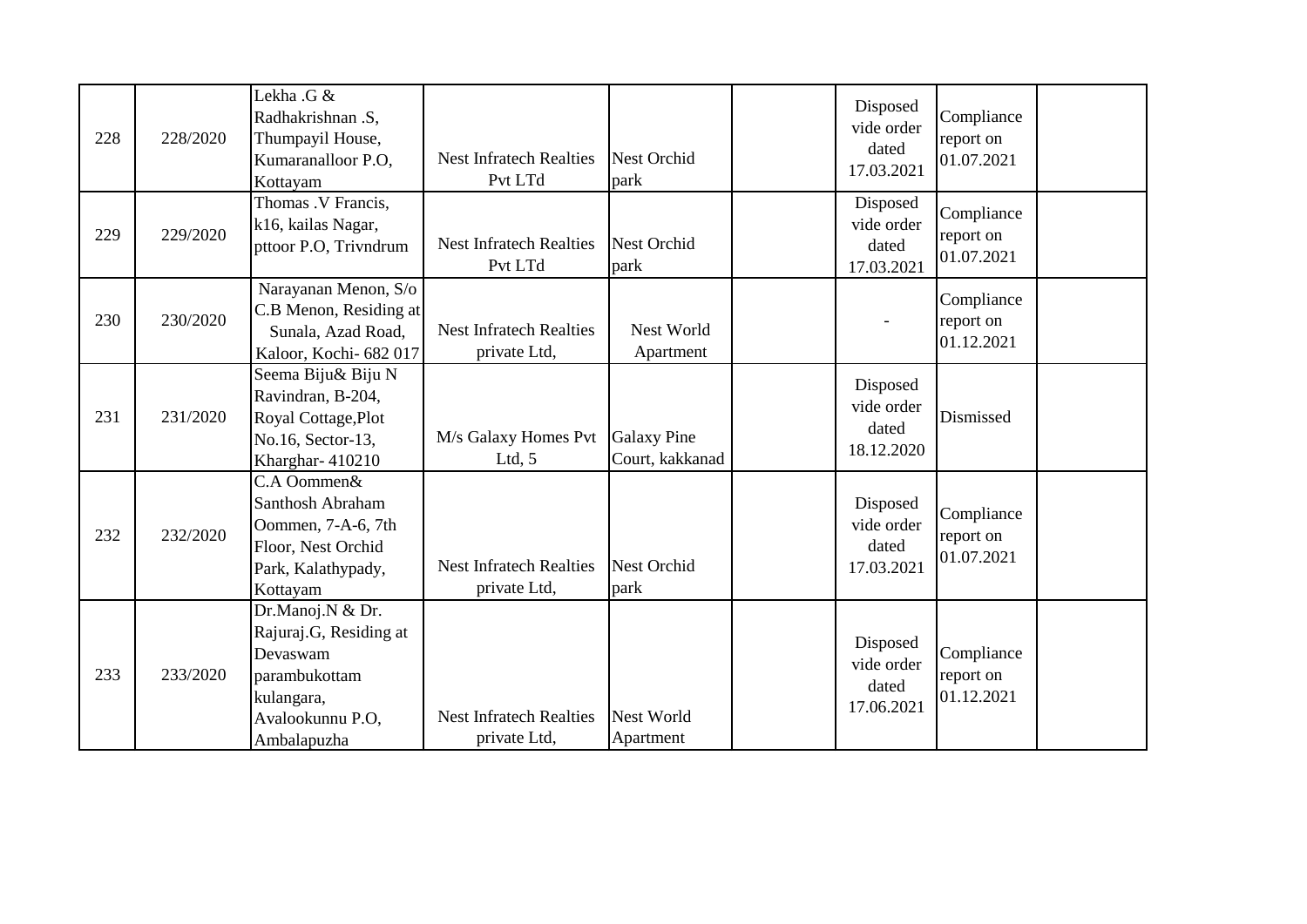| | | | | | | | | |
|---|---|---|---|---|---|---|---|---|
| 228 | 228/2020 | Lekha .G & Radhakrishnan .S, Thumpayil House, Kumaranalloor P.O, Kottayam | Nest Infratech Realties Pvt LTd | Nest Orchid park | | Disposed vide order dated 17.03.2021 | Compliance report on 01.07.2021 | |
| 229 | 229/2020 | Thomas .V Francis, k16, kailas Nagar, pttoor P.O, Trivndrum | Nest Infratech Realties Pvt LTd | Nest Orchid park | | Disposed vide order dated 17.03.2021 | Compliance report on 01.07.2021 | |
| 230 | 230/2020 | Narayanan Menon, S/o C.B Menon, Residing at Sunala, Azad Road, Kaloor, Kochi- 682 017 | Nest Infratech Realties private Ltd, | Nest World Apartment | | - | Compliance report on 01.12.2021 | |
| 231 | 231/2020 | Seema Biju& Biju N Ravindran, B-204, Royal Cottage,Plot No.16, Sector-13, Kharghar- 410210 | M/s Galaxy Homes Pvt Ltd, 5 | Galaxy Pine Court, kakkanad | | Disposed vide order dated 18.12.2020 | Dismissed | |
| 232 | 232/2020 | C.A Oommen& Santhosh Abraham Oommen, 7-A-6, 7th Floor, Nest Orchid Park, Kalathypady, Kottayam | Nest Infratech Realties private Ltd, | Nest Orchid park | | Disposed vide order dated 17.03.2021 | Compliance report on 01.07.2021 | |
| 233 | 233/2020 | Dr.Manoj.N & Dr. Rajuraj.G, Residing at Devaswam parambukottam kulangara, Avalookunnu P.O, Ambalapuzha | Nest Infratech Realties private Ltd, | Nest World Apartment | | Disposed vide order dated 17.06.2021 | Compliance report on 01.12.2021 | |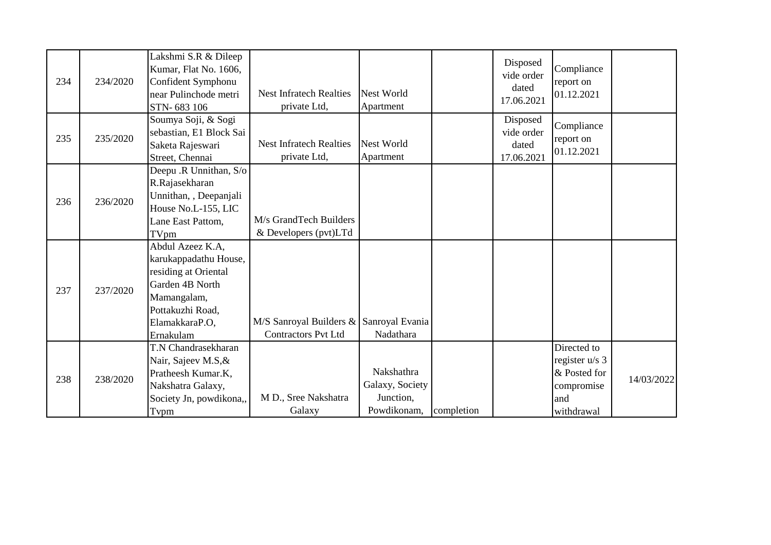| | | | | | | | | |
|---|---|---|---|---|---|---|---|---|
| 234 | 234/2020 | Lakshmi S.R & Dileep Kumar, Flat No. 1606, Confident Symphonu near Pulinchode metri STN- 683 106 | Nest Infratech Realties private Ltd, | Nest World Apartment | | Disposed vide order dated 17.06.2021 | Compliance report on 01.12.2021 | |
| 235 | 235/2020 | Soumya Soji, & Sogi sebastian, E1 Block Sai Saketa Rajeswari Street, Chennai | Nest Infratech Realties private Ltd, | Nest World Apartment | | Disposed vide order dated 17.06.2021 | Compliance report on 01.12.2021 | |
| 236 | 236/2020 | Deepu .R Unnithan, S/o R.Rajasekharan Unnithan, , Deepanjali House No.L-155, LIC Lane East Pattom, TVpm | M/s GrandTech Builders & Developers (pvt)LTd | | | | | |
| 237 | 237/2020 | Abdul Azeez K.A, karukappadathu House, residing at Oriental Garden 4B North Mamangalam, Pottakuzhi Road, ElamakkaraP.O, Ernakulam | M/S Sanroyal Builders & Contractors Pvt Ltd | Sanroyal Evania Nadathara | | | | |
| 238 | 238/2020 | T.N Chandrasekharan Nair, Sajeev M.S,& Pratheesh Kumar.K, Nakshatra Galaxy, Society Jn, powdikona,, Tvpm | M D., Sree Nakshatra Galaxy | Nakshathra Galaxy, Society Junction, Powdikonam, | completion | | Directed to register u/s 3 & Posted for compromise and withdrawal | 14/03/2022 |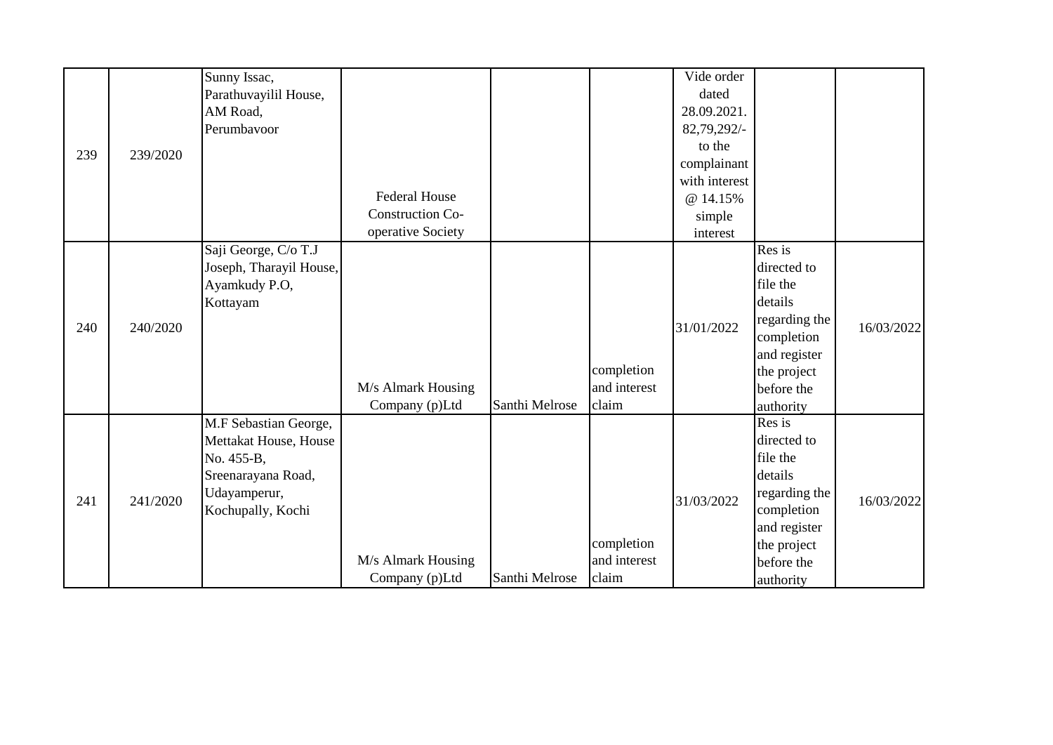| | | | | | | | | |
|---|---|---|---|---|---|---|---|---|
| 239 | 239/2020 | Sunny Issac, Parathuvayilil House, AM Road, Perumbavoor | Federal House Construction Co-operative Society | | | Vide order dated 28.09.2021. 82,79,292/- to the complainant with interest @ 14.15% simple interest | | |
| 240 | 240/2020 | Saji George, C/o T.J Joseph, Tharayil House, Ayamkudy P.O, Kottayam | M/s Almark Housing Company (p)Ltd | Santhi Melrose | completion and interest claim | 31/01/2022 | Res is directed to file the details regarding the completion and register the project before the authority | 16/03/2022 |
| 241 | 241/2020 | M.F Sebastian George, Mettakat House, House No. 455-B, Sreenarayana Road, Udayamperur, Kochupally, Kochi | M/s Almark Housing Company (p)Ltd | Santhi Melrose | completion and interest claim | 31/03/2022 | Res is directed to file the details regarding the completion and register the project before the authority | 16/03/2022 |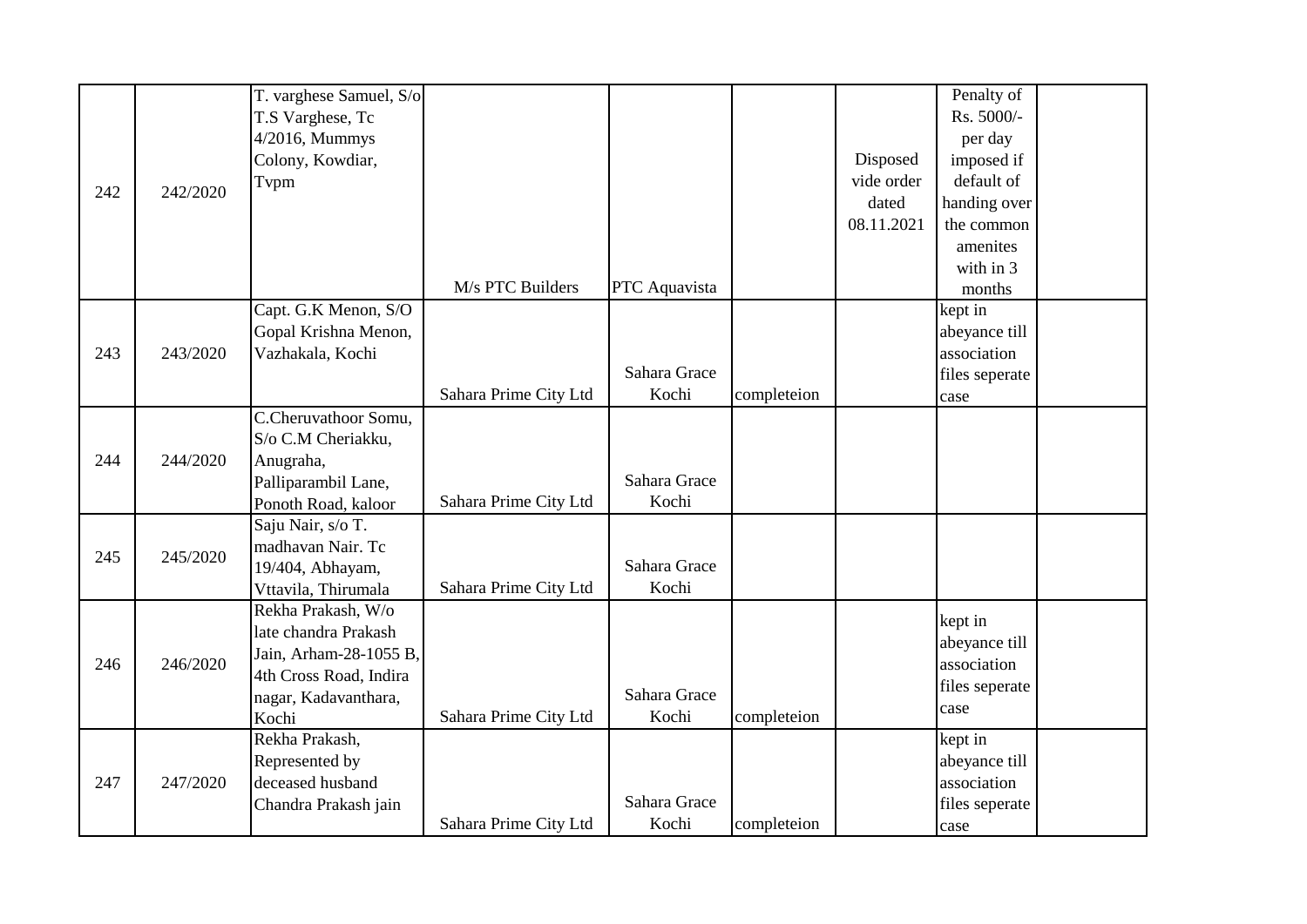| 242 | 242/2020 | T. varghese Samuel, S/o T.S Varghese, Tc 4/2016, Mummys Colony, Kowdiar, Tvpm | M/s PTC Builders | PTC Aquavista | | Disposed vide order dated 08.11.2021 | Penalty of Rs. 5000/- per day imposed if default of handing over the common amenites with in 3 months | |
|---|---|---|---|---|---|---|---|---|
| 243 | 243/2020 | Capt. G.K Menon, S/O Gopal Krishna Menon, Vazhakala, Kochi | Sahara Prime City Ltd | Sahara Grace Kochi | completeion | | kept in abeyance till association files seperate case | |
| 244 | 244/2020 | C.Cheruvathoor Somu, S/o C.M Cheriakku, Anugraha, Palliparambil Lane, Ponoth Road, kaloor | Sahara Prime City Ltd | Sahara Grace Kochi | | | | |
| 245 | 245/2020 | Saju Nair, s/o T. madhavan Nair. Tc 19/404, Abhayam, Vttavila, Thirumala | Sahara Prime City Ltd | Sahara Grace Kochi | | | | |
| 246 | 246/2020 | Rekha Prakash, W/o late chandra Prakash Jain, Arham-28-1055 B, 4th Cross Road, Indira nagar, Kadavanthara, Kochi | Sahara Prime City Ltd | Sahara Grace Kochi | completeion | | kept in abeyance till association files seperate case | |
| 247 | 247/2020 | Rekha Prakash, Represented by deceased husband Chandra Prakash jain | Sahara Prime City Ltd | Sahara Grace Kochi | completeion | | kept in abeyance till association files seperate case | |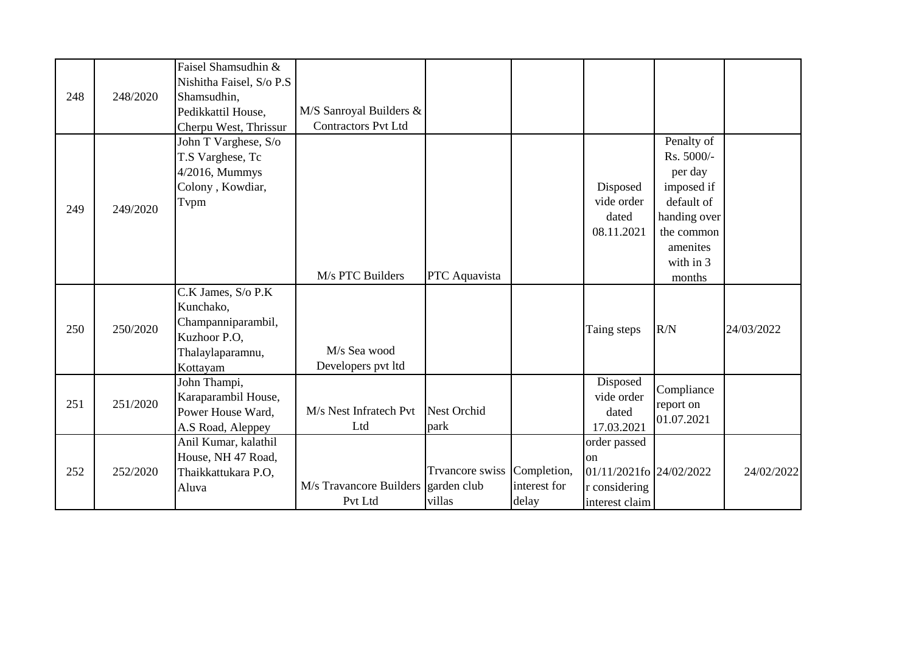| | | | | | | | | |
|---|---|---|---|---|---|---|---|---|
| 248 | 248/2020 | Faisel Shamsudhin & Nishitha Faisel, S/o P.S Shamsudhin, Pedikkattil House, Cherpu West, Thrissur | M/S Sanroyal Builders & Contractors Pvt Ltd | | | | | |
| 249 | 249/2020 | John T Varghese, S/o T.S Varghese, Tc 4/2016, Mummys Colony , Kowdiar, Tvpm | M/s PTC Builders | PTC Aquavista | | Disposed vide order dated 08.11.2021 | Penalty of Rs. 5000/- per day imposed if default of handing over the common amenites with in 3 months | |
| 250 | 250/2020 | C.K James, S/o P.K Kunchako, Champanniparambil, Kuzhoor P.O, Thalaylaparamnu, Kottayam | M/s Sea wood Developers pvt ltd | | | Taing steps | R/N | 24/03/2022 |
| 251 | 251/2020 | John Thampi, Karaparambil House, Power House Ward, A.S Road, Aleppey | M/s Nest Infratech Pvt Ltd | Nest Orchid park | | Disposed vide order dated 17.03.2021 | Compliance report on 01.07.2021 | |
| 252 | 252/2020 | Anil Kumar, kalathil House, NH 47 Road, Thaikkattukara P.O, Aluva | M/s Travancore Builders Pvt Ltd | Trvancore swiss garden club villas | Completion, interest for delay | order passed on 01/11/2021for considering interest claim | 24/02/2022 | 24/02/2022 |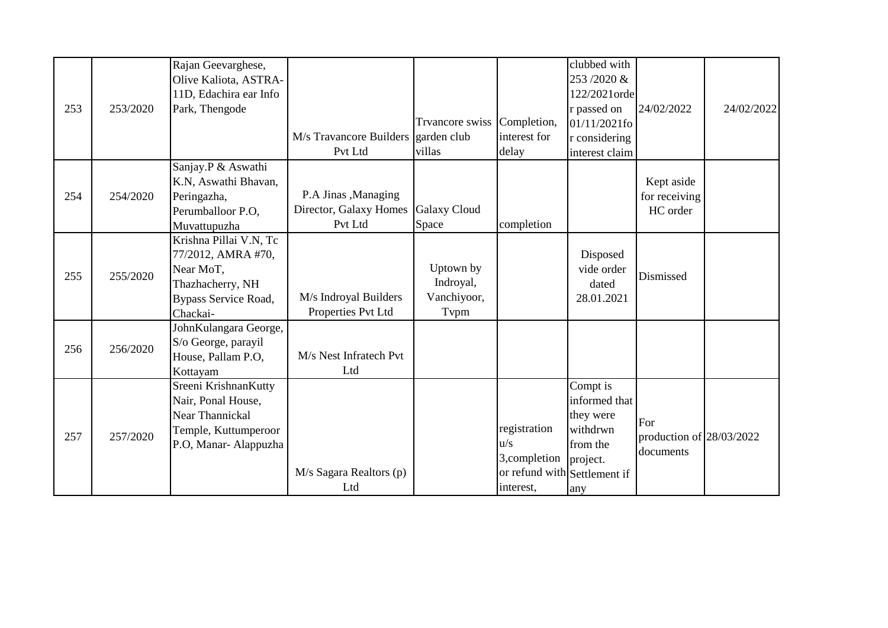| 253 | 253/2020 | Rajan Geevarghese, Olive Kaliota, ASTRA-11D, Edachira ear Info Park, Thengode | M/s Travancore Builders Pvt Ltd | Trvancore swiss garden club villas | Completion, interest for delay | clubbed with 253 /2020 & 122/2021order passed on 01/11/2021for considering interest claim | 24/02/2022 | 24/02/2022 |
|---|---|---|---|---|---|---|---|---|
| 254 | 254/2020 | Sanjay.P & Aswathi K.N, Aswathi Bhavan, Peringazha, Perumballoor P.O, Muvattupuzha | P.A Jinas ,Managing Director, Galaxy Homes Pvt Ltd | Galaxy Cloud Space | completion | | Kept aside for receiving HC order | |
| 255 | 255/2020 | Krishna Pillai V.N, Tc 77/2012, AMRA #70, Near MoT, Thazhacherry, NH Bypass Service Road, Chackai- | M/s Indroyal Builders Properties Pvt Ltd | Uptown by Indroyal, Vanchiyoor, Tvpm | | Disposed vide order dated 28.01.2021 | Dismissed | |
| 256 | 256/2020 | JohnKulangara George, S/o George, parayil House, Pallam P.O, Kottayam | M/s Nest Infratech Pvt Ltd | | | | | |
| 257 | 257/2020 | Sreeni KrishnanKutty Nair, Ponal House, Near Thannickal Temple, Kuttumperoor P.O, Manar- Alappuzha | M/s Sagara Realtors (p) Ltd | | registration u/s 3,completion or refund with interest, | Compt is informed that they were withdrwn from the project. Settlement if any | For production of documents | 28/03/2022 |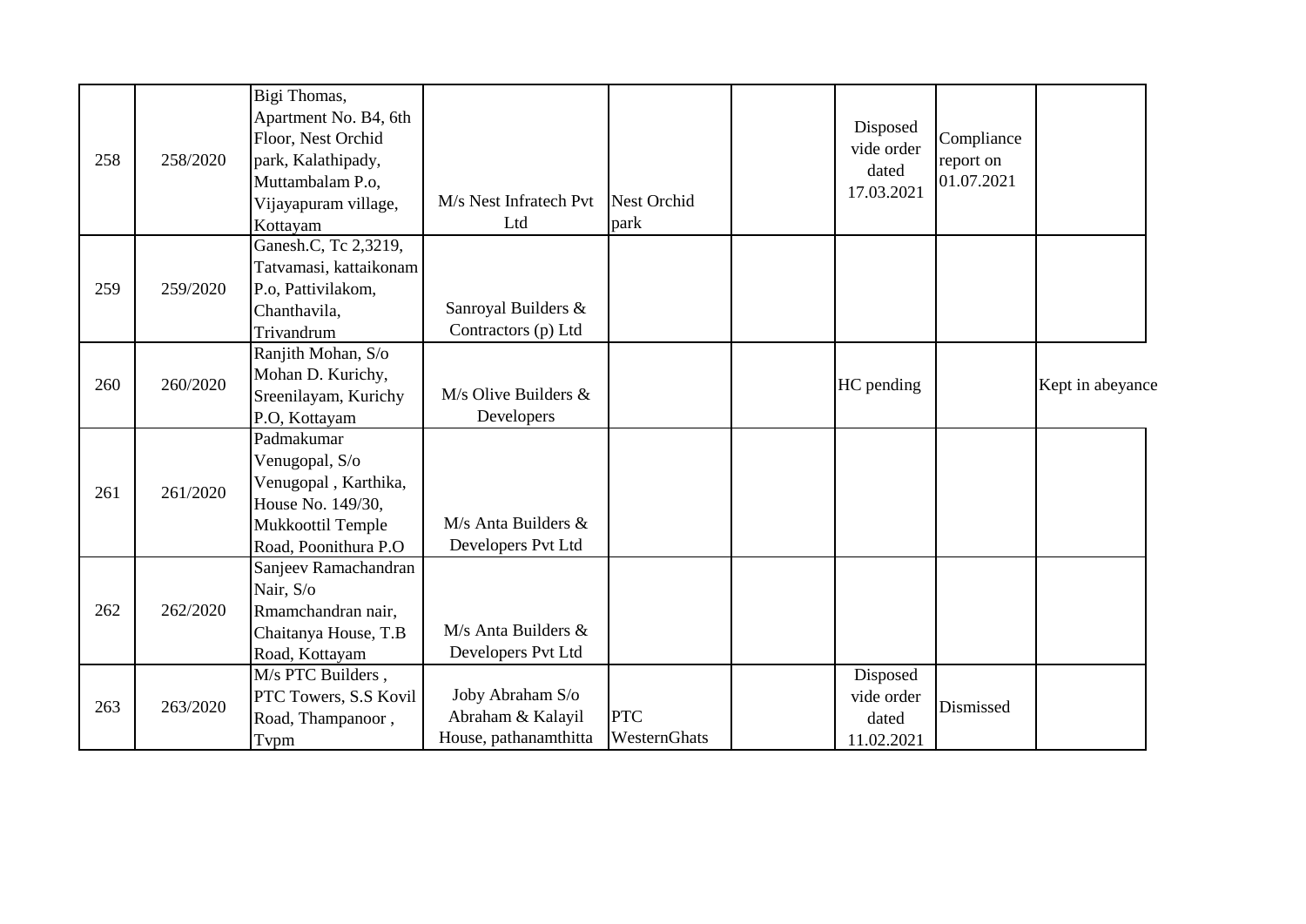| | | | | | | | | |
|---|---|---|---|---|---|---|---|---|
| 258 | 258/2020 | Bigi Thomas, Apartment No. B4, 6th Floor, Nest Orchid park, Kalathipady, Muttambalam P.o, Vijayapuram village, Kottayam | M/s Nest Infratech Pvt Ltd | Nest Orchid park | | Disposed vide order dated 17.03.2021 | Compliance report on 01.07.2021 | |
| 259 | 259/2020 | Ganesh.C, Tc 2,3219, Tatvamasi, kattaikonam P.o, Pattivilakom, Chanthavila, Trivandrum | Sanroyal Builders & Contractors (p) Ltd | | | | | |
| 260 | 260/2020 | Ranjith Mohan, S/o Mohan D. Kurichy, Sreenilayam, Kurichy P.O, Kottayam | M/s Olive Builders & Developers | | | HC pending | | Kept in abeyance |
| 261 | 261/2020 | Padmakumar Venugopal, S/o Venugopal , Karthika, House No. 149/30, Mukkoottil Temple Road, Poonithura P.O | M/s Anta Builders & Developers Pvt Ltd | | | | | |
| 262 | 262/2020 | Sanjeev Ramachandran Nair, S/o Rmamchandran nair, Chaitanya House, T.B Road, Kottayam | M/s Anta Builders & Developers Pvt Ltd | | | | | |
| 263 | 263/2020 | M/s PTC Builders , PTC Towers, S.S Kovil Road, Thampanoor , Tvpm | Joby Abraham S/o Abraham & Kalayil House, pathanamthitta | PTC WesternGhats | | Disposed vide order dated 11.02.2021 | Dismissed | |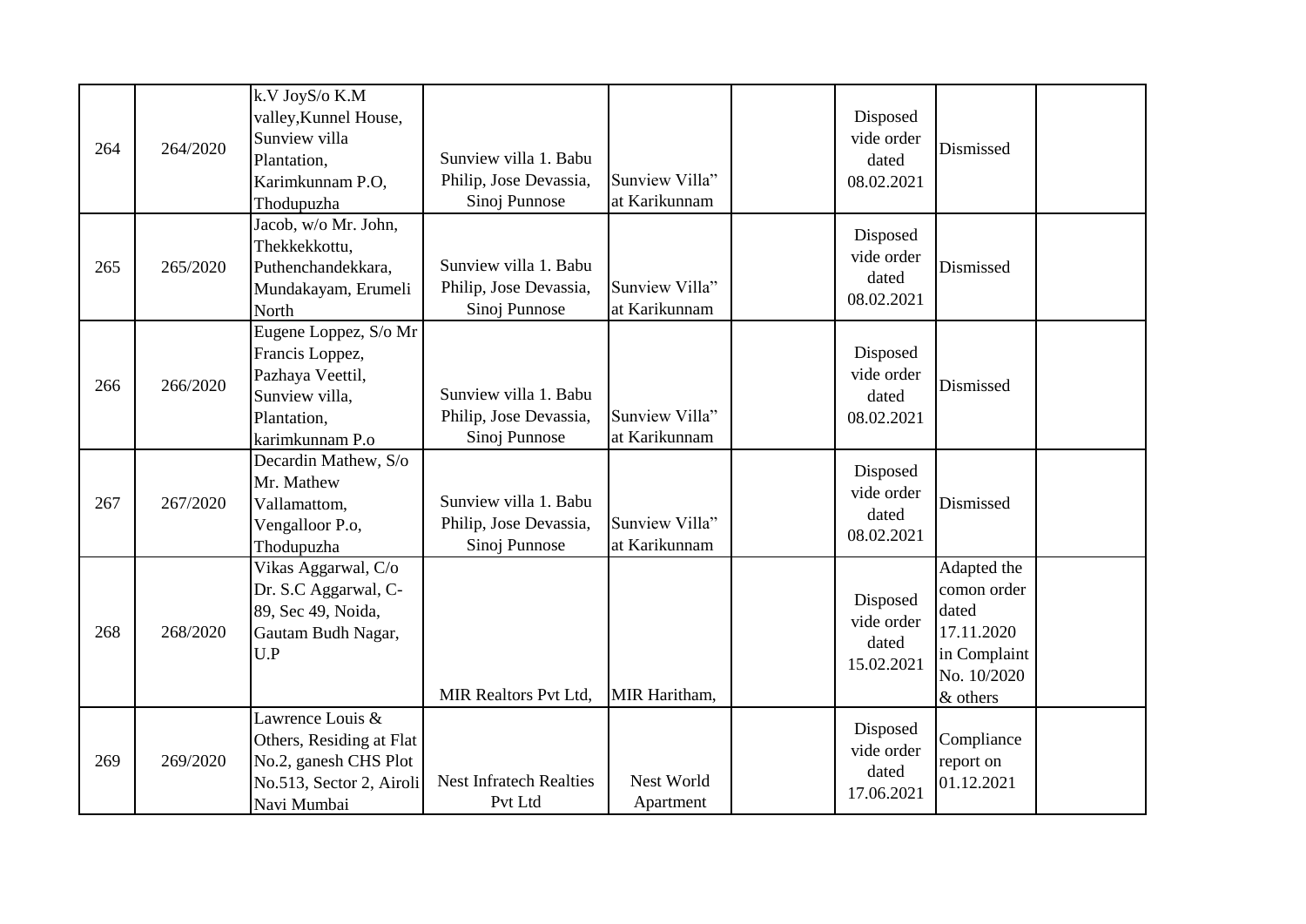| | | | | | | | | |
|---|---|---|---|---|---|---|---|---|
| 264 | 264/2020 | k.V JoyS/o K.M valley,Kunnel House, Sunview villa Plantation, Karimkunnam P.O, Thodupuzha | Sunview villa 1. Babu Philip, Jose Devassia, Sinoj Punnose | Sunview Villa" at Karikunnam | | Disposed vide order dated 08.02.2021 | Dismissed | |
| 265 | 265/2020 | Jacob, w/o Mr. John, Thekkekkottu, Puthenchandekkara, Mundakayam, Erumeli North | Sunview villa 1. Babu Philip, Jose Devassia, Sinoj Punnose | Sunview Villa" at Karikunnam | | Disposed vide order dated 08.02.2021 | Dismissed | |
| 266 | 266/2020 | Eugene Loppez, S/o Mr Francis Loppez, Pazhaya Veettil, Sunview villa, Plantation, karimkunnam P.o | Sunview villa 1. Babu Philip, Jose Devassia, Sinoj Punnose | Sunview Villa" at Karikunnam | | Disposed vide order dated 08.02.2021 | Dismissed | |
| 267 | 267/2020 | Decardin Mathew, S/o Mr. Mathew Vallamattom, Vengalloor P.o, Thodupuzha | Sunview villa 1. Babu Philip, Jose Devassia, Sinoj Punnose | Sunview Villa" at Karikunnam | | Disposed vide order dated 08.02.2021 | Dismissed | |
| 268 | 268/2020 | Vikas Aggarwal, C/o Dr. S.C Aggarwal, C-89, Sec 49, Noida, Gautam Budh Nagar, U.P | MIR Realtors Pvt Ltd, | MIR Haritham, | | Disposed vide order dated 15.02.2021 | Adapted the comon order dated 17.11.2020 in Complaint No. 10/2020 & others | |
| 269 | 269/2020 | Lawrence Louis & Others, Residing at Flat No.2, ganesh CHS Plot No.513, Sector 2, Airoli Navi Mumbai | Nest Infratech Realties Pvt Ltd | Nest World Apartment | | Disposed vide order dated 17.06.2021 | Compliance report on 01.12.2021 | |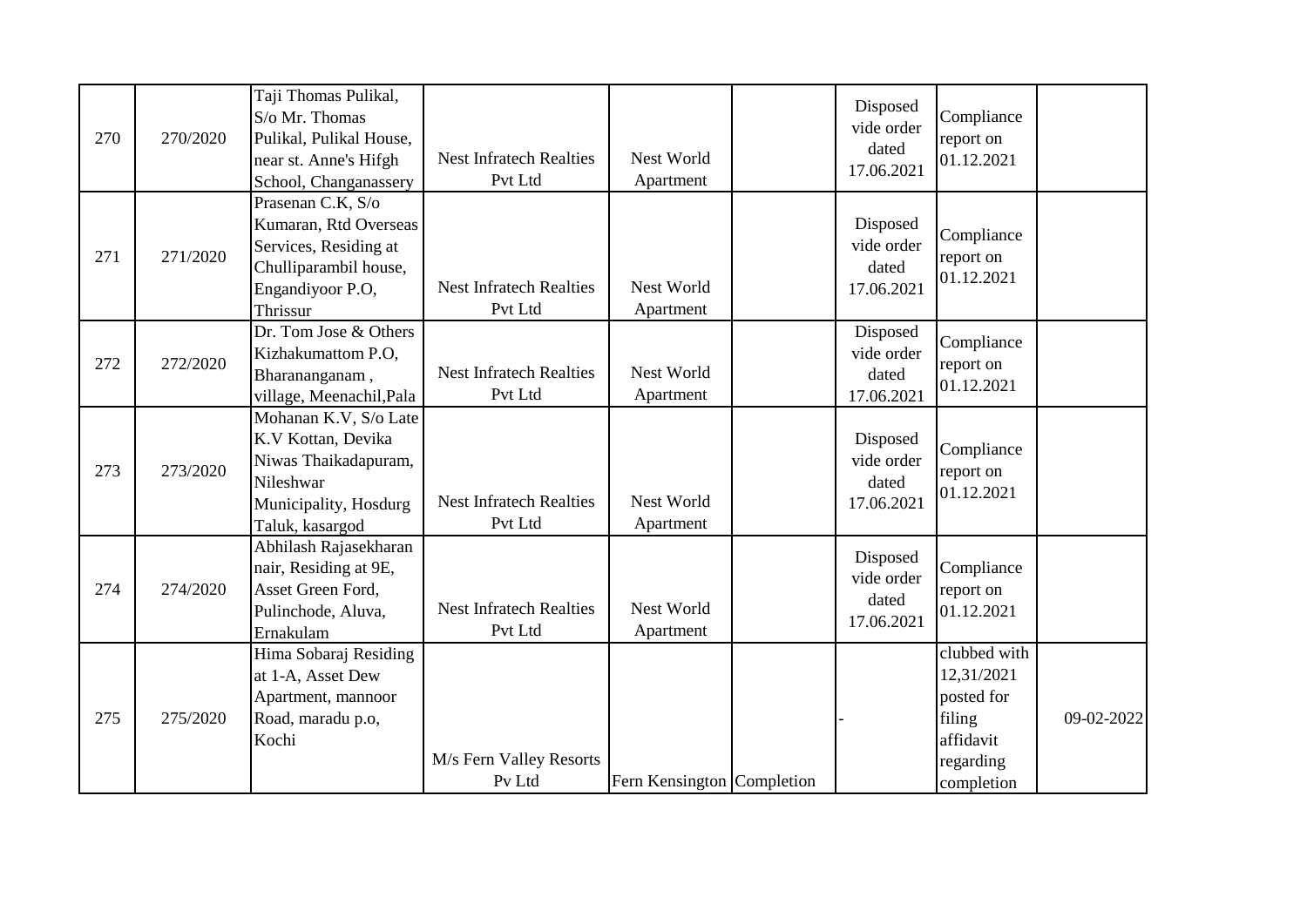| 270 | 270/2020 | Taji Thomas Pulikal, S/o Mr. Thomas Pulikal, Pulikal House, near st. Anne's Hifgh School, Changanassery | Nest Infratech Realties Pvt Ltd | Nest World Apartment | | Disposed vide order dated 17.06.2021 | Compliance report on 01.12.2021 | |
|---|---|---|---|---|---|---|---|---|
| 271 | 271/2020 | Prasenan C.K, S/o Kumaran, Rtd Overseas Services, Residing at Chulliparambil house, Engandiyoor P.O, Thrissur | Nest Infratech Realties Pvt Ltd | Nest World Apartment | | Disposed vide order dated 17.06.2021 | Compliance report on 01.12.2021 | |
| 272 | 272/2020 | Dr. Tom Jose & Others Kizhakumattom P.O, Bharananganam , village, Meenachil,Pala | Nest Infratech Realties Pvt Ltd | Nest World Apartment | | Disposed vide order dated 17.06.2021 | Compliance report on 01.12.2021 | |
| 273 | 273/2020 | Mohanan K.V, S/o Late K.V Kottan, Devika Niwas Thaikadapuram, Nileshwar Municipality, Hosdurg Taluk, kasargod | Nest Infratech Realties Pvt Ltd | Nest World Apartment | | Disposed vide order dated 17.06.2021 | Compliance report on 01.12.2021 | |
| 274 | 274/2020 | Abhilash Rajasekharan nair, Residing at 9E, Asset Green Ford, Pulinchode, Aluva, Ernakulam | Nest Infratech Realties Pvt Ltd | Nest World Apartment | | Disposed vide order dated 17.06.2021 | Compliance report on 01.12.2021 | |
| 275 | 275/2020 | Hima Sobaraj Residing at 1-A, Asset Dew Apartment, mannoor Road, maradu p.o, Kochi | M/s Fern Valley Resorts Pv Ltd | Fern Kensington | Completion | - | clubbed with 12,31/2021 posted for filing affidavit regarding completion | 09-02-2022 |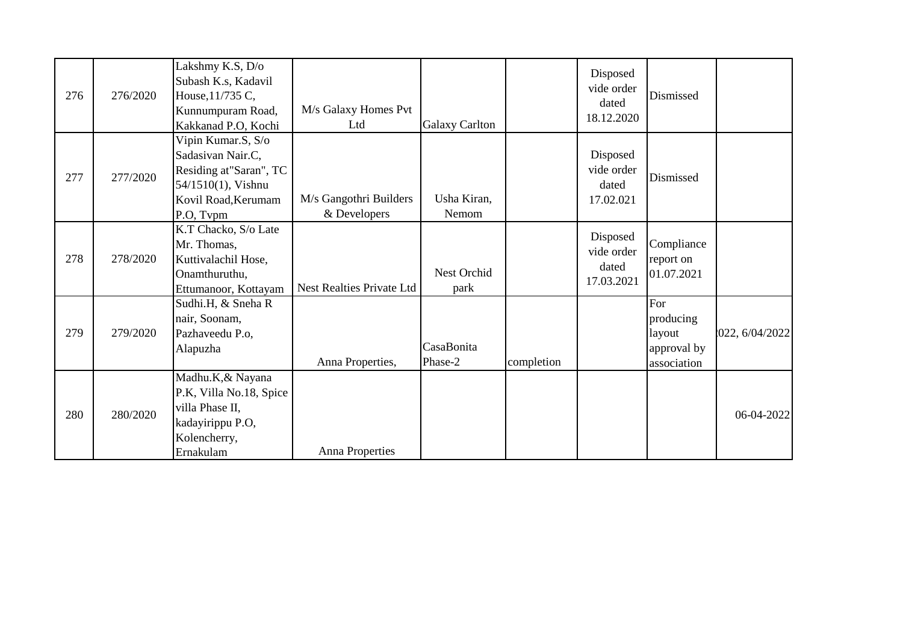| | | | | | | | | |
|---|---|---|---|---|---|---|---|---|
| 276 | 276/2020 | Lakshmy K.S, D/o Subash K.s, Kadavil House,11/735 C, Kunnumpuram Road, Kakkanad P.O, Kochi | M/s Galaxy Homes Pvt Ltd | Galaxy Carlton | | Disposed vide order dated 18.12.2020 | Dismissed | |
| 277 | 277/2020 | Vipin Kumar.S, S/o Sadasivan Nair.C, Residing at"Saran", TC 54/1510(1), Vishnu Kovil Road,Kerumam P.O, Tvpm | M/s Gangothri Builders & Developers | Usha Kiran, Nemom | | Disposed vide order dated 17.02.021 | Dismissed | |
| 278 | 278/2020 | K.T Chacko, S/o Late Mr. Thomas, Kuttivalachil Hose, Onamthuruthu, Ettumanoor, Kottayam | Nest Realties Private Ltd | Nest Orchid park | | Disposed vide order dated 17.03.2021 | Compliance report on 01.07.2021 | |
| 279 | 279/2020 | Sudhi.H, & Sneha R nair, Soonam, Pazhaveedu P.o, Alapuzha | Anna Properties, | CasaBonita Phase-2 | completion | | For producing layout approval by association | 022, 6/04/2022 |
| 280 | 280/2020 | Madhu.K,& Nayana P.K, Villa No.18, Spice villa Phase II, kadayirippu P.O, Kolencherry, Ernakulam | Anna Properties | | | | | 06-04-2022 |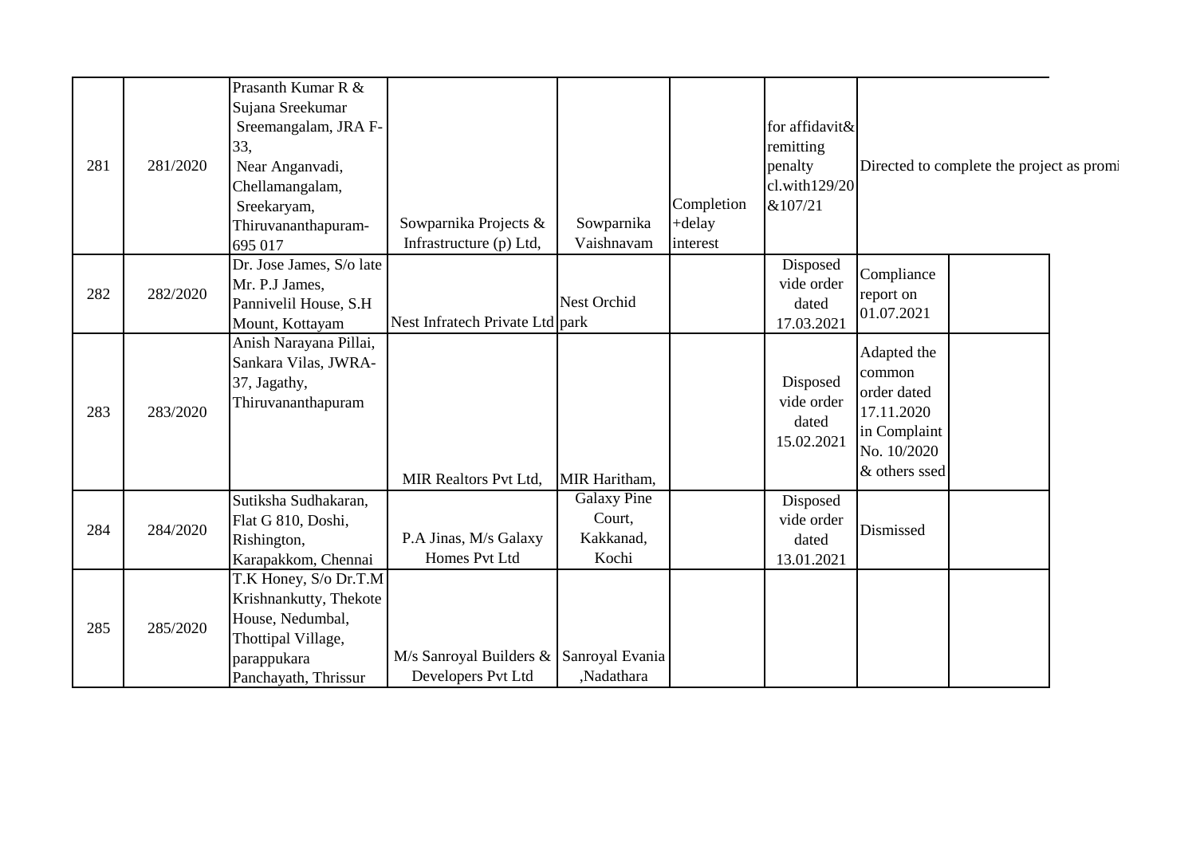| | | | | | | | | |
|---|---|---|---|---|---|---|---|---|
| 281 | 281/2020 | Prasanth Kumar R & Sujana Sreekumar Sreemangalam, JRA F-33, Near Anganvadi, Chellamangalam, Sreekaryam, Thiruvananthapuram-695 017 | Sowparnika Projects & Infrastructure (p) Ltd, | Sowparnika Vaishnavam | Completion +delay interest | for affidavit& remitting penalty cl.with129/20 &107/21 | Directed to complete the project as promi | |
| 282 | 282/2020 | Dr. Jose James, S/o late Mr. P.J James, Pannivelil House, S.H Mount, Kottayam | Nest Infratech Private Ltd | Nest Orchid park | | Disposed vide order dated 17.03.2021 | Compliance report on 01.07.2021 | |
| 283 | 283/2020 | Anish Narayana Pillai, Sankara Vilas, JWRA-37, Jagathy, Thiruvananthapuram | MIR Realtors Pvt Ltd, | MIR Haritham, | | Disposed vide order dated 15.02.2021 | Adapted the common order dated 17.11.2020 in Complaint No. 10/2020 & others ssed | |
| 284 | 284/2020 | Sutiksha Sudhakaran, Flat G 810, Doshi, Rishington, Karapakkom, Chennai | P.A Jinas, M/s Galaxy Homes Pvt Ltd | Galaxy Pine Court, Kakkanad, Kochi | | Disposed vide order dated 13.01.2021 | Dismissed | |
| 285 | 285/2020 | T.K Honey, S/o Dr.T.M Krishnankutty, Thekote House, Nedumbal, Thottipal Village, parappukara Panchayath, Thrissur | M/s Sanroyal Builders & Developers Pvt Ltd | Sanroyal Evania ,Nadathara | | | | |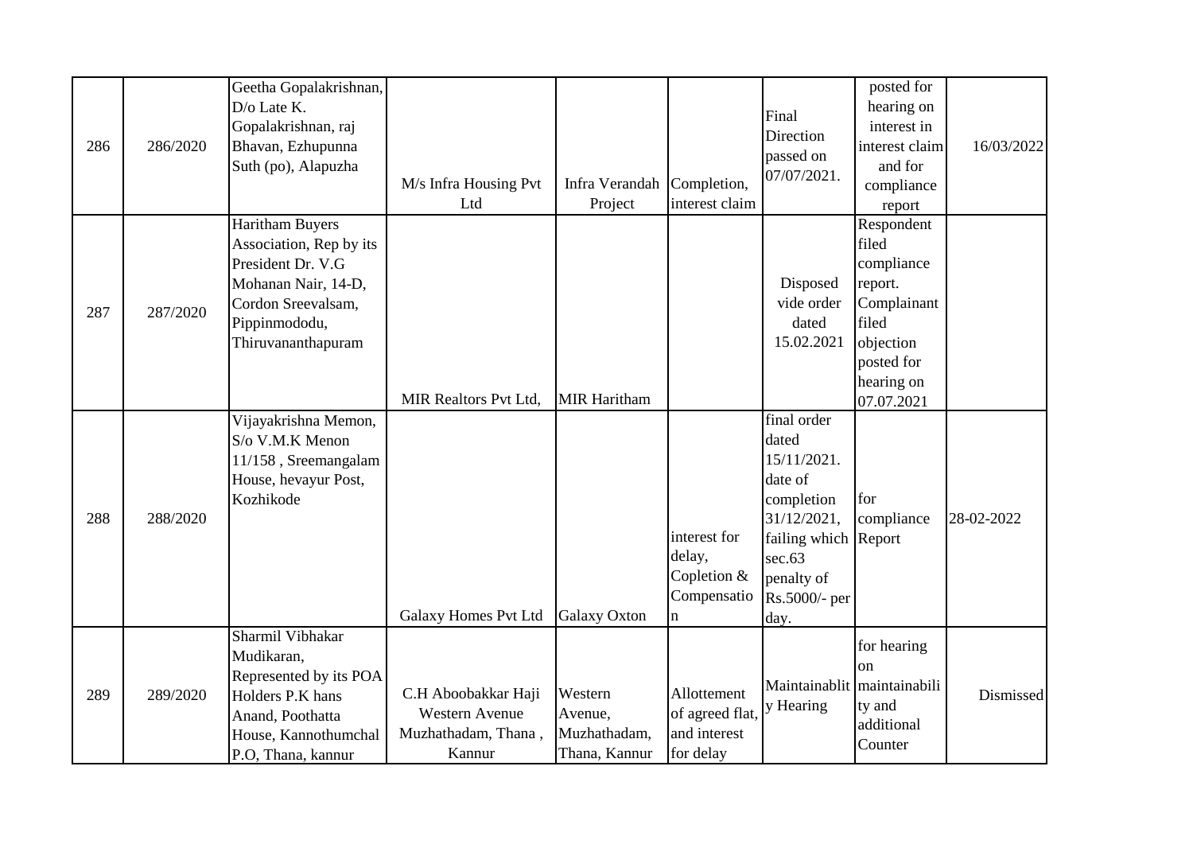| 286 | 286/2020 | Geetha Gopalakrishnan, D/o Late K. Gopalakrishnan, raj Bhavan, Ezhupunna Suth (po), Alapuzha | M/s Infra Housing Pvt Ltd | Infra Verandah Project | Completion, interest claim | Final Direction passed on 07/07/2021. | posted for hearing on interest in interest claim and for compliance report | 16/03/2022 |
|---|---|---|---|---|---|---|---|---|
| 287 | 287/2020 | Haritham Buyers Association, Rep by its President Dr. V.G Mohanan Nair, 14-D, Cordon Sreevalsam, Pippinmododu, Thiruvananthapuram | MIR Realtors Pvt Ltd, | MIR Haritham | | Disposed vide order dated 15.02.2021 | Respondent filed compliance report. Complainant filed objection posted for hearing on 07.07.2021 | |
| 288 | 288/2020 | Vijayakrishna Memon, S/o V.M.K Menon 11/158 , Sreemangalam House, hevayur Post, Kozhikode | Galaxy Homes Pvt Ltd | Galaxy Oxton | interest for delay, Copletion & Compensation | final order dated 15/11/2021. date of completion 31/12/2021, failing which sec.63 penalty of Rs.5000/- per day. | for compliance Report | 28-02-2022 |
| 289 | 289/2020 | Sharmil Vibhakar Mudikaran, Represented by its POA Holders P.K hans Anand, Poothatta House, Kannothumchal P.O, Thana, kannur | C.H Aboobakkar Haji Western Avenue Muzhathadam, Thana , Kannur | Western Avenue, Muzhathadam, Thana, Kannur | Allottement of agreed flat, and interest for delay | Maintainablity Hearing | for hearing on maintainability and additional Counter | Dismissed |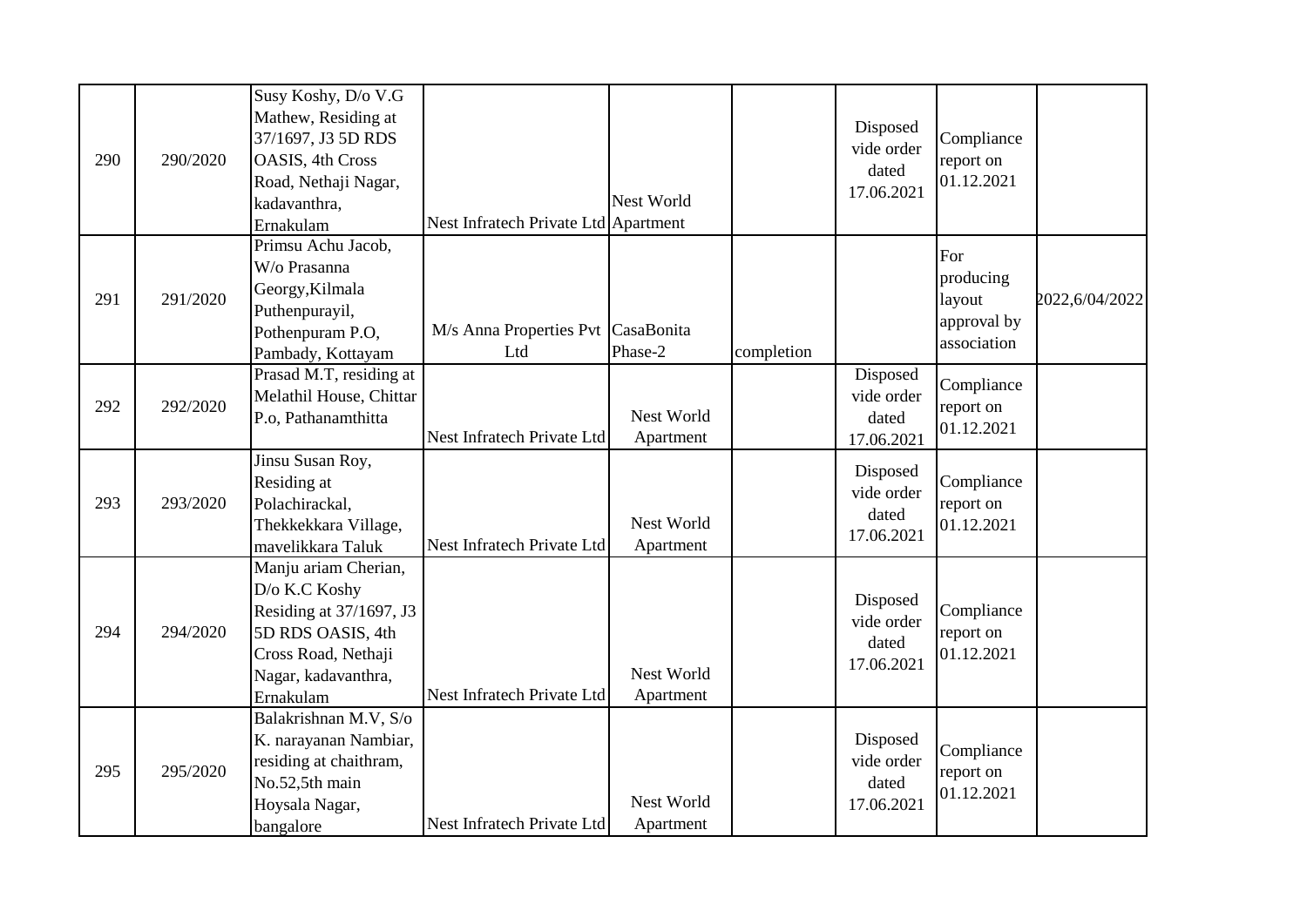| 290 | 290/2020 | Susy Koshy, D/o V.G Mathew, Residing at 37/1697, J3 5D RDS OASIS, 4th Cross Road, Nethaji Nagar, kadavanthra, Ernakulam | Nest Infratech Private Ltd | Nest World Apartment | | Disposed vide order dated 17.06.2021 | Compliance report on 01.12.2021 | |
|---|---|---|---|---|---|---|---|---|
| 291 | 291/2020 | Primsu Achu Jacob, W/o Prasanna Georgy,Kilmala Puthenpurayil, Pothenpuram P.O, Pambady, Kottayam | M/s Anna Properties Pvt Ltd | CasaBonita Phase-2 | completion | | For producing layout approval by association | 2022,6/04/2022 |
| 292 | 292/2020 | Prasad M.T, residing at Melathil House, Chittar P.o, Pathanamthitta | Nest Infratech Private Ltd | Nest World Apartment | | Disposed vide order dated 17.06.2021 | Compliance report on 01.12.2021 | |
| 293 | 293/2020 | Jinsu Susan Roy, Residing at Polachirackal, Thekkekkara Village, mavelikkara Taluk | Nest Infratech Private Ltd | Nest World Apartment | | Disposed vide order dated 17.06.2021 | Compliance report on 01.12.2021 | |
| 294 | 294/2020 | Manju ariam Cherian, D/o K.C Koshy Residing at 37/1697, J3 5D RDS OASIS, 4th Cross Road, Nethaji Nagar, kadavanthra, Ernakulam | Nest Infratech Private Ltd | Nest World Apartment | | Disposed vide order dated 17.06.2021 | Compliance report on 01.12.2021 | |
| 295 | 295/2020 | Balakrishnan M.V, S/o K. narayanan Nambiar, residing at chaithram, No.52,5th main Hoysala Nagar, bangalore | Nest Infratech Private Ltd | Nest World Apartment | | Disposed vide order dated 17.06.2021 | Compliance report on 01.12.2021 | |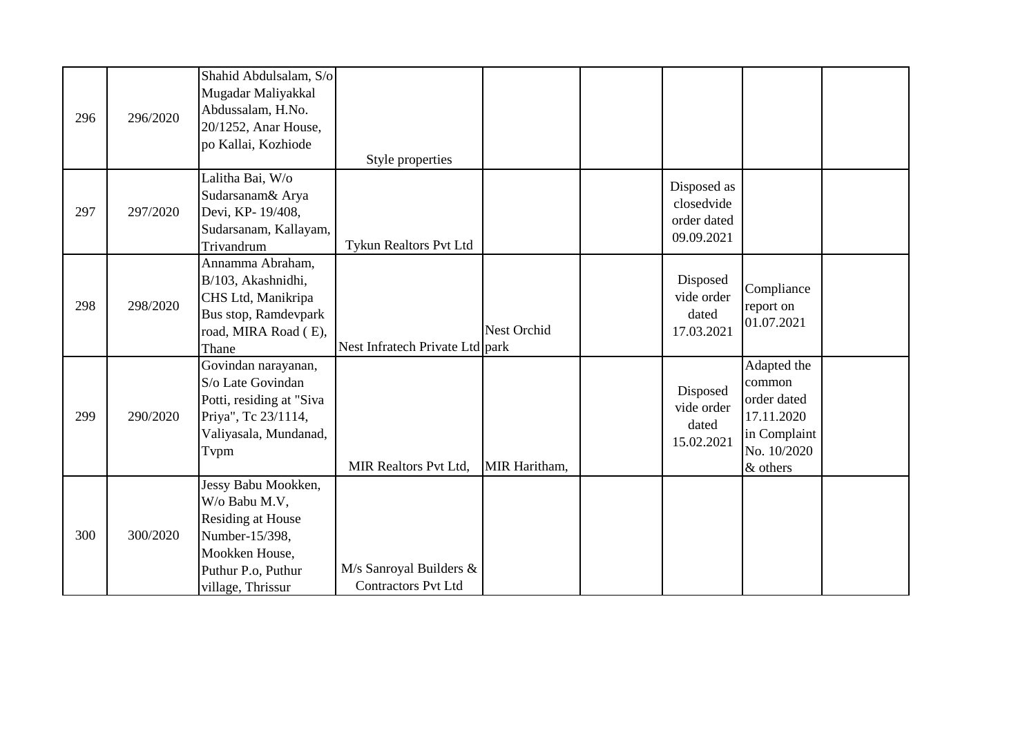| | | | | | | | | |
|---|---|---|---|---|---|---|---|---|
| 296 | 296/2020 | Shahid Abdulsalam, S/o Mugadar Maliyakkal Abdussalam, H.No. 20/1252, Anar House, po Kallai, Kozhiode | Style properties | | | | | |
| 297 | 297/2020 | Lalitha Bai, W/o Sudarsanam& Arya Devi, KP- 19/408, Sudarsanam, Kallayam, Trivandrum | Tykun Realtors Pvt Ltd | | | Disposed as closedvide order dated 09.09.2021 | | |
| 298 | 298/2020 | Annamma Abraham, B/103, Akashnidhi, CHS Ltd, Manikripa Bus stop, Ramdevpark road, MIRA Road ( E), Thane | Nest Infratech Private Ltd | Nest Orchid park | | Disposed vide order dated 17.03.2021 | Compliance report on 01.07.2021 | |
| 299 | 290/2020 | Govindan narayanan, S/o Late Govindan Potti, residing at "Siva Priya", Tc 23/1114, Valiyasala, Mundanad, Tvpm | MIR Realtors Pvt Ltd, | MIR Haritham, | | Disposed vide order dated 15.02.2021 | Adapted the common order dated 17.11.2020 in Complaint No. 10/2020 & others | |
| 300 | 300/2020 | Jessy Babu Mookken, W/o Babu M.V, Residing at House Number-15/398, Mookken House, Puthur P.o, Puthur village, Thrissur | M/s Sanroyal Builders & Contractors Pvt Ltd | | | | | |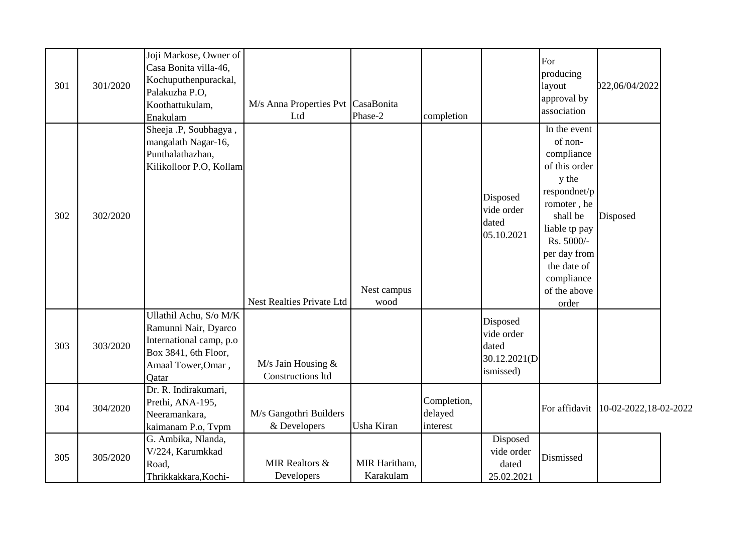| 301 | 301/2020 | Joji Markose, Owner of Casa Bonita villa-46, Kochuputhenpurackal, Palakuzha P.O, Koothattukulam, Enakulam | M/s Anna Properties Pvt Ltd | CasaBonita Phase-2 | completion | | For producing layout approval by association | )22,06/04/2022 |
|---|---|---|---|---|---|---|---|---|
| 302 | 302/2020 | Sheeja .P, Soubhagya , mangalath Nagar-16, Punthalathazhan, Kilikolloor P.O, Kollam | Nest Realties Private Ltd | Nest campus wood | | Disposed vide order dated 05.10.2021 | In the event of non-compliance of this order y the respondnet/promoter , he shall be liable tp pay Rs. 5000/- per day from the date of compliance of the above order | Disposed |
| 303 | 303/2020 | Ullathil Achu, S/o M/K Ramunni Nair, Dyarco International camp, p.o Box 3841, 6th Floor, Amaal Tower,Omar , Qatar | M/s Jain Housing & Constructions ltd | | | Disposed vide order dated 30.12.2021(Dismissed) | | |
| 304 | 304/2020 | Dr. R. Indirakumari, Prethi, ANA-195, Neeramankara, kaimanam P.o, Tvpm | M/s Gangothri Builders & Developers | Usha Kiran | Completion, delayed interest | | For affidavit | 10-02-2022,18-02-2022 |
| 305 | 305/2020 | G. Ambika, Nlanda, V/224, Karumkkad Road, Thrikkakkara,Kochi- | MIR Realtors & Developers | MIR Haritham, Karakulam | | Disposed vide order dated 25.02.2021 | Dismissed | |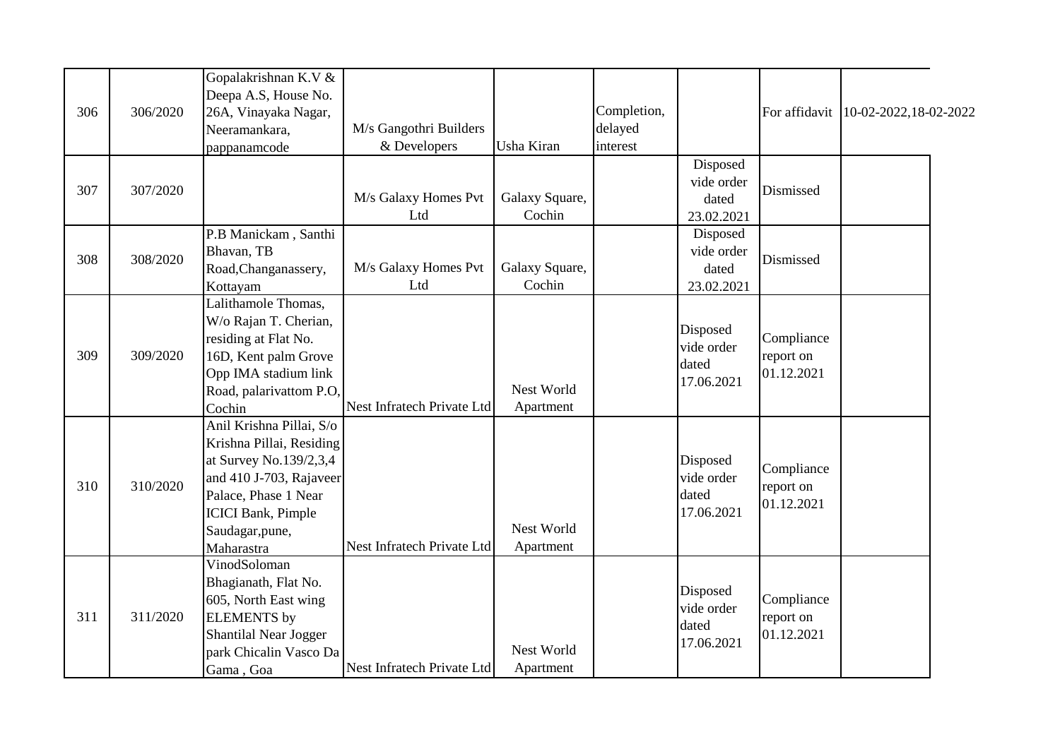| 306 | 306/2020 | Gopalakrishnan K.V & Deepa A.S, House No. 26A, Vinayaka Nagar, Neeramankara, pappanamcode | M/s Gangothri Builders & Developers | Usha Kiran | Completion, delayed interest | | For affidavit | 10-02-2022,18-02-2022 |
|---|---|---|---|---|---|---|---|---|
| 307 | 307/2020 | | M/s Galaxy Homes Pvt Ltd | Galaxy Square, Cochin | | Disposed vide order dated 23.02.2021 | Dismissed | |
| 308 | 308/2020 | P.B Manickam , Santhi Bhavan, TB Road,Changanassery, Kottayam | M/s Galaxy Homes Pvt Ltd | Galaxy Square, Cochin | | Disposed vide order dated 23.02.2021 | Dismissed | |
| 309 | 309/2020 | Lalithamole Thomas, W/o Rajan T. Cherian, residing at Flat No. 16D, Kent palm Grove Opp IMA stadium link Road, palarivattom P.O, Cochin | Nest Infratech Private Ltd | Nest World Apartment | | Disposed vide order dated 17.06.2021 | Compliance report on 01.12.2021 | |
| 310 | 310/2020 | Anil Krishna Pillai, S/o Krishna Pillai, Residing at Survey No.139/2,3,4 and 410 J-703, Rajaveer Palace, Phase 1 Near ICICI Bank, Pimple Saudagar,pune, Maharastra | Nest Infratech Private Ltd | Nest World Apartment | | Disposed vide order dated 17.06.2021 | Compliance report on 01.12.2021 | |
| 311 | 311/2020 | VinodSoloman Bhagianath, Flat No. 605, North East wing ELEMENTS by Shantilal Near Jogger park Chicalin Vasco Da Gama , Goa | Nest Infratech Private Ltd | Nest World Apartment | | Disposed vide order dated 17.06.2021 | Compliance report on 01.12.2021 | |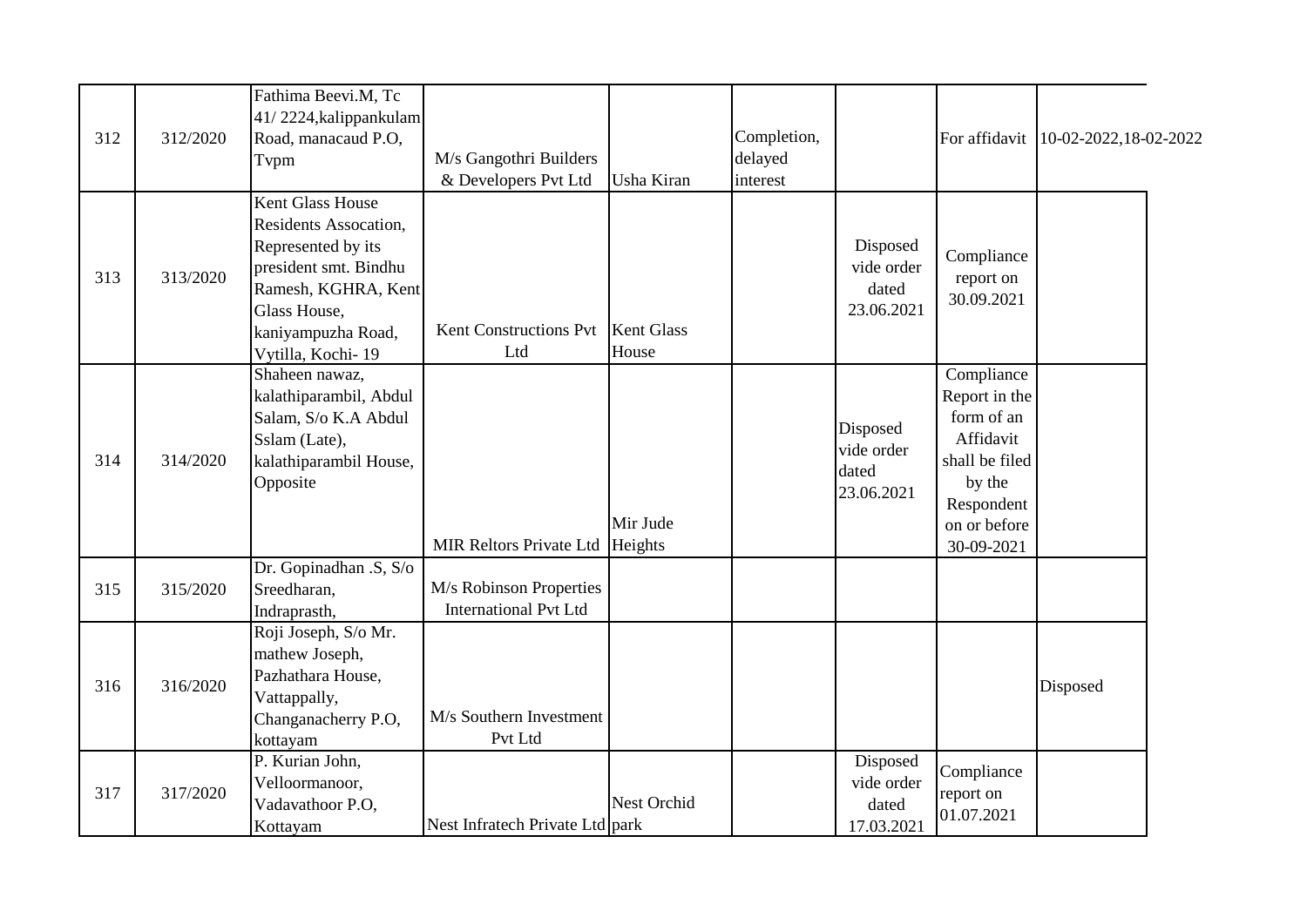| | | | | | | | | |
|---|---|---|---|---|---|---|---|---|
| 312 | 312/2020 | Fathima Beevi.M, Tc 41/ 2224,kalippankulam Road, manacaud P.O, Tvpm | M/s Gangothri Builders & Developers Pvt Ltd | Usha Kiran | Completion, delayed interest | | For affidavit | 10-02-2022,18-02-2022 |
| 313 | 313/2020 | Kent Glass House Residents Assocation, Represented by its president smt. Bindhu Ramesh, KGHRA, Kent Glass House, kaniyampuzha Road, Vytilla, Kochi- 19 | Kent Constructions Pvt Ltd | Kent Glass House | | Disposed vide order dated 23.06.2021 | Compliance report on 30.09.2021 | |
| 314 | 314/2020 | Shaheen nawaz, kalathiparambil, Abdul Salam, S/o K.A Abdul Sslam (Late), kalathiparambil House, Opposite | MIR Reltors Private Ltd | Mir Jude Heights | | Disposed vide order dated 23.06.2021 | Compliance Report in the form of an Affidavit shall be filed by the Respondent on or before 30-09-2021 | |
| 315 | 315/2020 | Dr. Gopinadhan .S, S/o Sreedharan, Indraprasth, | M/s Robinson Properties International Pvt Ltd | | | | | |
| 316 | 316/2020 | Roji Joseph, S/o Mr. mathew Joseph, Pazhathara House, Vattappally, Changanacherry P.O, kottayam | M/s Southern Investment Pvt Ltd | | | | | Disposed |
| 317 | 317/2020 | P. Kurian John, Velloormanoor, Vadavathoor P.O, Kottayam | Nest Infratech Private Ltd | Nest Orchid park | | Disposed vide order dated 17.03.2021 | Compliance report on 01.07.2021 | |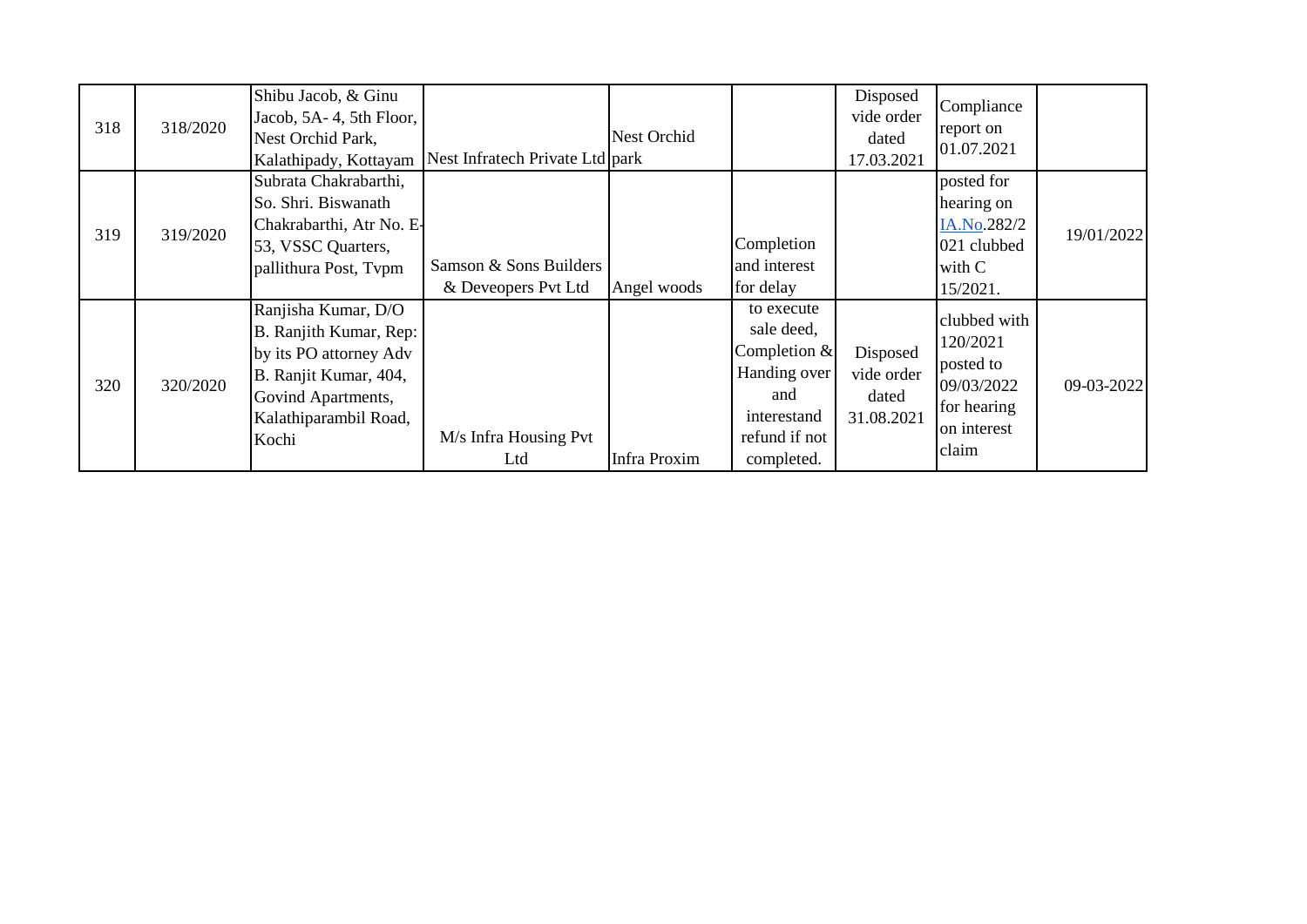| | | | | | | | | |
|---|---|---|---|---|---|---|---|---|
| 318 | 318/2020 | Shibu Jacob, & Ginu Jacob, 5A- 4, 5th Floor, Nest Orchid Park, Kalathipady, Kottayam | Nest Infratech Private Ltd | Nest Orchid park | | Disposed vide order dated 17.03.2021 | Compliance report on 01.07.2021 | |
| 319 | 319/2020 | Subrata Chakrabarthi, So. Shri. Biswanath Chakrabarthi, Atr No. E-53, VSSC Quarters, pallithura Post, Tvpm | Samson & Sons Builders & Deveopers Pvt Ltd | Angel woods | Completion and interest for delay | | posted for hearing on IA.No.282/2021 clubbed with C 15/2021. | 19/01/2022 |
| 320 | 320/2020 | Ranjisha Kumar, D/O B. Ranjith Kumar, Rep: by its PO attorney Adv B. Ranjit Kumar, 404, Govind Apartments, Kalathiparambil Road, Kochi | M/s Infra Housing Pvt Ltd | Infra Proxim | to execute sale deed, Completion & Handing over and interestand refund if not completed. | Disposed vide order dated 31.08.2021 | clubbed with 120/2021 posted to 09/03/2022 for hearing on interest claim | 09-03-2022 |